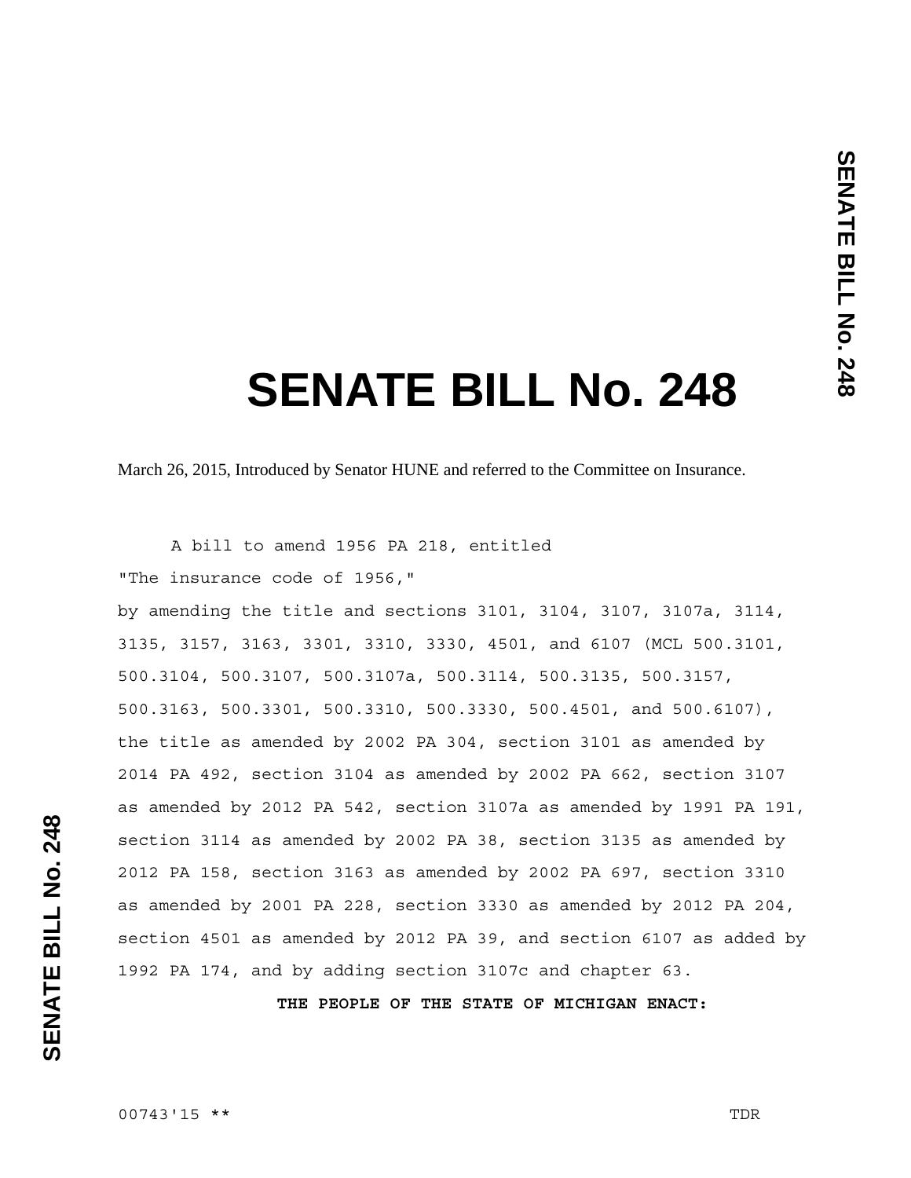# SENATE BILL No. 248

March 26, 2015, Introduced by Senator HUNE and referred to the Committee on Insurance.

A bill to amend 1956 PA 218, entitled

"The insurance code of 1956,"

by amending the title and sections 3101, 3104, 3107, 3107a, 3114, 3135, 3157, 3163, 3301, 3310, 3330, 4501, and 6107 (MCL 500.3101, 500.3104, 500.3107, 500.3107a, 500.3114, 500.3135, 500.3157, 500.3163, 500.3301, 500.3310, 500.3330, 500.4501, and 500.6107), the title as amended by 2002 PA 304, section 3101 as amended by 2014 PA 492, section 3104 as amended by 2002 PA 662, section 3107 as amended by 2012 PA 542, section 3107a as amended by 1991 PA 191, section 3114 as amended by 2002 PA 38, section 3135 as amended by 2012 PA 158, section 3163 as amended by 2002 PA 697, section 3310 as amended by 2001 PA 228, section 3330 as amended by 2012 PA 204, section 4501 as amended by 2012 PA 39, and section 6107 as added by 1992 PA 174, and by adding section 3107c and chapter 63.

**THE PEOPLE OF THE STATE OF MICHIGAN ENACT:**

00743'15 ** TDR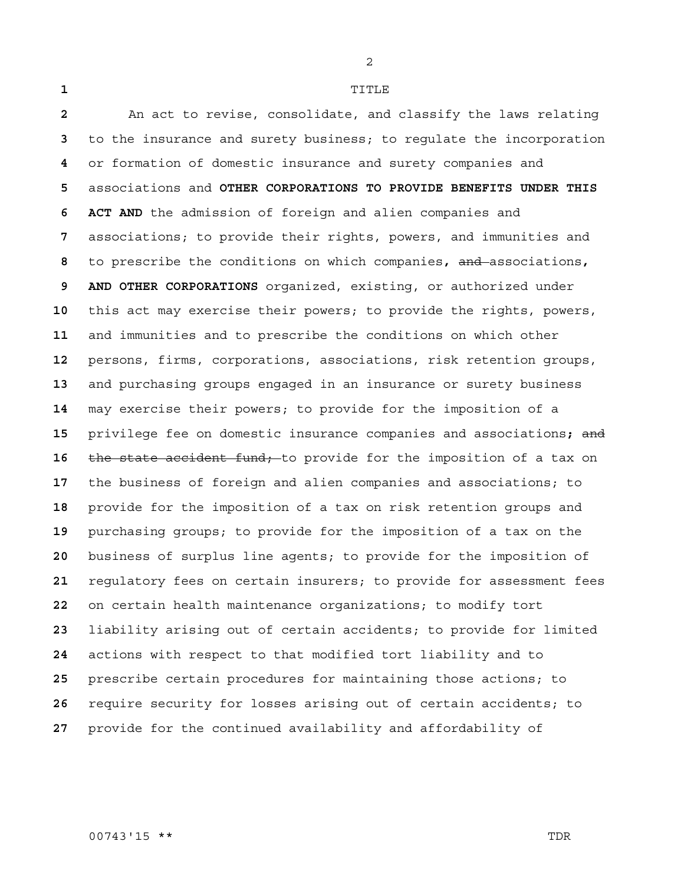TITLE

An act to revise, consolidate, and classify the laws relating to the insurance and surety business; to regulate the incorporation or formation of domestic insurance and surety companies and associations and **OTHER CORPORATIONS TO PROVIDE BENEFITS UNDER THIS ACT AND** the admission of foreign and alien companies and associations; to provide their rights, powers, and immunities and to prescribe the conditions on which companies**,** ~~and~~ associations**, AND OTHER CORPORATIONS** organized, existing, or authorized under this act may exercise their powers; to provide the rights, powers, and immunities and to prescribe the conditions on which other persons, firms, corporations, associations, risk retention groups, and purchasing groups engaged in an insurance or surety business may exercise their powers; to provide for the imposition of a privilege fee on domestic insurance companies and associations**;** ~~and the state accident fund;~~ to provide for the imposition of a tax on the business of foreign and alien companies and associations; to provide for the imposition of a tax on risk retention groups and purchasing groups; to provide for the imposition of a tax on the business of surplus line agents; to provide for the imposition of regulatory fees on certain insurers; to provide for assessment fees on certain health maintenance organizations; to modify tort liability arising out of certain accidents; to provide for limited actions with respect to that modified tort liability and to prescribe certain procedures for maintaining those actions; to require security for losses arising out of certain accidents; to provide for the continued availability and affordability of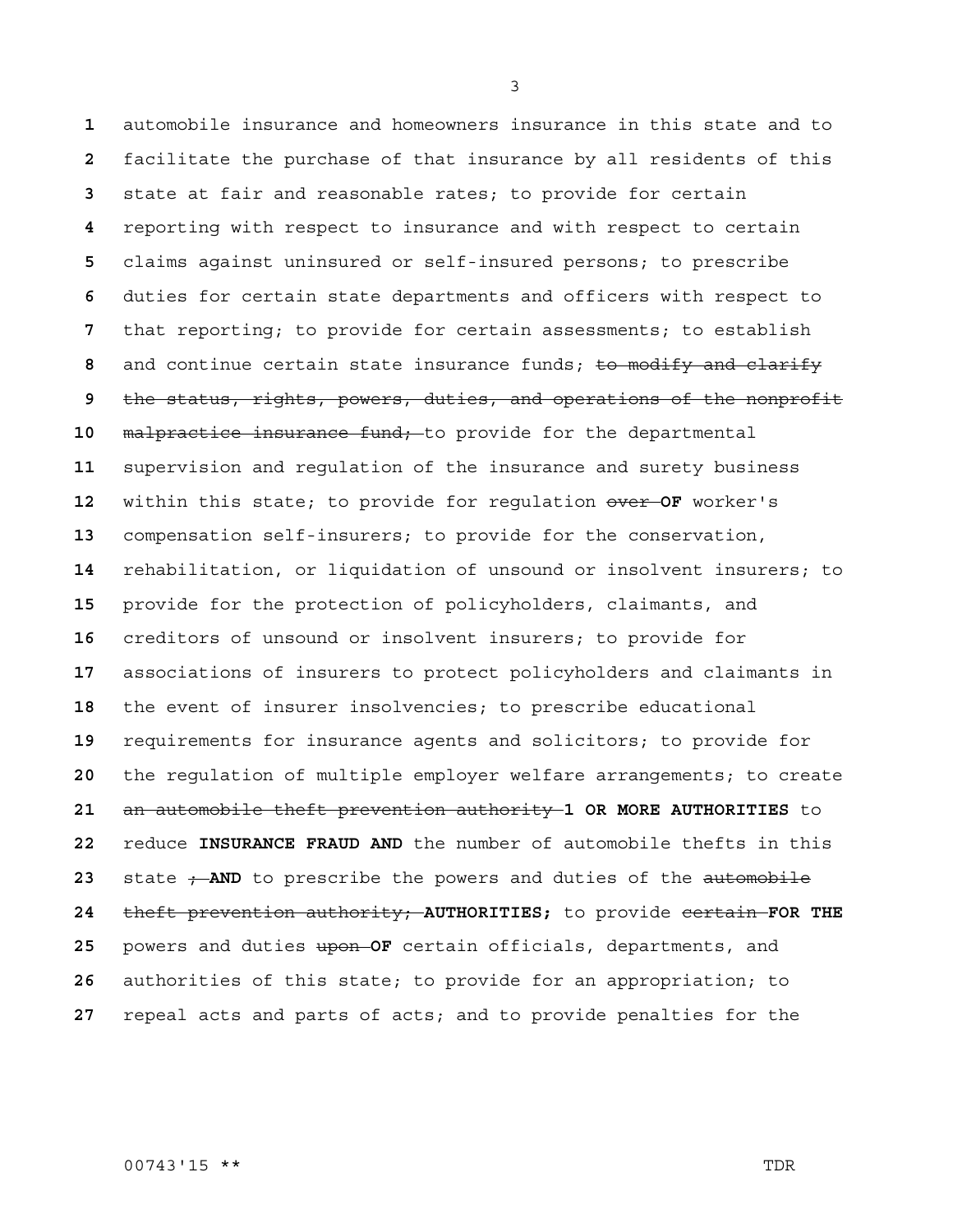automobile insurance and homeowners insurance in this state and to facilitate the purchase of that insurance by all residents of this state at fair and reasonable rates; to provide for certain reporting with respect to insurance and with respect to certain claims against uninsured or self-insured persons; to prescribe duties for certain state departments and officers with respect to that reporting; to provide for certain assessments; to establish and continue certain state insurance funds; ~~to modify and clarify the status, rights, powers, duties, and operations of the nonprofit malpractice insurance fund;~~ to provide for the departmental supervision and regulation of the insurance and surety business within this state; to provide for regulation ~~over~~ **OF** worker's compensation self-insurers; to provide for the conservation, rehabilitation, or liquidation of unsound or insolvent insurers; to provide for the protection of policyholders, claimants, and creditors of unsound or insolvent insurers; to provide for associations of insurers to protect policyholders and claimants in the event of insurer insolvencies; to prescribe educational requirements for insurance agents and solicitors; to provide for the regulation of multiple employer welfare arrangements; to create ~~an automobile theft prevention authority~~ **1 OR MORE AUTHORITIES** to reduce **INSURANCE FRAUD AND** the number of automobile thefts in this state ~~;~~ **AND** to prescribe the powers and duties of the ~~automobile theft prevention authority;~~ **AUTHORITIES;** to provide ~~certain~~ **FOR THE** powers and duties ~~upon~~ **OF** certain officials, departments, and authorities of this state; to provide for an appropriation; to repeal acts and parts of acts; and to provide penalties for the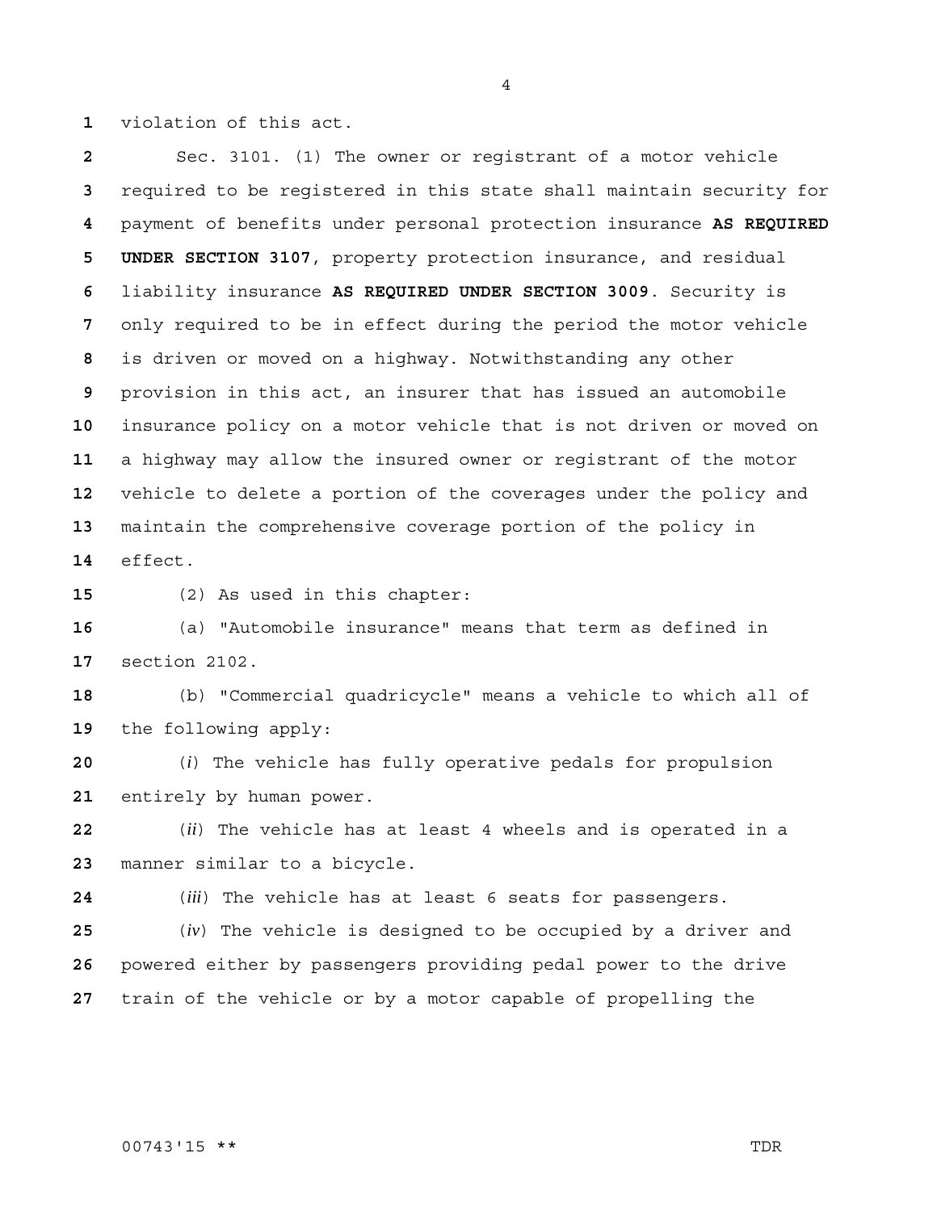violation of this act.

Sec. 3101. (1) The owner or registrant of a motor vehicle required to be registered in this state shall maintain security for payment of benefits under personal protection insurance **AS REQUIRED UNDER SECTION 3107**, property protection insurance, and residual liability insurance **AS REQUIRED UNDER SECTION 3009**. Security is only required to be in effect during the period the motor vehicle is driven or moved on a highway. Notwithstanding any other provision in this act, an insurer that has issued an automobile insurance policy on a motor vehicle that is not driven or moved on a highway may allow the insured owner or registrant of the motor vehicle to delete a portion of the coverages under the policy and maintain the comprehensive coverage portion of the policy in effect.

(2) As used in this chapter:

(a) "Automobile insurance" means that term as defined in section 2102.

(b) "Commercial quadricycle" means a vehicle to which all of the following apply:

(*i*) The vehicle has fully operative pedals for propulsion entirely by human power.

(*ii*) The vehicle has at least 4 wheels and is operated in a manner similar to a bicycle.

(*iii*) The vehicle has at least 6 seats for passengers.

(*iv*) The vehicle is designed to be occupied by a driver and powered either by passengers providing pedal power to the drive train of the vehicle or by a motor capable of propelling the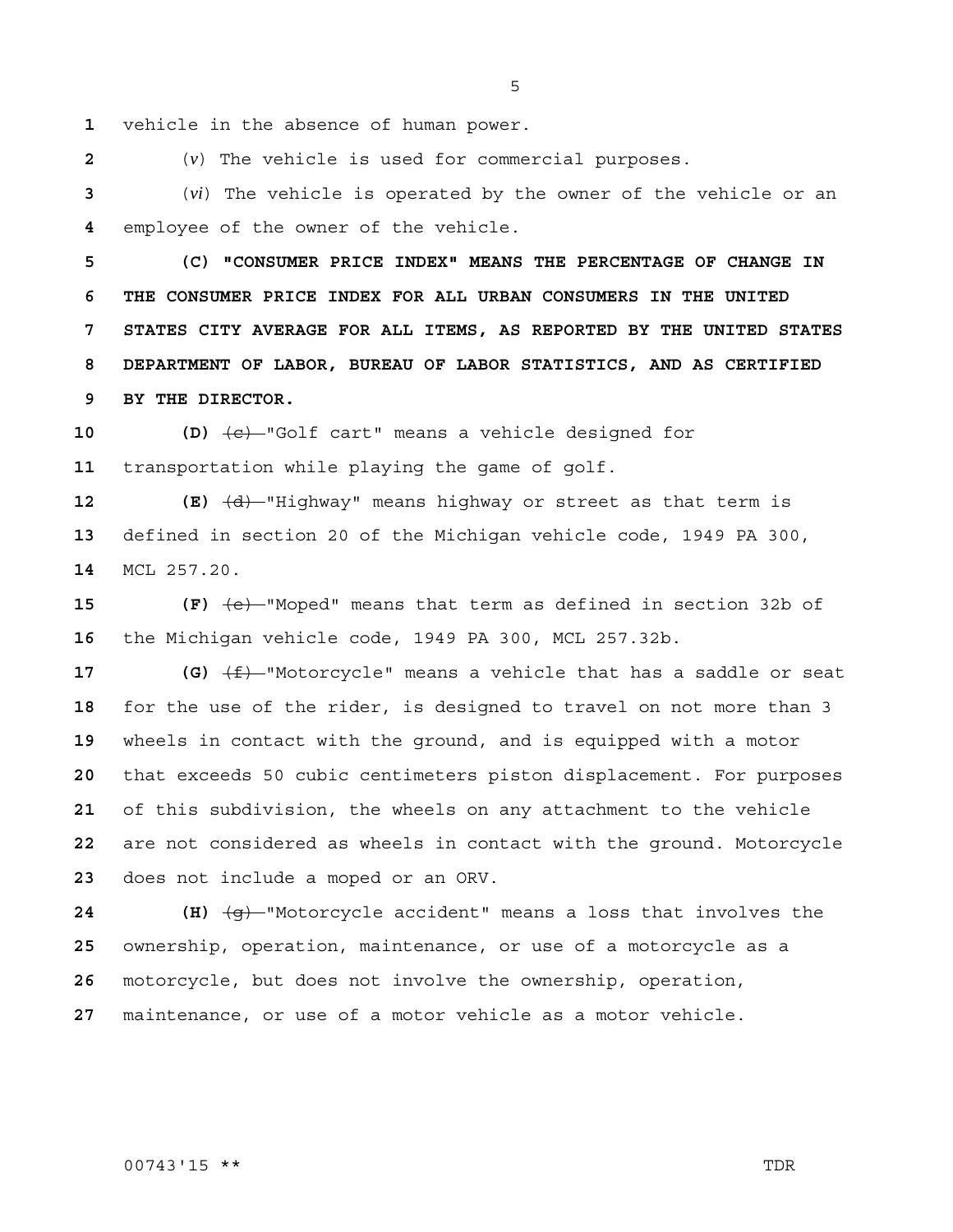vehicle in the absence of human power.

(*v*) The vehicle is used for commercial purposes.

(*vi*) The vehicle is operated by the owner of the vehicle or an employee of the owner of the vehicle.

**(C) "CONSUMER PRICE INDEX" MEANS THE PERCENTAGE OF CHANGE IN THE CONSUMER PRICE INDEX FOR ALL URBAN CONSUMERS IN THE UNITED STATES CITY AVERAGE FOR ALL ITEMS, AS REPORTED BY THE UNITED STATES DEPARTMENT OF LABOR, BUREAU OF LABOR STATISTICS, AND AS CERTIFIED BY THE DIRECTOR.**

**(D)** ~~(c)~~ "Golf cart" means a vehicle designed for transportation while playing the game of golf.

**(E)** ~~(d)~~ "Highway" means highway or street as that term is defined in section 20 of the Michigan vehicle code, 1949 PA 300, MCL 257.20.

**(F)** ~~(e)~~ "Moped" means that term as defined in section 32b of the Michigan vehicle code, 1949 PA 300, MCL 257.32b.

**(G)** ~~(f)~~ "Motorcycle" means a vehicle that has a saddle or seat for the use of the rider, is designed to travel on not more than 3 wheels in contact with the ground, and is equipped with a motor that exceeds 50 cubic centimeters piston displacement. For purposes of this subdivision, the wheels on any attachment to the vehicle are not considered as wheels in contact with the ground. Motorcycle does not include a moped or an ORV.

**(H)** ~~(g)~~ "Motorcycle accident" means a loss that involves the ownership, operation, maintenance, or use of a motorcycle as a motorcycle, but does not involve the ownership, operation, maintenance, or use of a motor vehicle as a motor vehicle.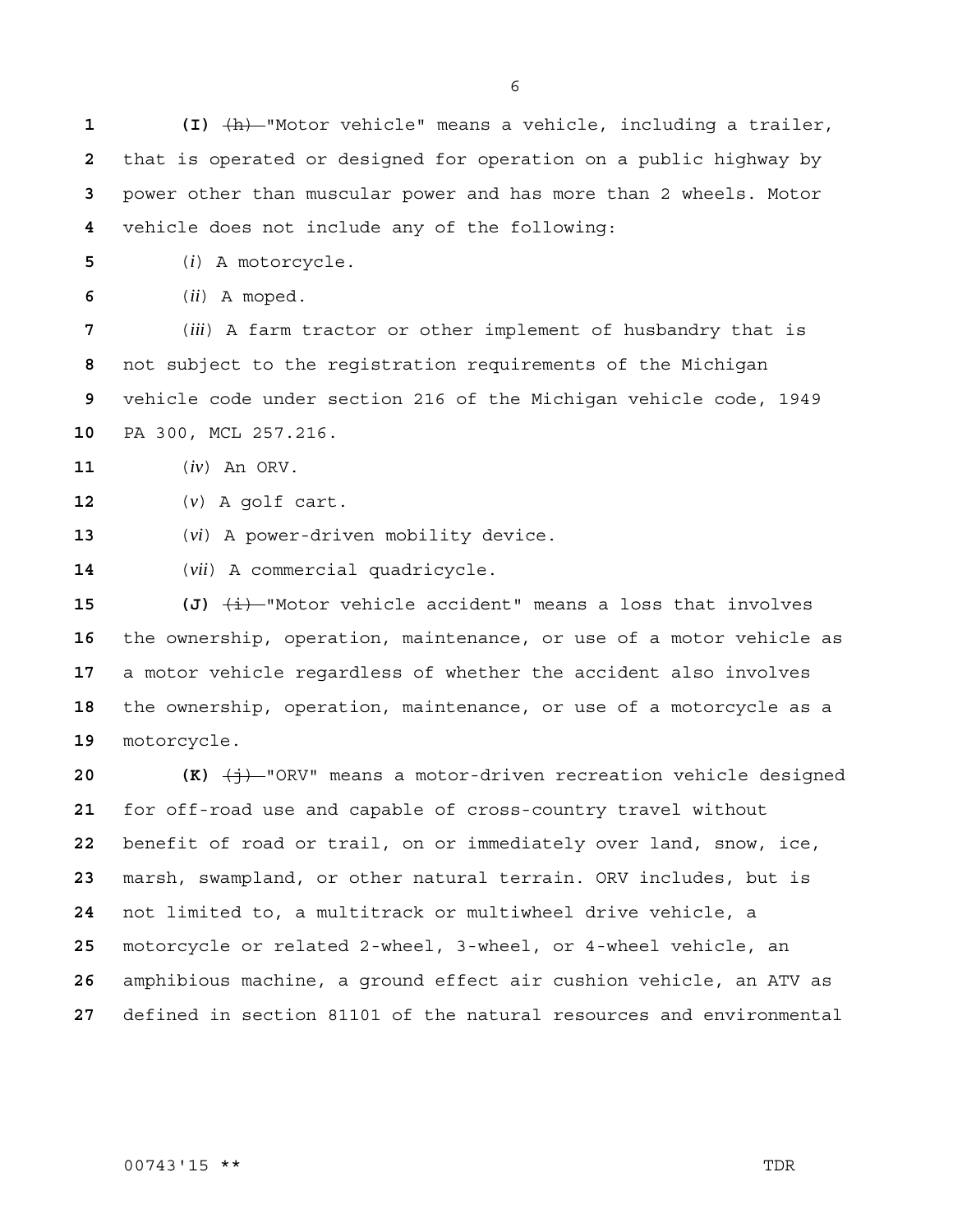**(I)** ~~(h)~~ "Motor vehicle" means a vehicle, including a trailer, that is operated or designed for operation on a public highway by power other than muscular power and has more than 2 wheels. Motor vehicle does not include any of the following:

(*i*) A motorcycle.

(*ii*) A moped.

(*iii*) A farm tractor or other implement of husbandry that is not subject to the registration requirements of the Michigan vehicle code under section 216 of the Michigan vehicle code, 1949 PA 300, MCL 257.216.

(*iv*) An ORV.

(*v*) A golf cart.

(*vi*) A power-driven mobility device.

(*vii*) A commercial quadricycle.

**(J)** ~~(i)~~ "Motor vehicle accident" means a loss that involves the ownership, operation, maintenance, or use of a motor vehicle as a motor vehicle regardless of whether the accident also involves the ownership, operation, maintenance, or use of a motorcycle as a motorcycle.

**(K)** ~~(j)~~ "ORV" means a motor-driven recreation vehicle designed for off-road use and capable of cross-country travel without benefit of road or trail, on or immediately over land, snow, ice, marsh, swampland, or other natural terrain. ORV includes, but is not limited to, a multitrack or multiwheel drive vehicle, a motorcycle or related 2-wheel, 3-wheel, or 4-wheel vehicle, an amphibious machine, a ground effect air cushion vehicle, an ATV as defined in section 81101 of the natural resources and environmental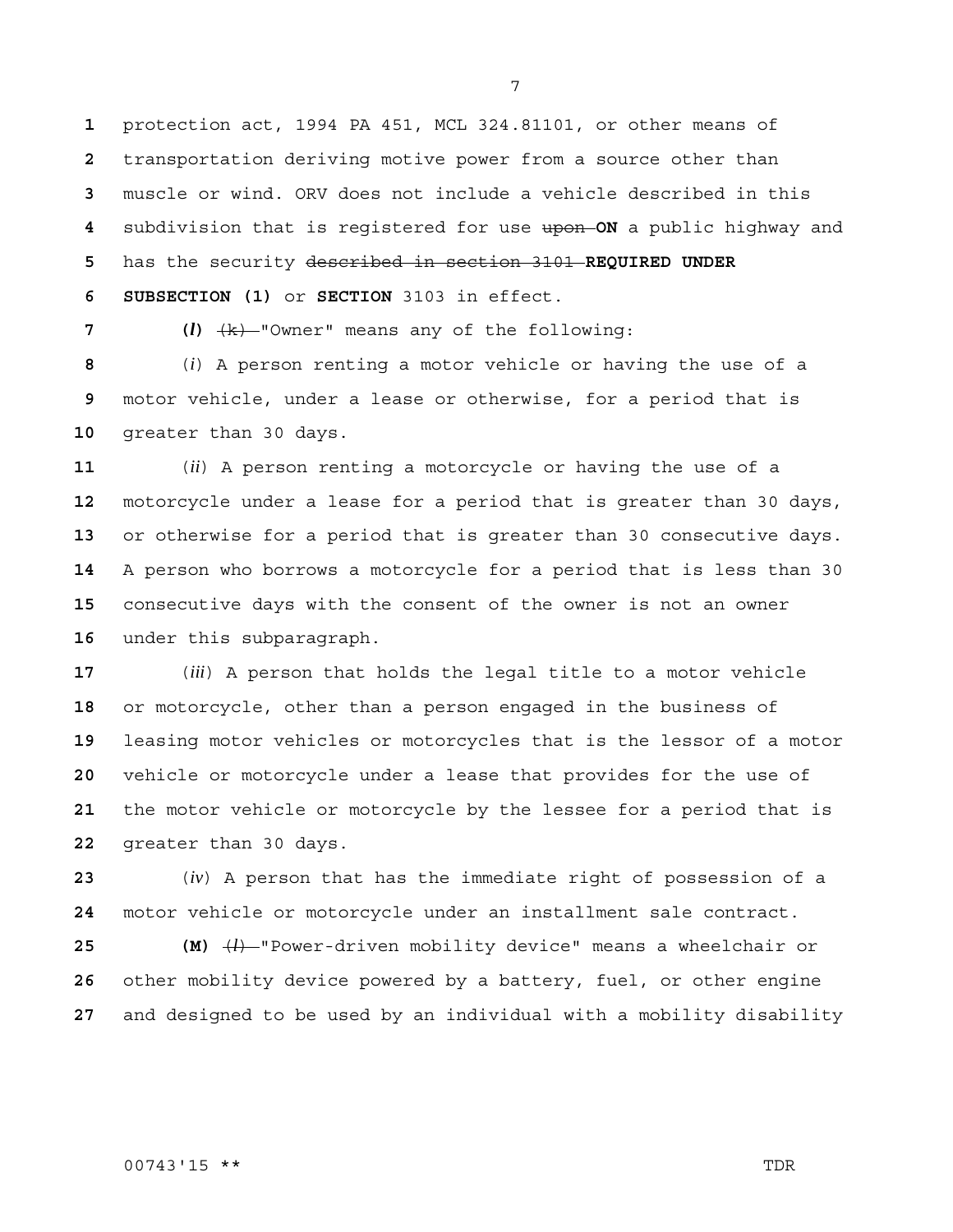protection act, 1994 PA 451, MCL 324.81101, or other means of transportation deriving motive power from a source other than muscle or wind. ORV does not include a vehicle described in this subdivision that is registered for use ~~upon~~ **ON** a public highway and has the security ~~described in section 3101~~ **REQUIRED UNDER SUBSECTION (1)** or **SECTION** 3103 in effect.

**(*l*)** ~~(k)~~ "Owner" means any of the following:

(*i*) A person renting a motor vehicle or having the use of a motor vehicle, under a lease or otherwise, for a period that is greater than 30 days.

(*ii*) A person renting a motorcycle or having the use of a motorcycle under a lease for a period that is greater than 30 days, or otherwise for a period that is greater than 30 consecutive days. A person who borrows a motorcycle for a period that is less than 30 consecutive days with the consent of the owner is not an owner under this subparagraph.

(*iii*) A person that holds the legal title to a motor vehicle or motorcycle, other than a person engaged in the business of leasing motor vehicles or motorcycles that is the lessor of a motor vehicle or motorcycle under a lease that provides for the use of the motor vehicle or motorcycle by the lessee for a period that is greater than 30 days.

(*iv*) A person that has the immediate right of possession of a motor vehicle or motorcycle under an installment sale contract.

**(M)** ~~(*l*)~~ "Power-driven mobility device" means a wheelchair or other mobility device powered by a battery, fuel, or other engine and designed to be used by an individual with a mobility disability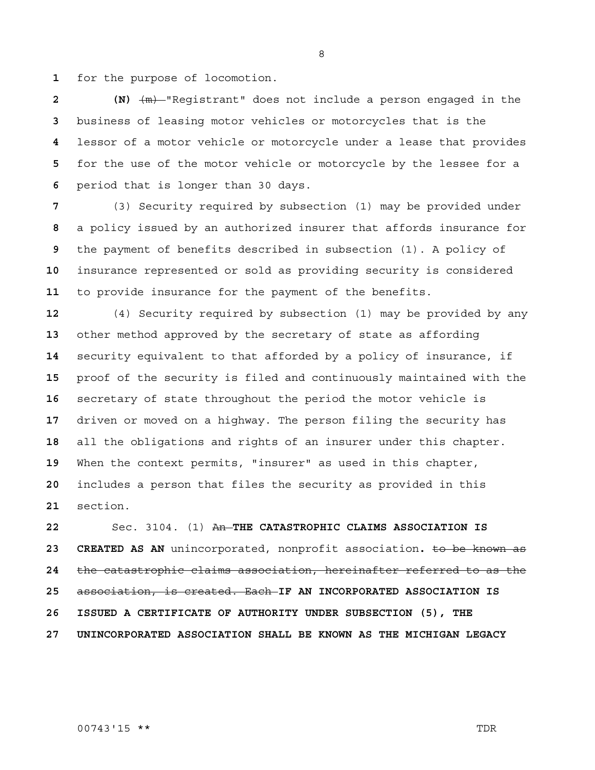for the purpose of locomotion.

**(N)** ~~(m)~~ "Registrant" does not include a person engaged in the business of leasing motor vehicles or motorcycles that is the lessor of a motor vehicle or motorcycle under a lease that provides for the use of the motor vehicle or motorcycle by the lessee for a period that is longer than 30 days.

(3) Security required by subsection (1) may be provided under a policy issued by an authorized insurer that affords insurance for the payment of benefits described in subsection (1). A policy of insurance represented or sold as providing security is considered to provide insurance for the payment of the benefits.

(4) Security required by subsection (1) may be provided by any other method approved by the secretary of state as affording security equivalent to that afforded by a policy of insurance, if proof of the security is filed and continuously maintained with the secretary of state throughout the period the motor vehicle is driven or moved on a highway. The person filing the security has all the obligations and rights of an insurer under this chapter. When the context permits, "insurer" as used in this chapter, includes a person that files the security as provided in this section.

Sec. 3104. (1) ~~An~~ **THE CATASTROPHIC CLAIMS ASSOCIATION IS CREATED AS AN** unincorporated, nonprofit association**.** ~~to be known as the catastrophic claims association, hereinafter referred to as the association, is created. Each~~ **IF AN INCORPORATED ASSOCIATION IS ISSUED A CERTIFICATE OF AUTHORITY UNDER SUBSECTION (5), THE UNINCORPORATED ASSOCIATION SHALL BE KNOWN AS THE MICHIGAN LEGACY**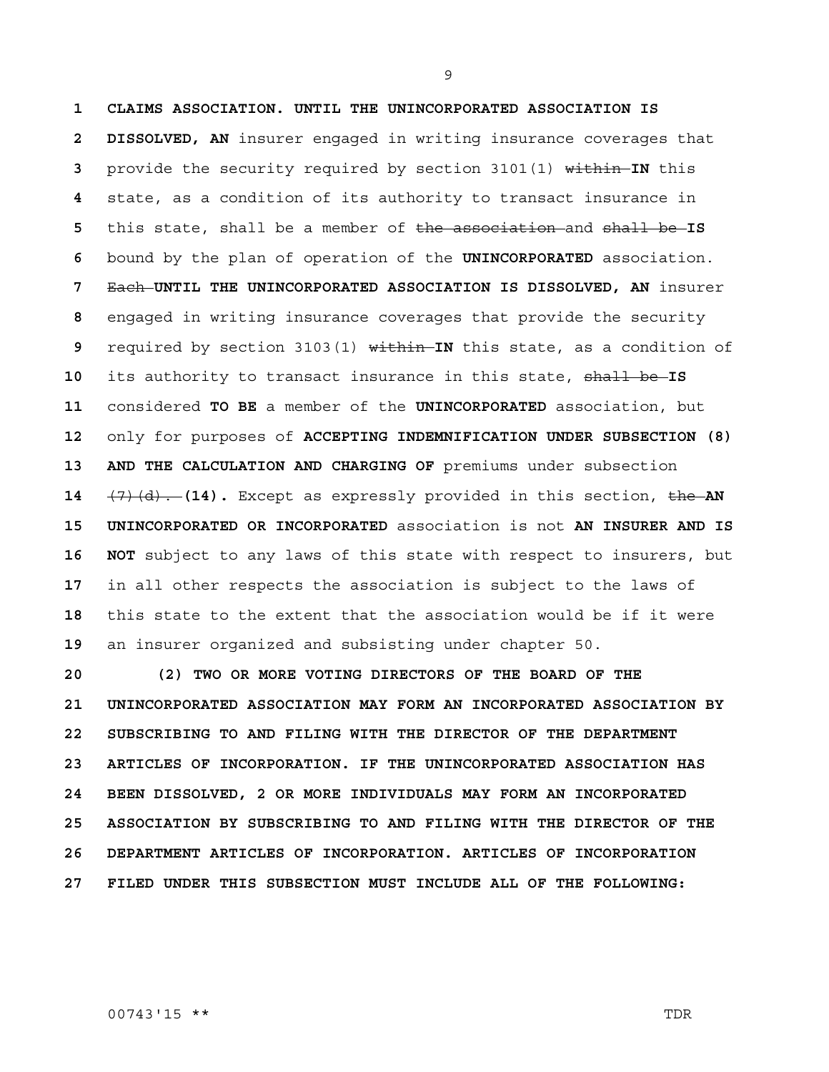**CLAIMS ASSOCIATION. UNTIL THE UNINCORPORATED ASSOCIATION IS DISSOLVED, AN** insurer engaged in writing insurance coverages that provide the security required by section 3101(1) ~~within~~ **IN** this state, as a condition of its authority to transact insurance in this state, shall be a member of ~~the association~~ and ~~shall be~~ **IS** bound by the plan of operation of the **UNINCORPORATED** association. ~~Each~~ **UNTIL THE UNINCORPORATED ASSOCIATION IS DISSOLVED, AN** insurer engaged in writing insurance coverages that provide the security required by section 3103(1) ~~within~~ **IN** this state, as a condition of its authority to transact insurance in this state, ~~shall be~~ **IS** considered **TO BE** a member of the **UNINCORPORATED** association, but only for purposes of **ACCEPTING INDEMNIFICATION UNDER SUBSECTION (8) AND THE CALCULATION AND CHARGING OF** premiums under subsection ~~(7)(d).~~ **(14).** Except as expressly provided in this section, ~~the~~ **AN UNINCORPORATED OR INCORPORATED** association is not **AN INSURER AND IS NOT** subject to any laws of this state with respect to insurers, but in all other respects the association is subject to the laws of this state to the extent that the association would be if it were an insurer organized and subsisting under chapter 50.

**(2) TWO OR MORE VOTING DIRECTORS OF THE BOARD OF THE UNINCORPORATED ASSOCIATION MAY FORM AN INCORPORATED ASSOCIATION BY SUBSCRIBING TO AND FILING WITH THE DIRECTOR OF THE DEPARTMENT ARTICLES OF INCORPORATION. IF THE UNINCORPORATED ASSOCIATION HAS BEEN DISSOLVED, 2 OR MORE INDIVIDUALS MAY FORM AN INCORPORATED ASSOCIATION BY SUBSCRIBING TO AND FILING WITH THE DIRECTOR OF THE DEPARTMENT ARTICLES OF INCORPORATION. ARTICLES OF INCORPORATION FILED UNDER THIS SUBSECTION MUST INCLUDE ALL OF THE FOLLOWING:**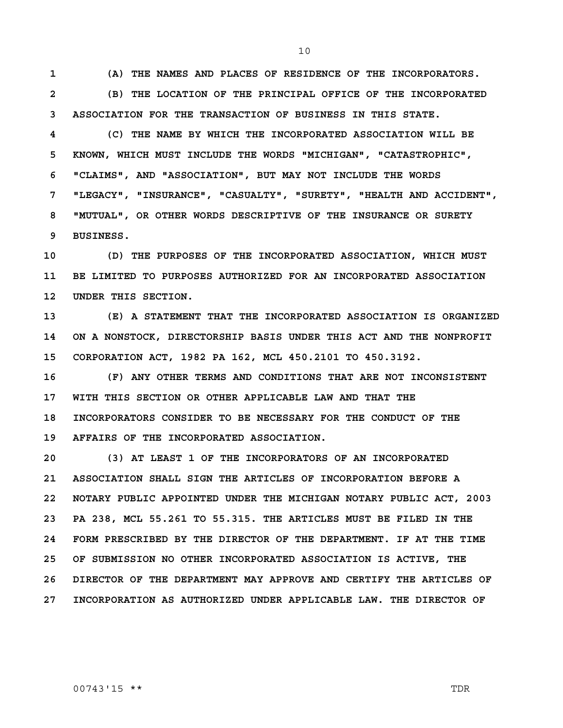(A) THE NAMES AND PLACES OF RESIDENCE OF THE INCORPORATORS.

(B) THE LOCATION OF THE PRINCIPAL OFFICE OF THE INCORPORATED ASSOCIATION FOR THE TRANSACTION OF BUSINESS IN THIS STATE.

(C) THE NAME BY WHICH THE INCORPORATED ASSOCIATION WILL BE KNOWN, WHICH MUST INCLUDE THE WORDS "MICHIGAN", "CATASTROPHIC", "CLAIMS", AND "ASSOCIATION", BUT MAY NOT INCLUDE THE WORDS "LEGACY", "INSURANCE", "CASUALTY", "SURETY", "HEALTH AND ACCIDENT", "MUTUAL", OR OTHER WORDS DESCRIPTIVE OF THE INSURANCE OR SURETY BUSINESS.

(D) THE PURPOSES OF THE INCORPORATED ASSOCIATION, WHICH MUST BE LIMITED TO PURPOSES AUTHORIZED FOR AN INCORPORATED ASSOCIATION UNDER THIS SECTION.

(E) A STATEMENT THAT THE INCORPORATED ASSOCIATION IS ORGANIZED ON A NONSTOCK, DIRECTORSHIP BASIS UNDER THIS ACT AND THE NONPROFIT CORPORATION ACT, 1982 PA 162, MCL 450.2101 TO 450.3192.

(F) ANY OTHER TERMS AND CONDITIONS THAT ARE NOT INCONSISTENT WITH THIS SECTION OR OTHER APPLICABLE LAW AND THAT THE INCORPORATORS CONSIDER TO BE NECESSARY FOR THE CONDUCT OF THE AFFAIRS OF THE INCORPORATED ASSOCIATION.

(3) AT LEAST 1 OF THE INCORPORATORS OF AN INCORPORATED ASSOCIATION SHALL SIGN THE ARTICLES OF INCORPORATION BEFORE A NOTARY PUBLIC APPOINTED UNDER THE MICHIGAN NOTARY PUBLIC ACT, 2003 PA 238, MCL 55.261 TO 55.315. THE ARTICLES MUST BE FILED IN THE FORM PRESCRIBED BY THE DIRECTOR OF THE DEPARTMENT. IF AT THE TIME OF SUBMISSION NO OTHER INCORPORATED ASSOCIATION IS ACTIVE, THE DIRECTOR OF THE DEPARTMENT MAY APPROVE AND CERTIFY THE ARTICLES OF INCORPORATION AS AUTHORIZED UNDER APPLICABLE LAW. THE DIRECTOR OF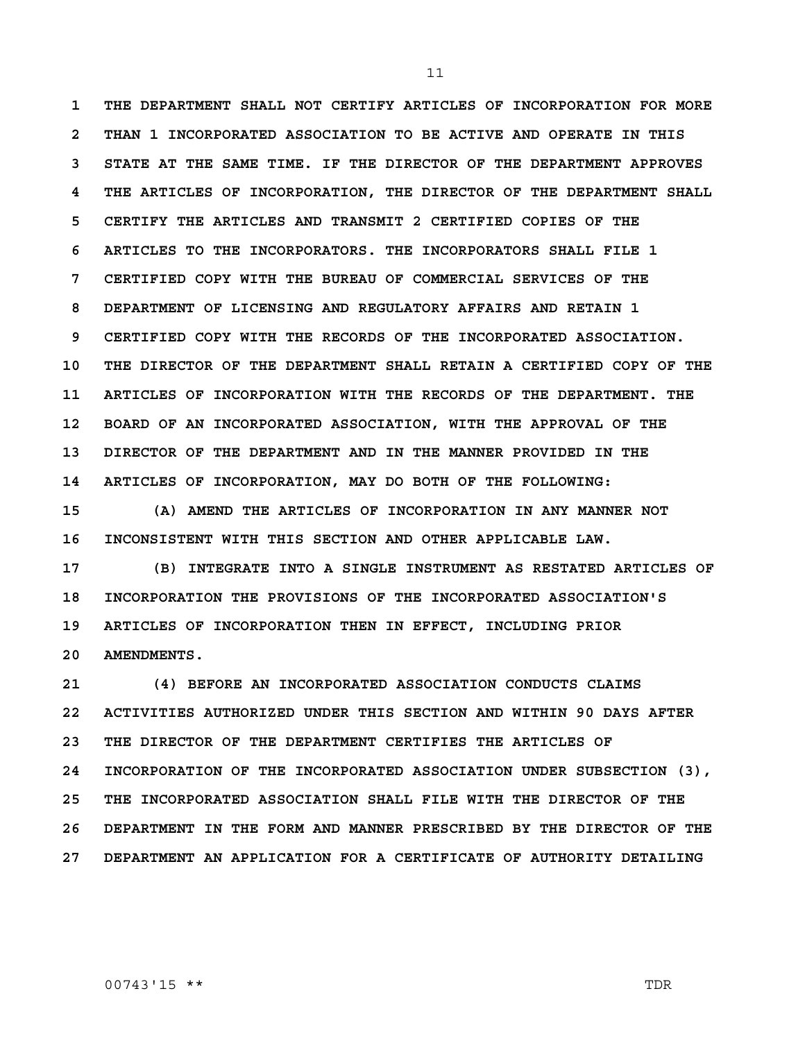THE DEPARTMENT SHALL NOT CERTIFY ARTICLES OF INCORPORATION FOR MORE THAN 1 INCORPORATED ASSOCIATION TO BE ACTIVE AND OPERATE IN THIS STATE AT THE SAME TIME. IF THE DIRECTOR OF THE DEPARTMENT APPROVES THE ARTICLES OF INCORPORATION, THE DIRECTOR OF THE DEPARTMENT SHALL CERTIFY THE ARTICLES AND TRANSMIT 2 CERTIFIED COPIES OF THE ARTICLES TO THE INCORPORATORS. THE INCORPORATORS SHALL FILE 1 CERTIFIED COPY WITH THE BUREAU OF COMMERCIAL SERVICES OF THE DEPARTMENT OF LICENSING AND REGULATORY AFFAIRS AND RETAIN 1 CERTIFIED COPY WITH THE RECORDS OF THE INCORPORATED ASSOCIATION. THE DIRECTOR OF THE DEPARTMENT SHALL RETAIN A CERTIFIED COPY OF THE ARTICLES OF INCORPORATION WITH THE RECORDS OF THE DEPARTMENT. THE BOARD OF AN INCORPORATED ASSOCIATION, WITH THE APPROVAL OF THE DIRECTOR OF THE DEPARTMENT AND IN THE MANNER PROVIDED IN THE ARTICLES OF INCORPORATION, MAY DO BOTH OF THE FOLLOWING:

(A) AMEND THE ARTICLES OF INCORPORATION IN ANY MANNER NOT INCONSISTENT WITH THIS SECTION AND OTHER APPLICABLE LAW.

(B) INTEGRATE INTO A SINGLE INSTRUMENT AS RESTATED ARTICLES OF INCORPORATION THE PROVISIONS OF THE INCORPORATED ASSOCIATION'S ARTICLES OF INCORPORATION THEN IN EFFECT, INCLUDING PRIOR AMENDMENTS.

(4) BEFORE AN INCORPORATED ASSOCIATION CONDUCTS CLAIMS ACTIVITIES AUTHORIZED UNDER THIS SECTION AND WITHIN 90 DAYS AFTER THE DIRECTOR OF THE DEPARTMENT CERTIFIES THE ARTICLES OF INCORPORATION OF THE INCORPORATED ASSOCIATION UNDER SUBSECTION (3), THE INCORPORATED ASSOCIATION SHALL FILE WITH THE DIRECTOR OF THE DEPARTMENT IN THE FORM AND MANNER PRESCRIBED BY THE DIRECTOR OF THE DEPARTMENT AN APPLICATION FOR A CERTIFICATE OF AUTHORITY DETAILING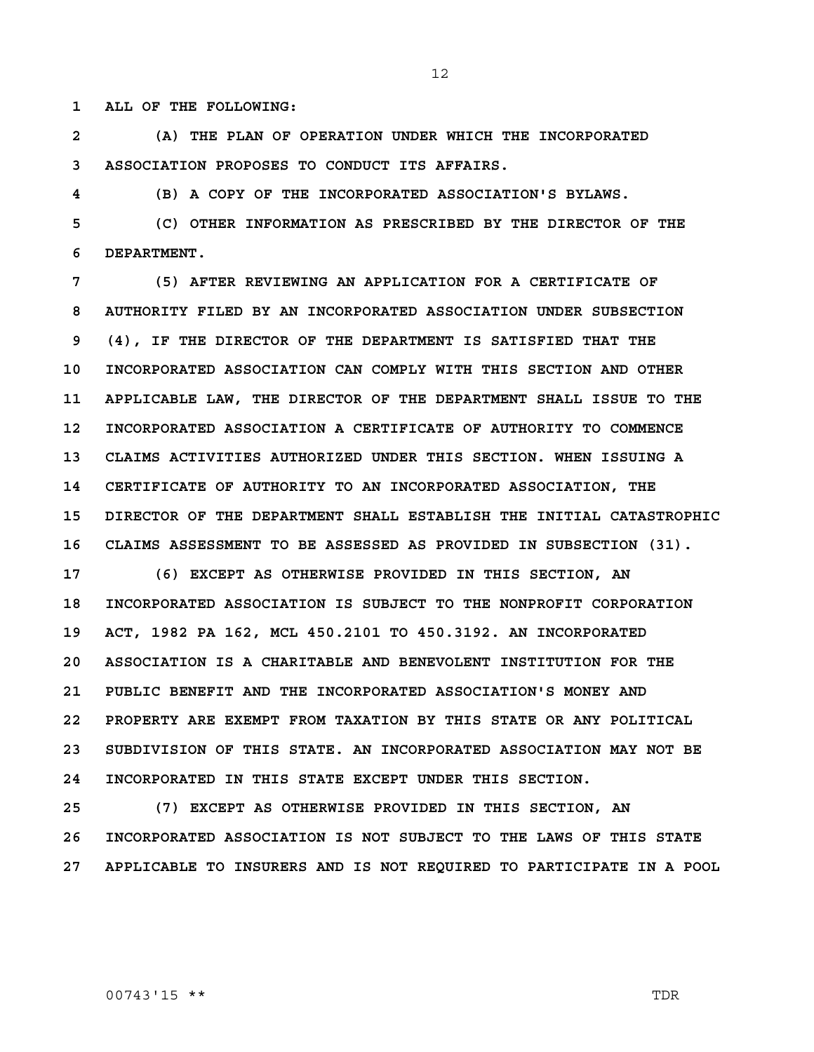ALL OF THE FOLLOWING:

(A) THE PLAN OF OPERATION UNDER WHICH THE INCORPORATED ASSOCIATION PROPOSES TO CONDUCT ITS AFFAIRS.

(B) A COPY OF THE INCORPORATED ASSOCIATION'S BYLAWS.

(C) OTHER INFORMATION AS PRESCRIBED BY THE DIRECTOR OF THE DEPARTMENT.

(5) AFTER REVIEWING AN APPLICATION FOR A CERTIFICATE OF AUTHORITY FILED BY AN INCORPORATED ASSOCIATION UNDER SUBSECTION (4), IF THE DIRECTOR OF THE DEPARTMENT IS SATISFIED THAT THE INCORPORATED ASSOCIATION CAN COMPLY WITH THIS SECTION AND OTHER APPLICABLE LAW, THE DIRECTOR OF THE DEPARTMENT SHALL ISSUE TO THE INCORPORATED ASSOCIATION A CERTIFICATE OF AUTHORITY TO COMMENCE CLAIMS ACTIVITIES AUTHORIZED UNDER THIS SECTION. WHEN ISSUING A CERTIFICATE OF AUTHORITY TO AN INCORPORATED ASSOCIATION, THE DIRECTOR OF THE DEPARTMENT SHALL ESTABLISH THE INITIAL CATASTROPHIC CLAIMS ASSESSMENT TO BE ASSESSED AS PROVIDED IN SUBSECTION (31).

(6) EXCEPT AS OTHERWISE PROVIDED IN THIS SECTION, AN INCORPORATED ASSOCIATION IS SUBJECT TO THE NONPROFIT CORPORATION ACT, 1982 PA 162, MCL 450.2101 TO 450.3192. AN INCORPORATED ASSOCIATION IS A CHARITABLE AND BENEVOLENT INSTITUTION FOR THE PUBLIC BENEFIT AND THE INCORPORATED ASSOCIATION'S MONEY AND PROPERTY ARE EXEMPT FROM TAXATION BY THIS STATE OR ANY POLITICAL SUBDIVISION OF THIS STATE. AN INCORPORATED ASSOCIATION MAY NOT BE INCORPORATED IN THIS STATE EXCEPT UNDER THIS SECTION.

(7) EXCEPT AS OTHERWISE PROVIDED IN THIS SECTION, AN INCORPORATED ASSOCIATION IS NOT SUBJECT TO THE LAWS OF THIS STATE APPLICABLE TO INSURERS AND IS NOT REQUIRED TO PARTICIPATE IN A POOL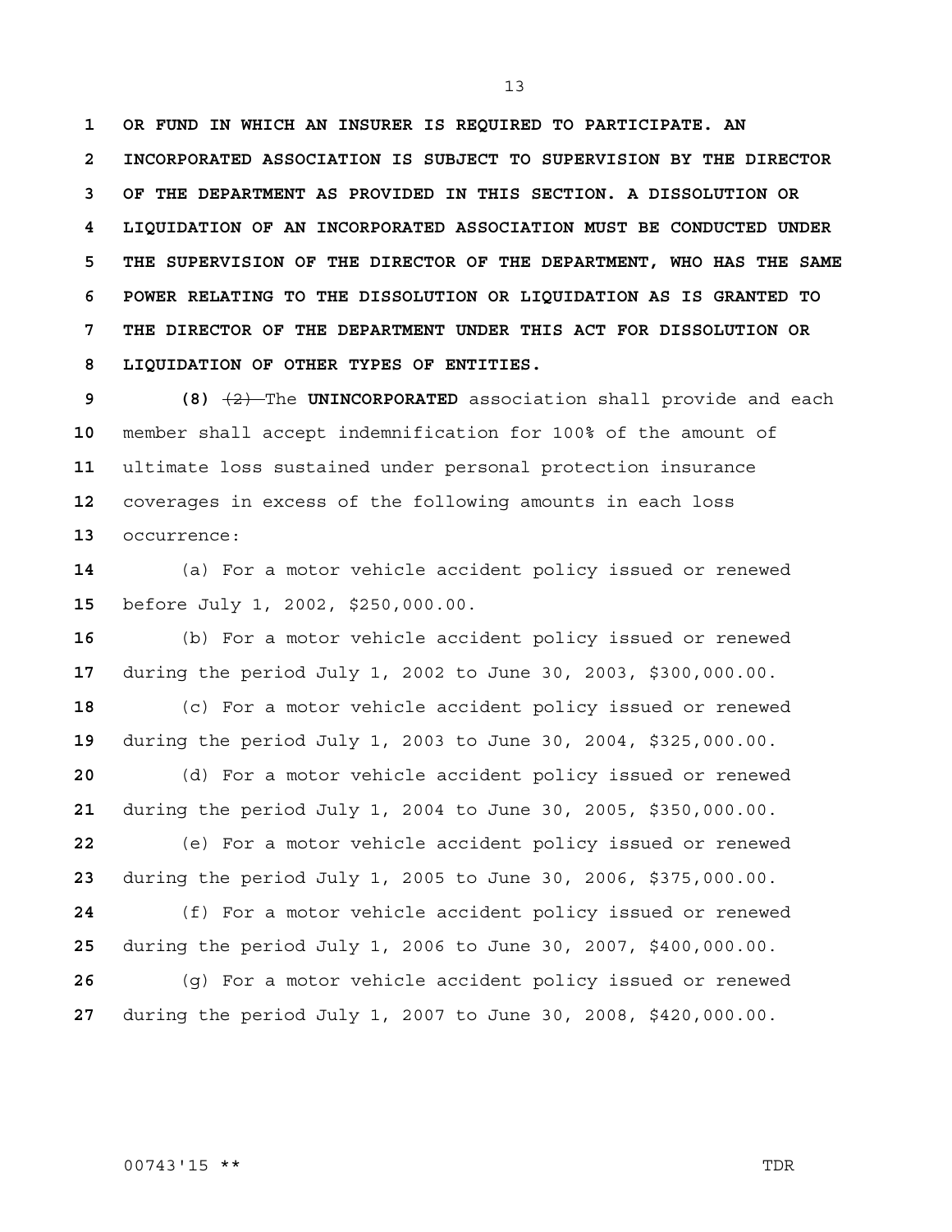**OR FUND IN WHICH AN INSURER IS REQUIRED TO PARTICIPATE. AN INCORPORATED ASSOCIATION IS SUBJECT TO SUPERVISION BY THE DIRECTOR OF THE DEPARTMENT AS PROVIDED IN THIS SECTION. A DISSOLUTION OR LIQUIDATION OF AN INCORPORATED ASSOCIATION MUST BE CONDUCTED UNDER THE SUPERVISION OF THE DIRECTOR OF THE DEPARTMENT, WHO HAS THE SAME POWER RELATING TO THE DISSOLUTION OR LIQUIDATION AS IS GRANTED TO THE DIRECTOR OF THE DEPARTMENT UNDER THIS ACT FOR DISSOLUTION OR LIQUIDATION OF OTHER TYPES OF ENTITIES.**

**(8)** ~~(2)~~ The **UNINCORPORATED** association shall provide and each member shall accept indemnification for 100% of the amount of ultimate loss sustained under personal protection insurance coverages in excess of the following amounts in each loss occurrence:

(a) For a motor vehicle accident policy issued or renewed before July 1, 2002, $250,000.00.

(b) For a motor vehicle accident policy issued or renewed during the period July 1, 2002 to June 30, 2003, $300,000.00.

(c) For a motor vehicle accident policy issued or renewed during the period July 1, 2003 to June 30, 2004, $325,000.00.

(d) For a motor vehicle accident policy issued or renewed during the period July 1, 2004 to June 30, 2005, $350,000.00.

(e) For a motor vehicle accident policy issued or renewed during the period July 1, 2005 to June 30, 2006, $375,000.00.

(f) For a motor vehicle accident policy issued or renewed during the period July 1, 2006 to June 30, 2007, $400,000.00.

(g) For a motor vehicle accident policy issued or renewed during the period July 1, 2007 to June 30, 2008, $420,000.00.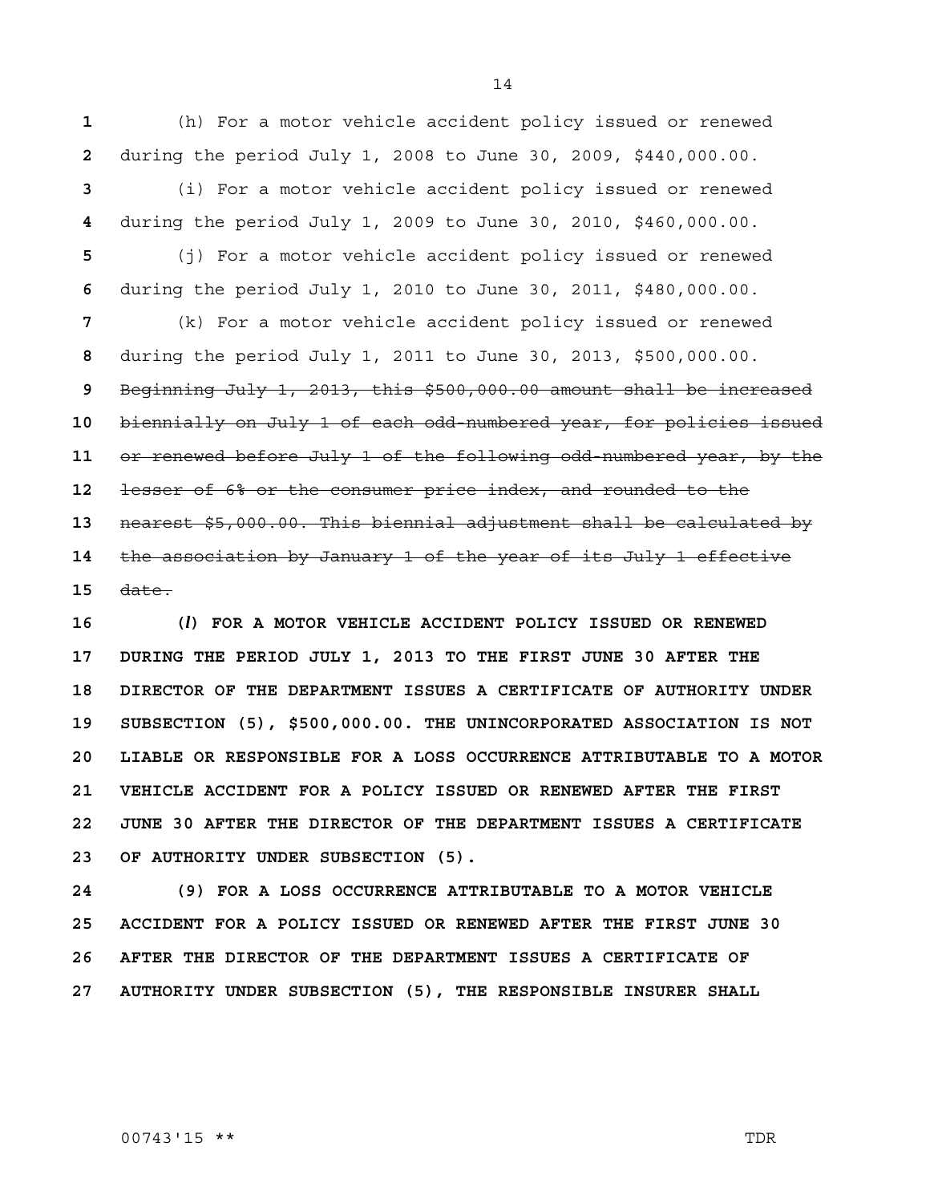(h) For a motor vehicle accident policy issued or renewed during the period July 1, 2008 to June 30, 2009, $440,000.00.

(i) For a motor vehicle accident policy issued or renewed during the period July 1, 2009 to June 30, 2010, $460,000.00.

(j) For a motor vehicle accident policy issued or renewed during the period July 1, 2010 to June 30, 2011, $480,000.00.

(k) For a motor vehicle accident policy issued or renewed during the period July 1, 2011 to June 30, 2013, $500,000.00. ~~Beginning July 1, 2013, this $500,000.00 amount shall be increased biennially on July 1 of each odd-numbered year, for policies issued or renewed before July 1 of the following odd-numbered year, by the lesser of 6% or the consumer price index, and rounded to the nearest $5,000.00. This biennial adjustment shall be calculated by the association by January 1 of the year of its July 1 effective date.~~

**(*l*) FOR A MOTOR VEHICLE ACCIDENT POLICY ISSUED OR RENEWED DURING THE PERIOD JULY 1, 2013 TO THE FIRST JUNE 30 AFTER THE DIRECTOR OF THE DEPARTMENT ISSUES A CERTIFICATE OF AUTHORITY UNDER SUBSECTION (5), $500,000.00. THE UNINCORPORATED ASSOCIATION IS NOT LIABLE OR RESPONSIBLE FOR A LOSS OCCURRENCE ATTRIBUTABLE TO A MOTOR VEHICLE ACCIDENT FOR A POLICY ISSUED OR RENEWED AFTER THE FIRST JUNE 30 AFTER THE DIRECTOR OF THE DEPARTMENT ISSUES A CERTIFICATE OF AUTHORITY UNDER SUBSECTION (5).**

**(9) FOR A LOSS OCCURRENCE ATTRIBUTABLE TO A MOTOR VEHICLE ACCIDENT FOR A POLICY ISSUED OR RENEWED AFTER THE FIRST JUNE 30 AFTER THE DIRECTOR OF THE DEPARTMENT ISSUES A CERTIFICATE OF AUTHORITY UNDER SUBSECTION (5), THE RESPONSIBLE INSURER SHALL**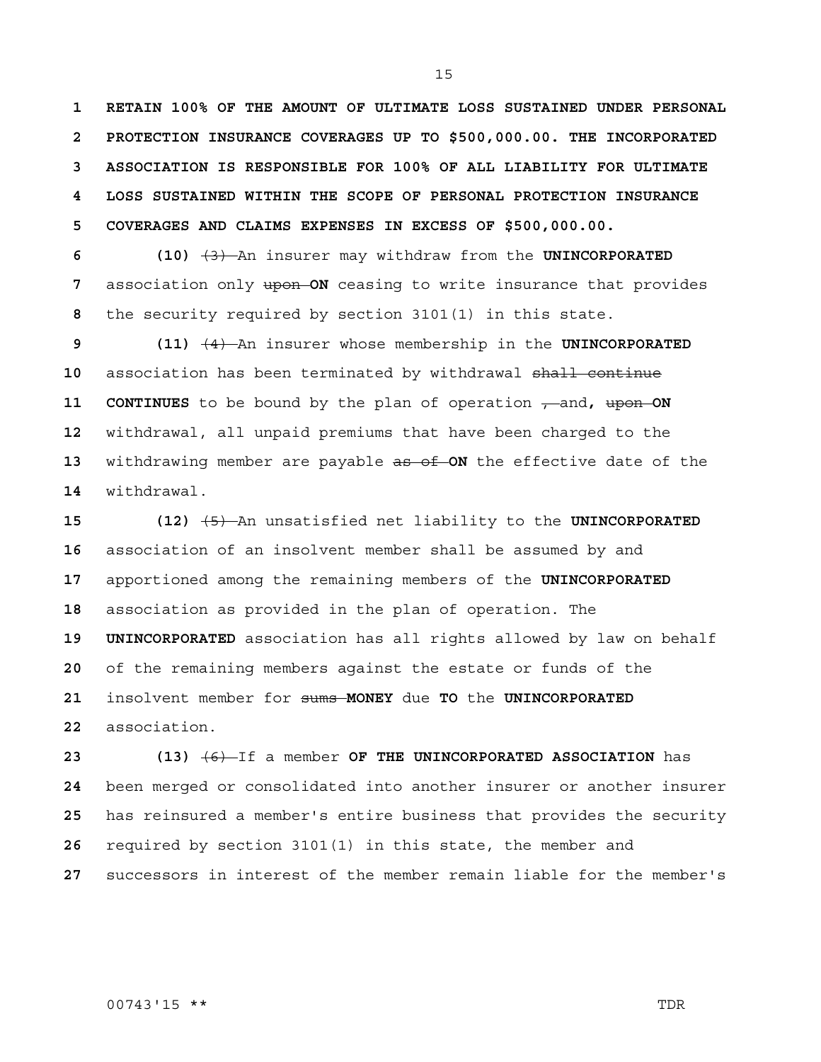**RETAIN 100% OF THE AMOUNT OF ULTIMATE LOSS SUSTAINED UNDER PERSONAL PROTECTION INSURANCE COVERAGES UP TO $500,000.00. THE INCORPORATED ASSOCIATION IS RESPONSIBLE FOR 100% OF ALL LIABILITY FOR ULTIMATE LOSS SUSTAINED WITHIN THE SCOPE OF PERSONAL PROTECTION INSURANCE COVERAGES AND CLAIMS EXPENSES IN EXCESS OF $500,000.00.**

**(10)** ~~(3)~~ An insurer may withdraw from the **UNINCORPORATED** association only ~~upon~~ **ON** ceasing to write insurance that provides the security required by section 3101(1) in this state.

**(11)** ~~(4)~~ An insurer whose membership in the **UNINCORPORATED** association has been terminated by withdrawal ~~shall continue~~ **CONTINUES** to be bound by the plan of operation ~~,~~ and**,** ~~upon~~ **ON** withdrawal, all unpaid premiums that have been charged to the withdrawing member are payable ~~as of~~ **ON** the effective date of the withdrawal.

**(12)** ~~(5)~~ An unsatisfied net liability to the **UNINCORPORATED** association of an insolvent member shall be assumed by and apportioned among the remaining members of the **UNINCORPORATED** association as provided in the plan of operation. The **UNINCORPORATED** association has all rights allowed by law on behalf of the remaining members against the estate or funds of the insolvent member for ~~sums~~ **MONEY** due **TO** the **UNINCORPORATED** association.

**(13)** ~~(6)~~ If a member **OF THE UNINCORPORATED ASSOCIATION** has been merged or consolidated into another insurer or another insurer has reinsured a member's entire business that provides the security required by section 3101(1) in this state, the member and successors in interest of the member remain liable for the member's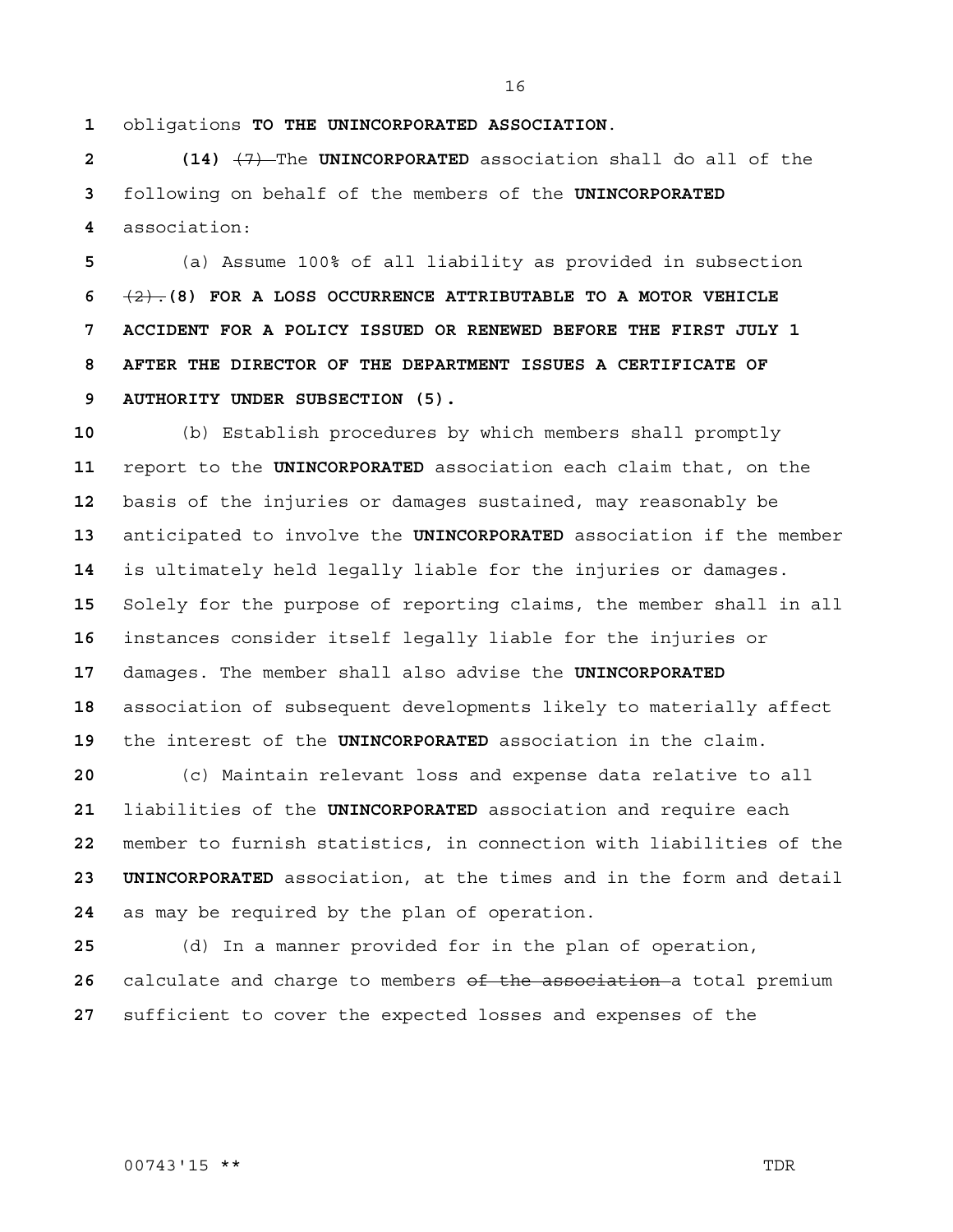obligations **TO THE UNINCORPORATED ASSOCIATION**.

**(14)** ~~(7)~~ The **UNINCORPORATED** association shall do all of the following on behalf of the members of the **UNINCORPORATED** association:

(a) Assume 100% of all liability as provided in subsection ~~(2).~~ **(8) FOR A LOSS OCCURRENCE ATTRIBUTABLE TO A MOTOR VEHICLE ACCIDENT FOR A POLICY ISSUED OR RENEWED BEFORE THE FIRST JULY 1 AFTER THE DIRECTOR OF THE DEPARTMENT ISSUES A CERTIFICATE OF AUTHORITY UNDER SUBSECTION (5).**

(b) Establish procedures by which members shall promptly report to the **UNINCORPORATED** association each claim that, on the basis of the injuries or damages sustained, may reasonably be anticipated to involve the **UNINCORPORATED** association if the member is ultimately held legally liable for the injuries or damages. Solely for the purpose of reporting claims, the member shall in all instances consider itself legally liable for the injuries or damages. The member shall also advise the **UNINCORPORATED** association of subsequent developments likely to materially affect the interest of the **UNINCORPORATED** association in the claim.

(c) Maintain relevant loss and expense data relative to all liabilities of the **UNINCORPORATED** association and require each member to furnish statistics, in connection with liabilities of the **UNINCORPORATED** association, at the times and in the form and detail as may be required by the plan of operation.

(d) In a manner provided for in the plan of operation, calculate and charge to members ~~of the association~~ a total premium sufficient to cover the expected losses and expenses of the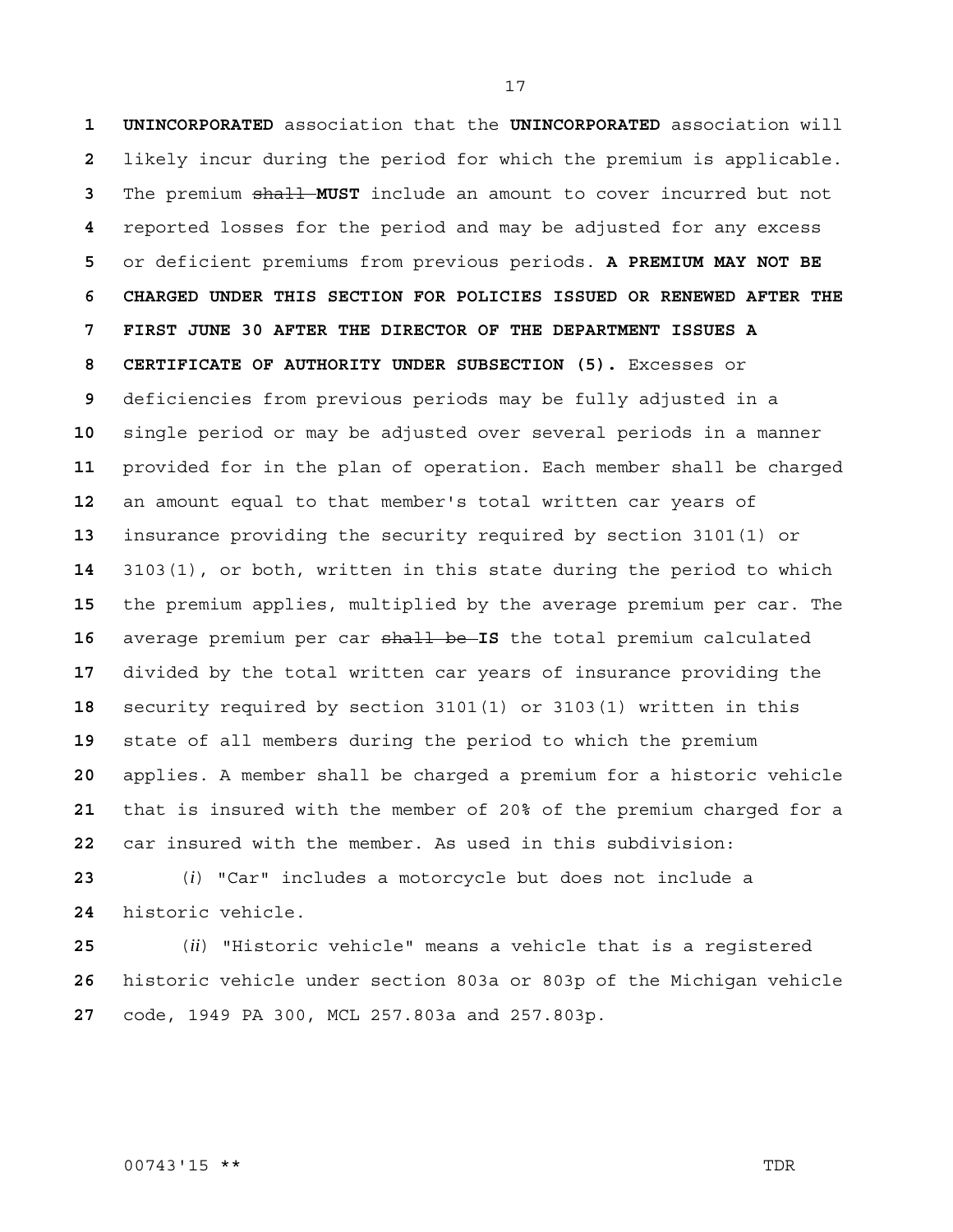**UNINCORPORATED** association that the **UNINCORPORATED** association will likely incur during the period for which the premium is applicable. The premium ~~shall~~ **MUST** include an amount to cover incurred but not reported losses for the period and may be adjusted for any excess or deficient premiums from previous periods. **A PREMIUM MAY NOT BE CHARGED UNDER THIS SECTION FOR POLICIES ISSUED OR RENEWED AFTER THE FIRST JUNE 30 AFTER THE DIRECTOR OF THE DEPARTMENT ISSUES A CERTIFICATE OF AUTHORITY UNDER SUBSECTION (5).** Excesses or deficiencies from previous periods may be fully adjusted in a single period or may be adjusted over several periods in a manner provided for in the plan of operation. Each member shall be charged an amount equal to that member's total written car years of insurance providing the security required by section 3101(1) or 3103(1), or both, written in this state during the period to which the premium applies, multiplied by the average premium per car. The average premium per car ~~shall be~~ **IS** the total premium calculated divided by the total written car years of insurance providing the security required by section 3101(1) or 3103(1) written in this state of all members during the period to which the premium applies. A member shall be charged a premium for a historic vehicle that is insured with the member of 20% of the premium charged for a car insured with the member. As used in this subdivision:

(*i*) "Car" includes a motorcycle but does not include a historic vehicle.

(*ii*) "Historic vehicle" means a vehicle that is a registered historic vehicle under section 803a or 803p of the Michigan vehicle code, 1949 PA 300, MCL 257.803a and 257.803p.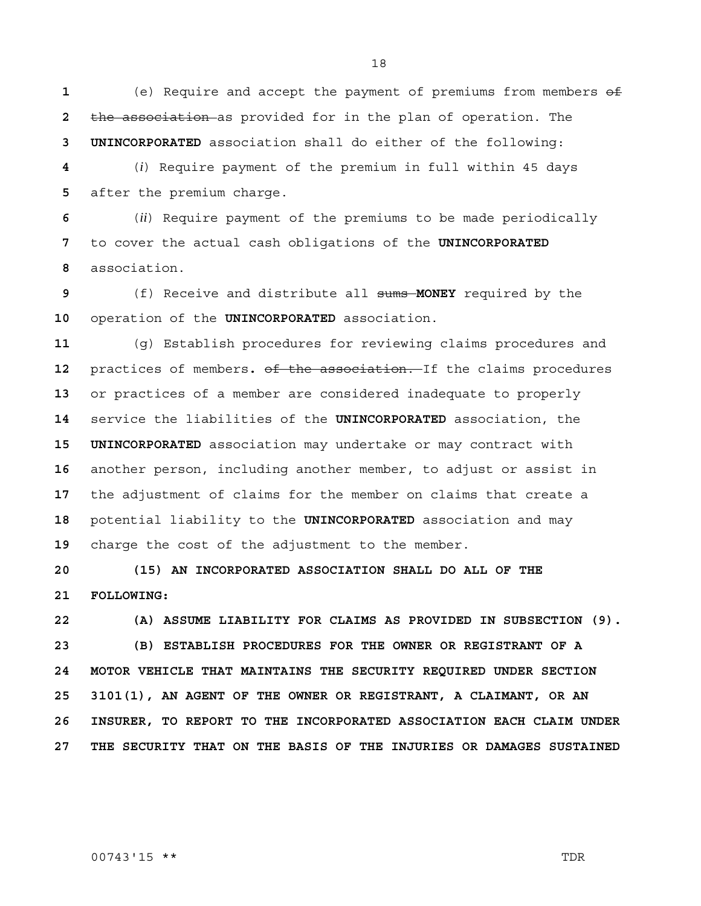(e) Require and accept the payment of premiums from members ~~of the association~~ as provided for in the plan of operation. The **UNINCORPORATED** association shall do either of the following:

(*i*) Require payment of the premium in full within 45 days after the premium charge.

(*ii*) Require payment of the premiums to be made periodically to cover the actual cash obligations of the **UNINCORPORATED** association.

(f) Receive and distribute all ~~sums~~ **MONEY** required by the operation of the **UNINCORPORATED** association.

(g) Establish procedures for reviewing claims procedures and practices of members**.** ~~of the association.~~ If the claims procedures or practices of a member are considered inadequate to properly service the liabilities of the **UNINCORPORATED** association, the **UNINCORPORATED** association may undertake or may contract with another person, including another member, to adjust or assist in the adjustment of claims for the member on claims that create a potential liability to the **UNINCORPORATED** association and may charge the cost of the adjustment to the member.

**(15) AN INCORPORATED ASSOCIATION SHALL DO ALL OF THE FOLLOWING:**

**(A) ASSUME LIABILITY FOR CLAIMS AS PROVIDED IN SUBSECTION (9).**

**(B) ESTABLISH PROCEDURES FOR THE OWNER OR REGISTRANT OF A MOTOR VEHICLE THAT MAINTAINS THE SECURITY REQUIRED UNDER SECTION 3101(1), AN AGENT OF THE OWNER OR REGISTRANT, A CLAIMANT, OR AN INSURER, TO REPORT TO THE INCORPORATED ASSOCIATION EACH CLAIM UNDER THE SECURITY THAT ON THE BASIS OF THE INJURIES OR DAMAGES SUSTAINED**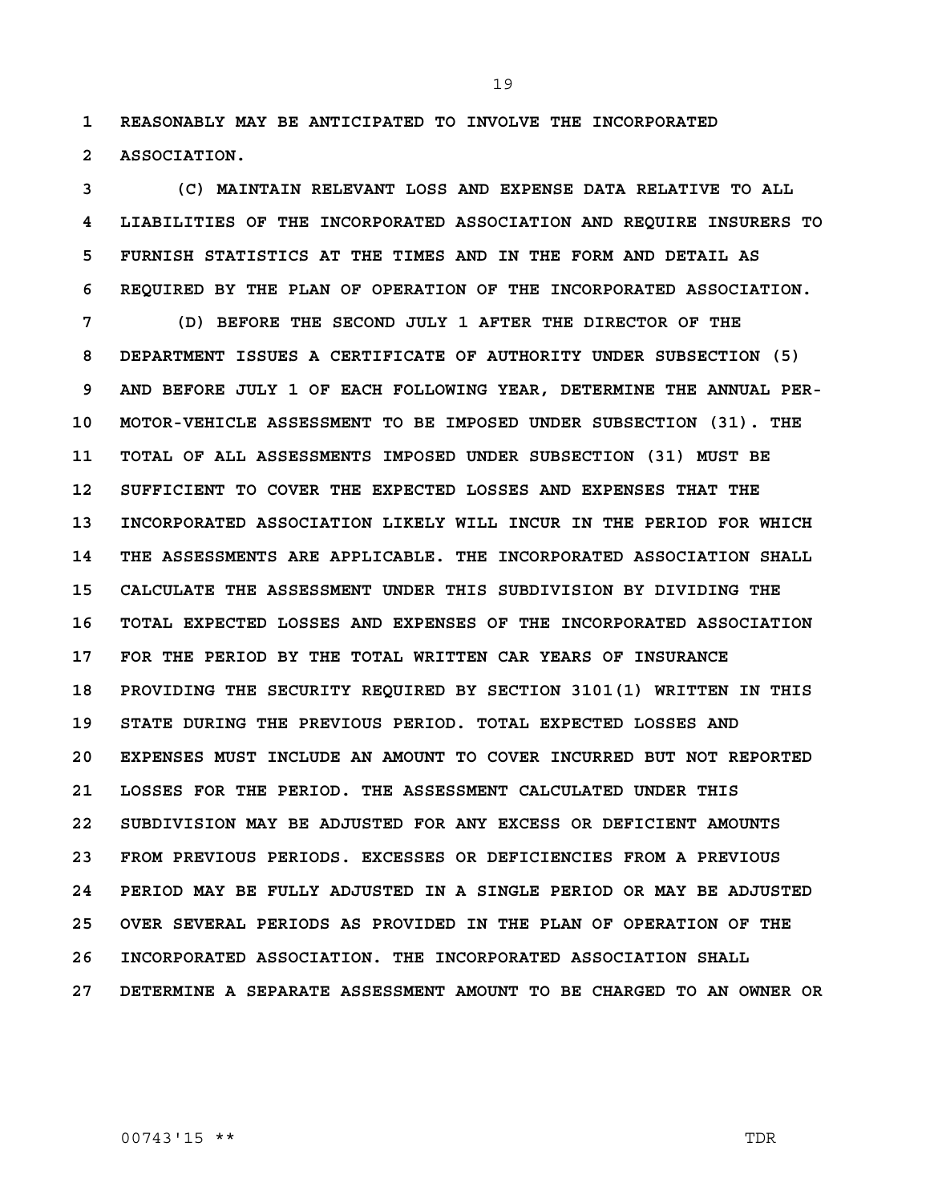**REASONABLY MAY BE ANTICIPATED TO INVOLVE THE INCORPORATED ASSOCIATION.**

**(C) MAINTAIN RELEVANT LOSS AND EXPENSE DATA RELATIVE TO ALL LIABILITIES OF THE INCORPORATED ASSOCIATION AND REQUIRE INSURERS TO FURNISH STATISTICS AT THE TIMES AND IN THE FORM AND DETAIL AS REQUIRED BY THE PLAN OF OPERATION OF THE INCORPORATED ASSOCIATION.**

**(D) BEFORE THE SECOND JULY 1 AFTER THE DIRECTOR OF THE DEPARTMENT ISSUES A CERTIFICATE OF AUTHORITY UNDER SUBSECTION (5) AND BEFORE JULY 1 OF EACH FOLLOWING YEAR, DETERMINE THE ANNUAL PER-MOTOR-VEHICLE ASSESSMENT TO BE IMPOSED UNDER SUBSECTION (31). THE TOTAL OF ALL ASSESSMENTS IMPOSED UNDER SUBSECTION (31) MUST BE SUFFICIENT TO COVER THE EXPECTED LOSSES AND EXPENSES THAT THE INCORPORATED ASSOCIATION LIKELY WILL INCUR IN THE PERIOD FOR WHICH THE ASSESSMENTS ARE APPLICABLE. THE INCORPORATED ASSOCIATION SHALL CALCULATE THE ASSESSMENT UNDER THIS SUBDIVISION BY DIVIDING THE TOTAL EXPECTED LOSSES AND EXPENSES OF THE INCORPORATED ASSOCIATION FOR THE PERIOD BY THE TOTAL WRITTEN CAR YEARS OF INSURANCE PROVIDING THE SECURITY REQUIRED BY SECTION 3101(1) WRITTEN IN THIS STATE DURING THE PREVIOUS PERIOD. TOTAL EXPECTED LOSSES AND EXPENSES MUST INCLUDE AN AMOUNT TO COVER INCURRED BUT NOT REPORTED LOSSES FOR THE PERIOD. THE ASSESSMENT CALCULATED UNDER THIS SUBDIVISION MAY BE ADJUSTED FOR ANY EXCESS OR DEFICIENT AMOUNTS FROM PREVIOUS PERIODS. EXCESSES OR DEFICIENCIES FROM A PREVIOUS PERIOD MAY BE FULLY ADJUSTED IN A SINGLE PERIOD OR MAY BE ADJUSTED OVER SEVERAL PERIODS AS PROVIDED IN THE PLAN OF OPERATION OF THE INCORPORATED ASSOCIATION. THE INCORPORATED ASSOCIATION SHALL DETERMINE A SEPARATE ASSESSMENT AMOUNT TO BE CHARGED TO AN OWNER OR**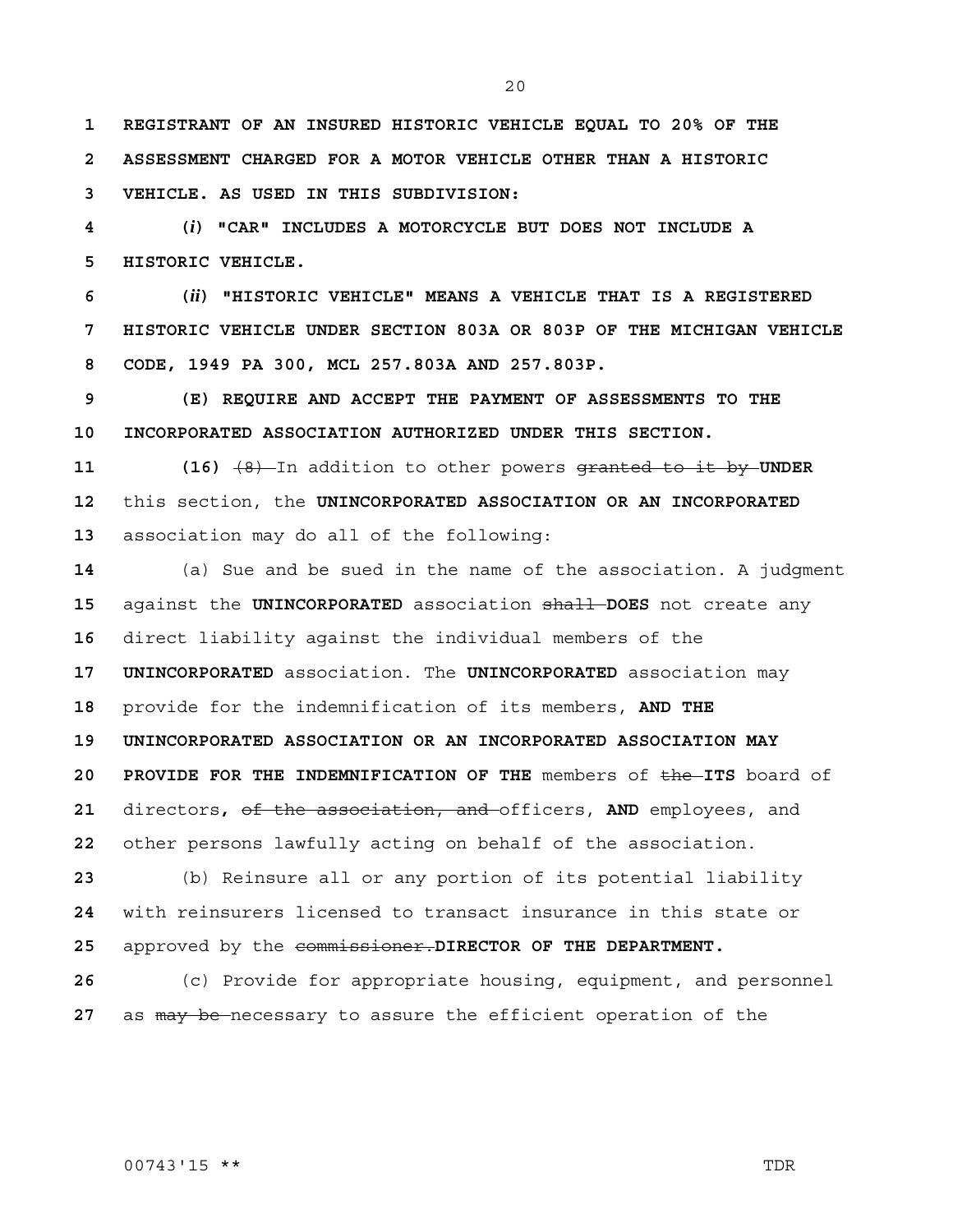**REGISTRANT OF AN INSURED HISTORIC VEHICLE EQUAL TO 20% OF THE ASSESSMENT CHARGED FOR A MOTOR VEHICLE OTHER THAN A HISTORIC VEHICLE. AS USED IN THIS SUBDIVISION:**

**(*i*) "CAR" INCLUDES A MOTORCYCLE BUT DOES NOT INCLUDE A HISTORIC VEHICLE.**

**(*ii*) "HISTORIC VEHICLE" MEANS A VEHICLE THAT IS A REGISTERED HISTORIC VEHICLE UNDER SECTION 803A OR 803P OF THE MICHIGAN VEHICLE CODE, 1949 PA 300, MCL 257.803A AND 257.803P.**

**(E) REQUIRE AND ACCEPT THE PAYMENT OF ASSESSMENTS TO THE INCORPORATED ASSOCIATION AUTHORIZED UNDER THIS SECTION.**

**(16)** ~~(8)~~ In addition to other powers ~~granted to it by~~ **UNDER** this section, the **UNINCORPORATED ASSOCIATION OR AN INCORPORATED** association may do all of the following:

(a) Sue and be sued in the name of the association. A judgment against the **UNINCORPORATED** association ~~shall~~ **DOES** not create any direct liability against the individual members of the **UNINCORPORATED** association. The **UNINCORPORATED** association may provide for the indemnification of its members, **AND THE UNINCORPORATED ASSOCIATION OR AN INCORPORATED ASSOCIATION MAY PROVIDE FOR THE INDEMNIFICATION OF THE** members of ~~the~~ **ITS** board of directors**,** ~~of the association, and~~ officers, **AND** employees, and other persons lawfully acting on behalf of the association.

(b) Reinsure all or any portion of its potential liability with reinsurers licensed to transact insurance in this state or approved by the ~~commissioner.~~ **DIRECTOR OF THE DEPARTMENT.**

(c) Provide for appropriate housing, equipment, and personnel as ~~may be~~ necessary to assure the efficient operation of the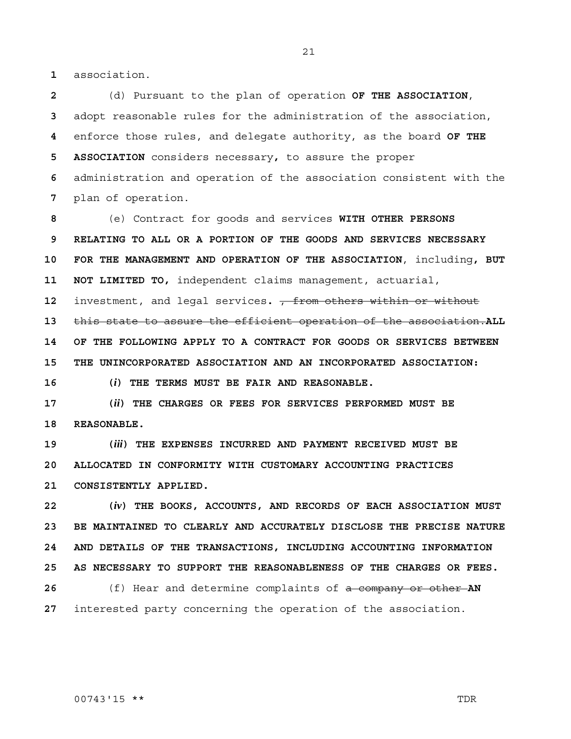association.

(d) Pursuant to the plan of operation **OF THE ASSOCIATION**, adopt reasonable rules for the administration of the association, enforce those rules, and delegate authority, as the board **OF THE ASSOCIATION** considers necessary**,** to assure the proper administration and operation of the association consistent with the plan of operation.

(e) Contract for goods and services **WITH OTHER PERSONS RELATING TO ALL OR A PORTION OF THE GOODS AND SERVICES NECESSARY FOR THE MANAGEMENT AND OPERATION OF THE ASSOCIATION**, including**, BUT NOT LIMITED TO,** independent claims management, actuarial, investment, and legal services**.** ~~, from others within or without this state to assure the efficient operation of the association.~~**ALL OF THE FOLLOWING APPLY TO A CONTRACT FOR GOODS OR SERVICES BETWEEN THE UNINCORPORATED ASSOCIATION AND AN INCORPORATED ASSOCIATION:**

**(*i*) THE TERMS MUST BE FAIR AND REASONABLE.**

**(*ii*) THE CHARGES OR FEES FOR SERVICES PERFORMED MUST BE REASONABLE.**

**(*iii*) THE EXPENSES INCURRED AND PAYMENT RECEIVED MUST BE ALLOCATED IN CONFORMITY WITH CUSTOMARY ACCOUNTING PRACTICES CONSISTENTLY APPLIED.**

**(*iv*) THE BOOKS, ACCOUNTS, AND RECORDS OF EACH ASSOCIATION MUST BE MAINTAINED TO CLEARLY AND ACCURATELY DISCLOSE THE PRECISE NATURE AND DETAILS OF THE TRANSACTIONS, INCLUDING ACCOUNTING INFORMATION AS NECESSARY TO SUPPORT THE REASONABLENESS OF THE CHARGES OR FEES.**

(f) Hear and determine complaints of ~~a company or other~~ **AN** interested party concerning the operation of the association.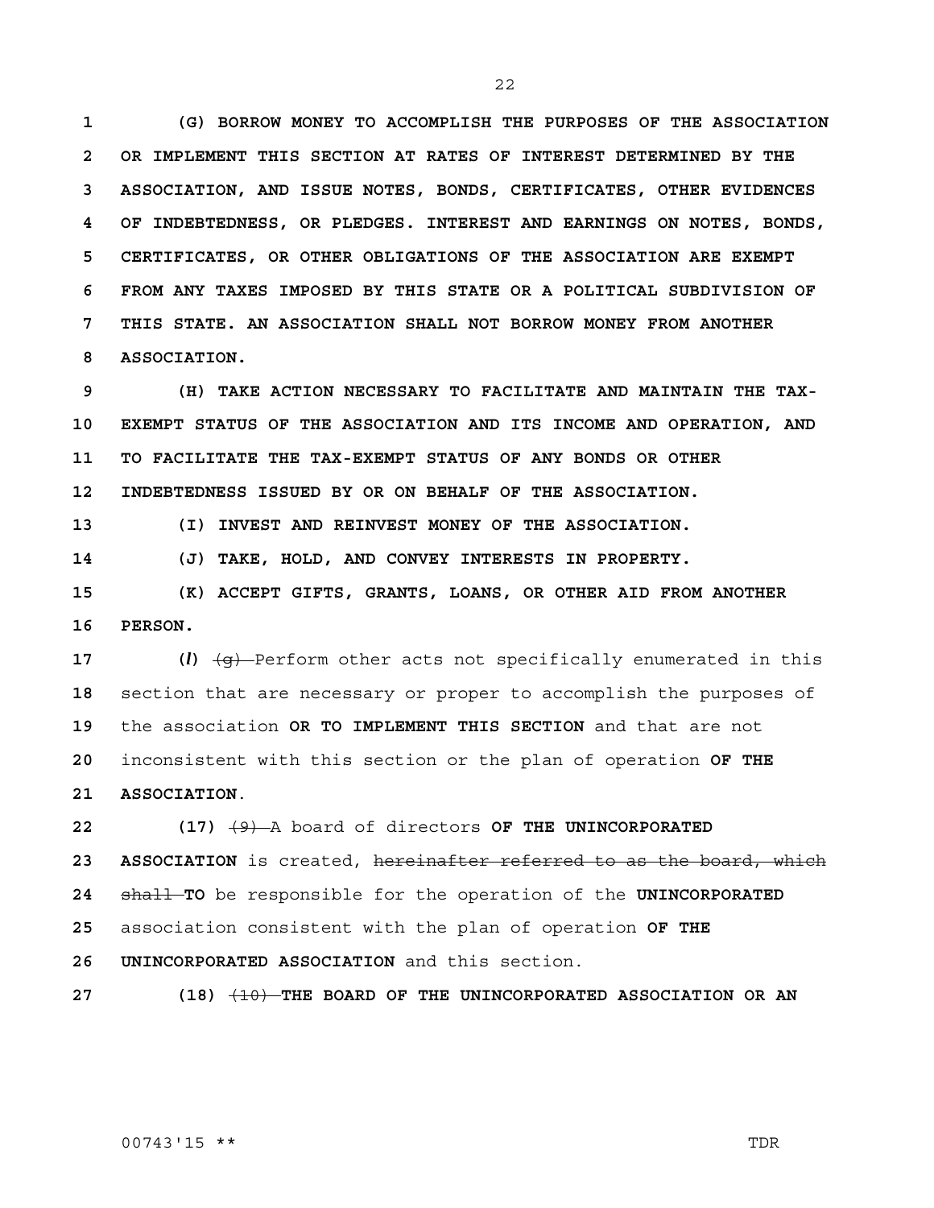**(G) BORROW MONEY TO ACCOMPLISH THE PURPOSES OF THE ASSOCIATION OR IMPLEMENT THIS SECTION AT RATES OF INTEREST DETERMINED BY THE ASSOCIATION, AND ISSUE NOTES, BONDS, CERTIFICATES, OTHER EVIDENCES OF INDEBTEDNESS, OR PLEDGES. INTEREST AND EARNINGS ON NOTES, BONDS, CERTIFICATES, OR OTHER OBLIGATIONS OF THE ASSOCIATION ARE EXEMPT FROM ANY TAXES IMPOSED BY THIS STATE OR A POLITICAL SUBDIVISION OF THIS STATE. AN ASSOCIATION SHALL NOT BORROW MONEY FROM ANOTHER ASSOCIATION.**

**(H) TAKE ACTION NECESSARY TO FACILITATE AND MAINTAIN THE TAX-EXEMPT STATUS OF THE ASSOCIATION AND ITS INCOME AND OPERATION, AND TO FACILITATE THE TAX-EXEMPT STATUS OF ANY BONDS OR OTHER INDEBTEDNESS ISSUED BY OR ON BEHALF OF THE ASSOCIATION.**

**(I) INVEST AND REINVEST MONEY OF THE ASSOCIATION.**

**(J) TAKE, HOLD, AND CONVEY INTERESTS IN PROPERTY.**

**(K) ACCEPT GIFTS, GRANTS, LOANS, OR OTHER AID FROM ANOTHER PERSON.**

**(*l*)** ~~(g)~~ Perform other acts not specifically enumerated in this section that are necessary or proper to accomplish the purposes of the association **OR TO IMPLEMENT THIS SECTION** and that are not inconsistent with this section or the plan of operation **OF THE ASSOCIATION**.

**(17)** ~~(9)~~ A board of directors **OF THE UNINCORPORATED ASSOCIATION** is created, ~~hereinafter referred to as the board, which shall~~ **TO** be responsible for the operation of the **UNINCORPORATED** association consistent with the plan of operation **OF THE UNINCORPORATED ASSOCIATION** and this section.

**(18)** ~~(10)~~ **THE BOARD OF THE UNINCORPORATED ASSOCIATION OR AN**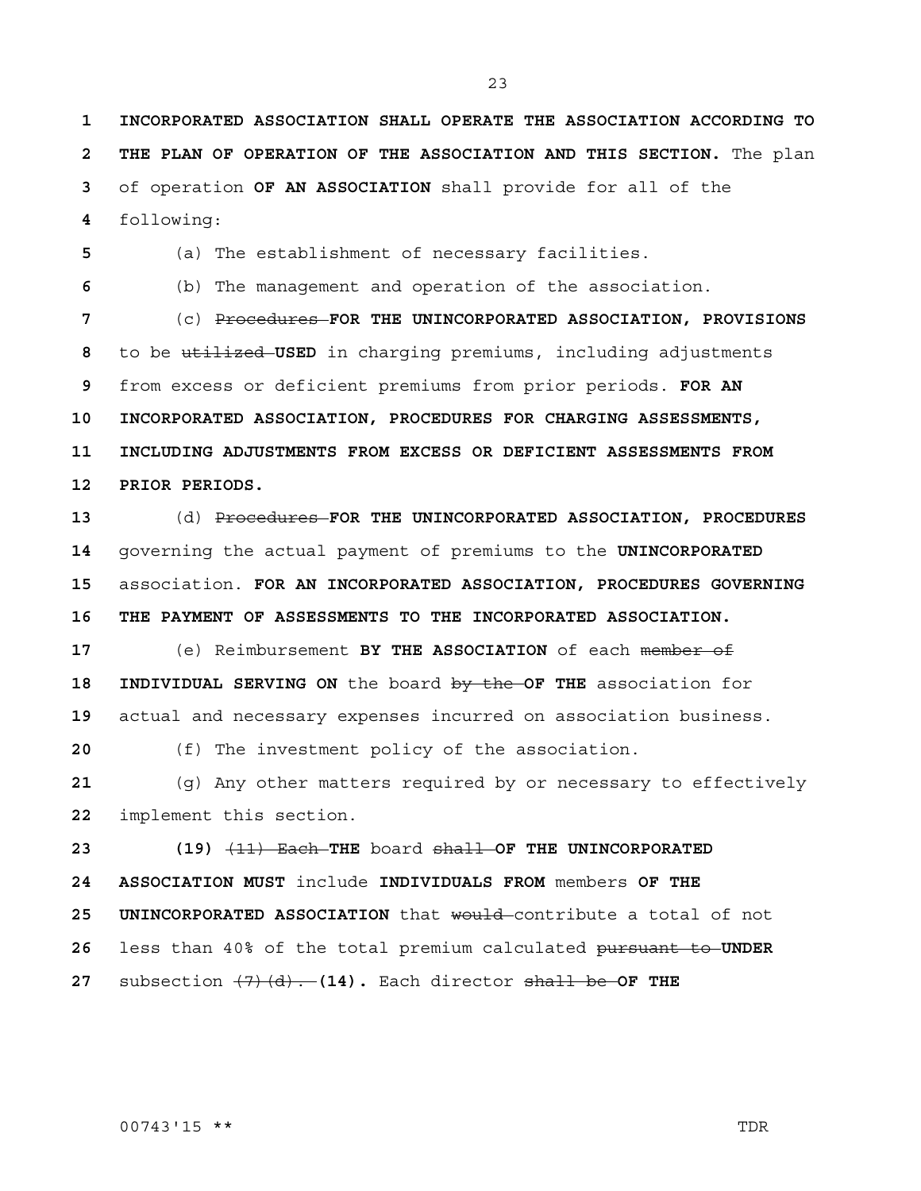**INCORPORATED ASSOCIATION SHALL OPERATE THE ASSOCIATION ACCORDING TO THE PLAN OF OPERATION OF THE ASSOCIATION AND THIS SECTION.** The plan of operation **OF AN ASSOCIATION** shall provide for all of the following:

(a) The establishment of necessary facilities.

(b) The management and operation of the association.

(c) ~~Procedures~~ **FOR THE UNINCORPORATED ASSOCIATION, PROVISIONS** to be ~~utilized~~ **USED** in charging premiums, including adjustments from excess or deficient premiums from prior periods. **FOR AN INCORPORATED ASSOCIATION, PROCEDURES FOR CHARGING ASSESSMENTS, INCLUDING ADJUSTMENTS FROM EXCESS OR DEFICIENT ASSESSMENTS FROM PRIOR PERIODS.**

(d) ~~Procedures~~ **FOR THE UNINCORPORATED ASSOCIATION, PROCEDURES** governing the actual payment of premiums to the **UNINCORPORATED** association. **FOR AN INCORPORATED ASSOCIATION, PROCEDURES GOVERNING THE PAYMENT OF ASSESSMENTS TO THE INCORPORATED ASSOCIATION.**

(e) Reimbursement **BY THE ASSOCIATION** of each ~~member of~~ **INDIVIDUAL SERVING ON** the board ~~by the~~ **OF THE** association for actual and necessary expenses incurred on association business.

(f) The investment policy of the association.

(g) Any other matters required by or necessary to effectively implement this section.

**(19)** ~~(11) Each~~ **THE** board ~~shall~~ **OF THE UNINCORPORATED ASSOCIATION MUST** include **INDIVIDUALS FROM** members **OF THE UNINCORPORATED ASSOCIATION** that ~~would~~ contribute a total of not less than 40% of the total premium calculated ~~pursuant to~~ **UNDER** subsection ~~(7)(d).~~ **(14).** Each director ~~shall be~~ **OF THE**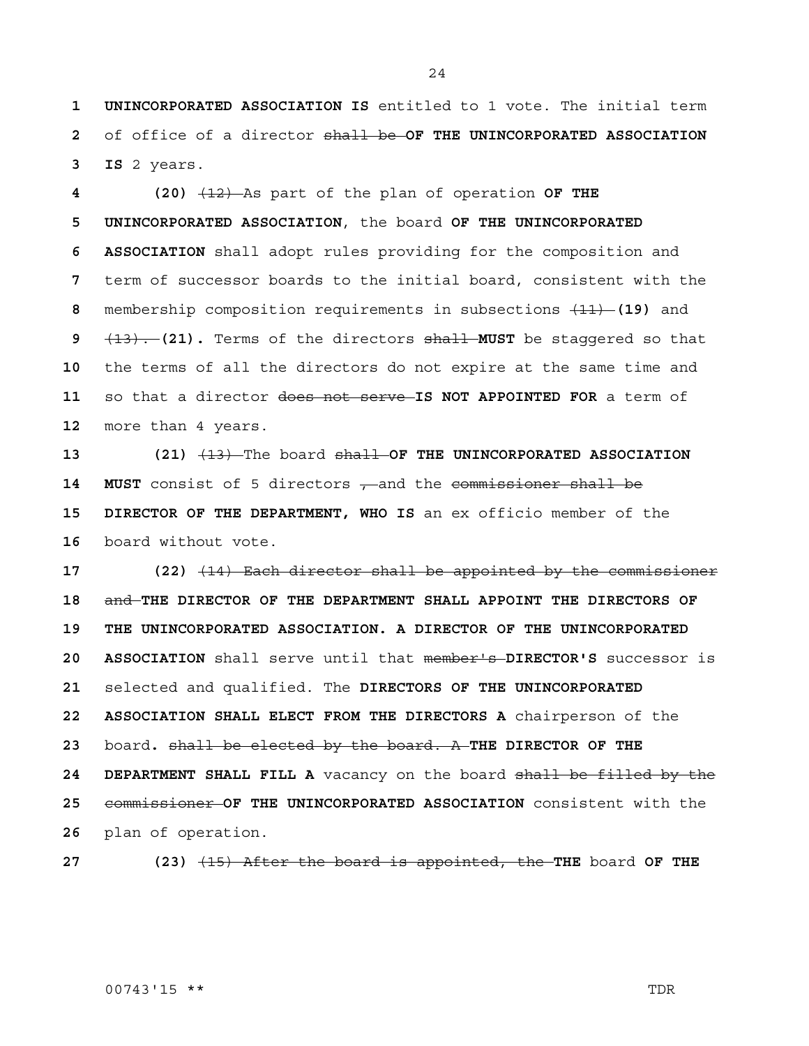**UNINCORPORATED ASSOCIATION IS** entitled to 1 vote. The initial term of office of a director ~~shall be~~ **OF THE UNINCORPORATED ASSOCIATION IS** 2 years.

**(20)** ~~(12)~~ As part of the plan of operation **OF THE UNINCORPORATED ASSOCIATION**, the board **OF THE UNINCORPORATED ASSOCIATION** shall adopt rules providing for the composition and term of successor boards to the initial board, consistent with the membership composition requirements in subsections ~~(11)~~ **(19)** and ~~(13).~~ **(21).** Terms of the directors ~~shall~~ **MUST** be staggered so that the terms of all the directors do not expire at the same time and so that a director ~~does not serve~~ **IS NOT APPOINTED FOR** a term of more than 4 years.

**(21)** ~~(13)~~ The board ~~shall~~ **OF THE UNINCORPORATED ASSOCIATION MUST** consist of 5 directors ~~,~~ and the ~~commissioner shall be~~ **DIRECTOR OF THE DEPARTMENT, WHO IS** an ex officio member of the board without vote.

**(22)** ~~(14) Each director shall be appointed by the commissioner and~~ **THE DIRECTOR OF THE DEPARTMENT SHALL APPOINT THE DIRECTORS OF THE UNINCORPORATED ASSOCIATION. A DIRECTOR OF THE UNINCORPORATED ASSOCIATION** shall serve until that ~~member's~~ **DIRECTOR'S** successor is selected and qualified. The **DIRECTORS OF THE UNINCORPORATED ASSOCIATION SHALL ELECT FROM THE DIRECTORS A** chairperson of the board**.** ~~shall be elected by the board. A~~ **THE DIRECTOR OF THE DEPARTMENT SHALL FILL A** vacancy on the board ~~shall be filled by the commissioner~~ **OF THE UNINCORPORATED ASSOCIATION** consistent with the plan of operation.

**(23)** ~~(15) After the board is appointed, the~~ **THE** board **OF THE**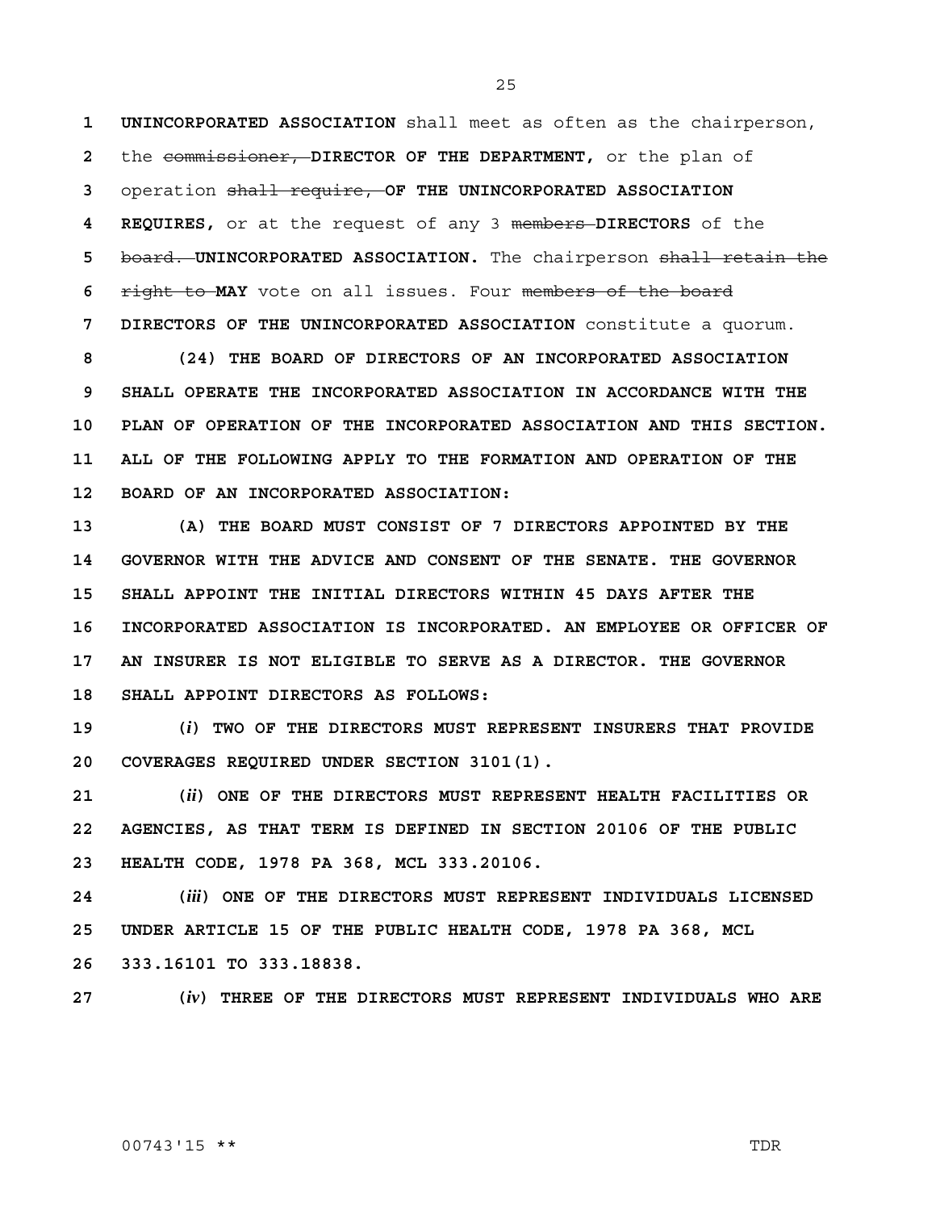**UNINCORPORATED ASSOCIATION** shall meet as often as the chairperson, the ~~commissioner,~~ **DIRECTOR OF THE DEPARTMENT,** or the plan of operation ~~shall require,~~ **OF THE UNINCORPORATED ASSOCIATION REQUIRES,** or at the request of any 3 ~~members~~ **DIRECTORS** of the ~~board.~~ **UNINCORPORATED ASSOCIATION.** The chairperson ~~shall retain the right to~~ **MAY** vote on all issues. Four ~~members of the board~~ **DIRECTORS OF THE UNINCORPORATED ASSOCIATION** constitute a quorum.

**(24) THE BOARD OF DIRECTORS OF AN INCORPORATED ASSOCIATION SHALL OPERATE THE INCORPORATED ASSOCIATION IN ACCORDANCE WITH THE PLAN OF OPERATION OF THE INCORPORATED ASSOCIATION AND THIS SECTION. ALL OF THE FOLLOWING APPLY TO THE FORMATION AND OPERATION OF THE BOARD OF AN INCORPORATED ASSOCIATION:**

**(A) THE BOARD MUST CONSIST OF 7 DIRECTORS APPOINTED BY THE GOVERNOR WITH THE ADVICE AND CONSENT OF THE SENATE. THE GOVERNOR SHALL APPOINT THE INITIAL DIRECTORS WITHIN 45 DAYS AFTER THE INCORPORATED ASSOCIATION IS INCORPORATED. AN EMPLOYEE OR OFFICER OF AN INSURER IS NOT ELIGIBLE TO SERVE AS A DIRECTOR. THE GOVERNOR SHALL APPOINT DIRECTORS AS FOLLOWS:**

**(*i*) TWO OF THE DIRECTORS MUST REPRESENT INSURERS THAT PROVIDE COVERAGES REQUIRED UNDER SECTION 3101(1).**

**(*ii*) ONE OF THE DIRECTORS MUST REPRESENT HEALTH FACILITIES OR AGENCIES, AS THAT TERM IS DEFINED IN SECTION 20106 OF THE PUBLIC HEALTH CODE, 1978 PA 368, MCL 333.20106.**

**(*iii*) ONE OF THE DIRECTORS MUST REPRESENT INDIVIDUALS LICENSED UNDER ARTICLE 15 OF THE PUBLIC HEALTH CODE, 1978 PA 368, MCL 333.16101 TO 333.18838.**

**(*iv*) THREE OF THE DIRECTORS MUST REPRESENT INDIVIDUALS WHO ARE**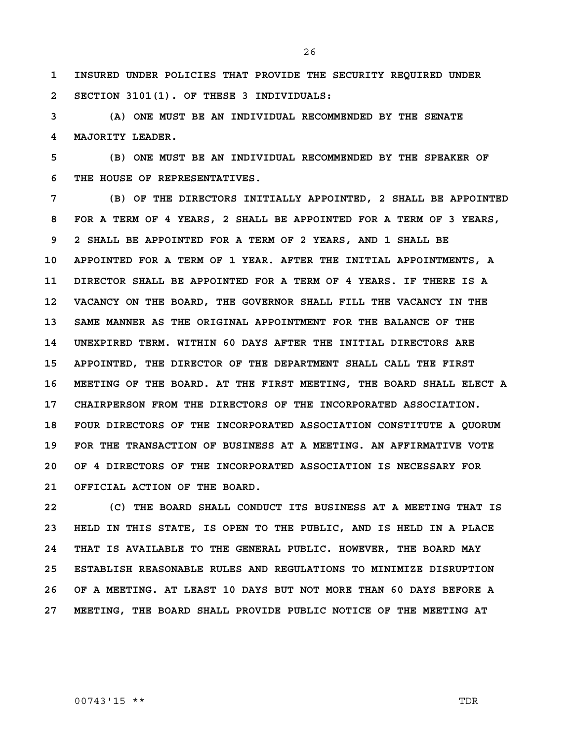INSURED UNDER POLICIES THAT PROVIDE THE SECURITY REQUIRED UNDER SECTION 3101(1). OF THESE 3 INDIVIDUALS:

(A) ONE MUST BE AN INDIVIDUAL RECOMMENDED BY THE SENATE MAJORITY LEADER.

(B) ONE MUST BE AN INDIVIDUAL RECOMMENDED BY THE SPEAKER OF THE HOUSE OF REPRESENTATIVES.

(B) OF THE DIRECTORS INITIALLY APPOINTED, 2 SHALL BE APPOINTED FOR A TERM OF 4 YEARS, 2 SHALL BE APPOINTED FOR A TERM OF 3 YEARS, 2 SHALL BE APPOINTED FOR A TERM OF 2 YEARS, AND 1 SHALL BE APPOINTED FOR A TERM OF 1 YEAR. AFTER THE INITIAL APPOINTMENTS, A DIRECTOR SHALL BE APPOINTED FOR A TERM OF 4 YEARS. IF THERE IS A VACANCY ON THE BOARD, THE GOVERNOR SHALL FILL THE VACANCY IN THE SAME MANNER AS THE ORIGINAL APPOINTMENT FOR THE BALANCE OF THE UNEXPIRED TERM. WITHIN 60 DAYS AFTER THE INITIAL DIRECTORS ARE APPOINTED, THE DIRECTOR OF THE DEPARTMENT SHALL CALL THE FIRST MEETING OF THE BOARD. AT THE FIRST MEETING, THE BOARD SHALL ELECT A CHAIRPERSON FROM THE DIRECTORS OF THE INCORPORATED ASSOCIATION. FOUR DIRECTORS OF THE INCORPORATED ASSOCIATION CONSTITUTE A QUORUM FOR THE TRANSACTION OF BUSINESS AT A MEETING. AN AFFIRMATIVE VOTE OF 4 DIRECTORS OF THE INCORPORATED ASSOCIATION IS NECESSARY FOR OFFICIAL ACTION OF THE BOARD.

(C) THE BOARD SHALL CONDUCT ITS BUSINESS AT A MEETING THAT IS HELD IN THIS STATE, IS OPEN TO THE PUBLIC, AND IS HELD IN A PLACE THAT IS AVAILABLE TO THE GENERAL PUBLIC. HOWEVER, THE BOARD MAY ESTABLISH REASONABLE RULES AND REGULATIONS TO MINIMIZE DISRUPTION OF A MEETING. AT LEAST 10 DAYS BUT NOT MORE THAN 60 DAYS BEFORE A MEETING, THE BOARD SHALL PROVIDE PUBLIC NOTICE OF THE MEETING AT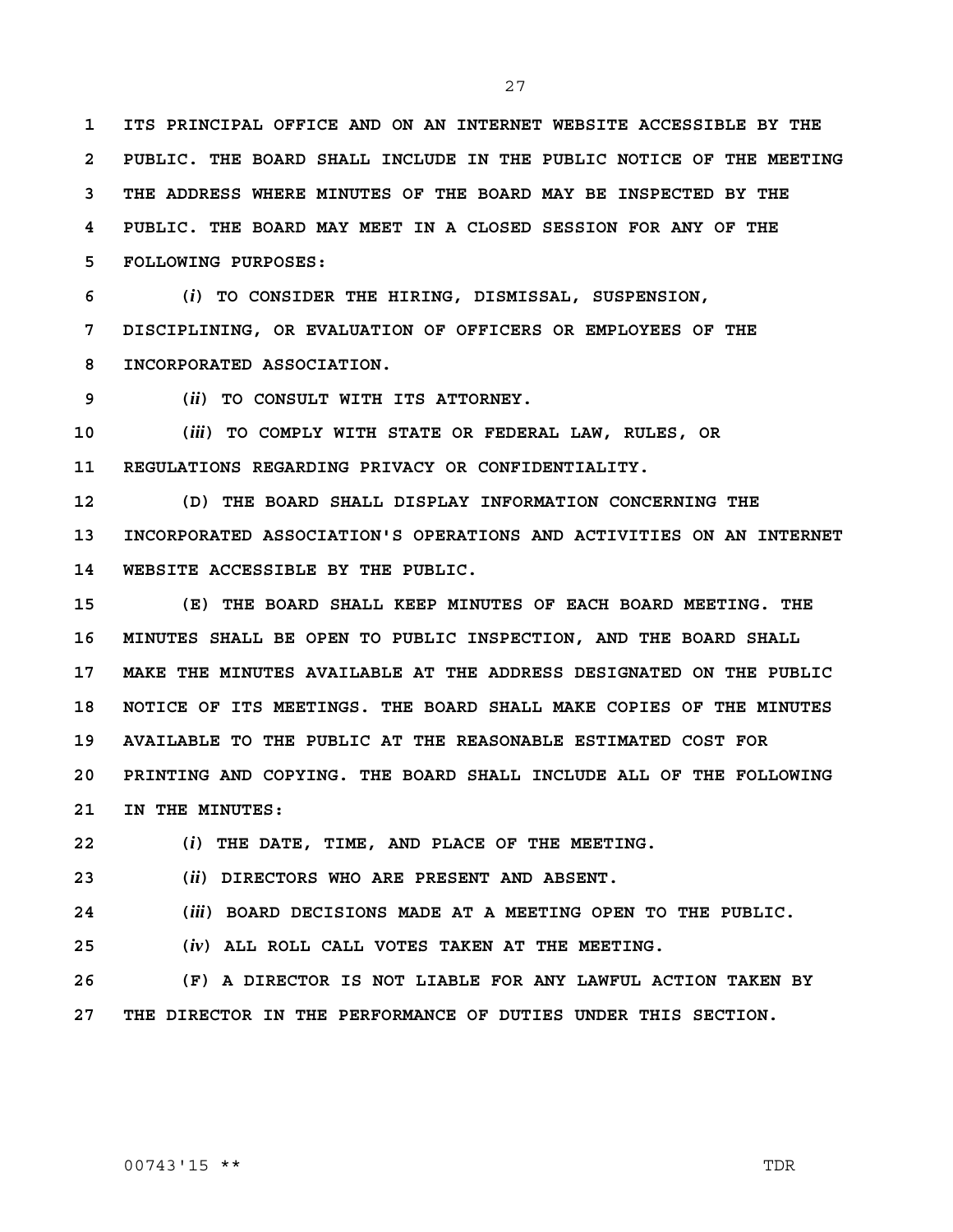**ITS PRINCIPAL OFFICE AND ON AN INTERNET WEBSITE ACCESSIBLE BY THE PUBLIC. THE BOARD SHALL INCLUDE IN THE PUBLIC NOTICE OF THE MEETING THE ADDRESS WHERE MINUTES OF THE BOARD MAY BE INSPECTED BY THE PUBLIC. THE BOARD MAY MEET IN A CLOSED SESSION FOR ANY OF THE FOLLOWING PURPOSES:**

**(*i*) TO CONSIDER THE HIRING, DISMISSAL, SUSPENSION, DISCIPLINING, OR EVALUATION OF OFFICERS OR EMPLOYEES OF THE INCORPORATED ASSOCIATION.**

**(*ii*) TO CONSULT WITH ITS ATTORNEY.**

**(*iii*) TO COMPLY WITH STATE OR FEDERAL LAW, RULES, OR REGULATIONS REGARDING PRIVACY OR CONFIDENTIALITY.**

**(D) THE BOARD SHALL DISPLAY INFORMATION CONCERNING THE INCORPORATED ASSOCIATION'S OPERATIONS AND ACTIVITIES ON AN INTERNET WEBSITE ACCESSIBLE BY THE PUBLIC.**

**(E) THE BOARD SHALL KEEP MINUTES OF EACH BOARD MEETING. THE MINUTES SHALL BE OPEN TO PUBLIC INSPECTION, AND THE BOARD SHALL MAKE THE MINUTES AVAILABLE AT THE ADDRESS DESIGNATED ON THE PUBLIC NOTICE OF ITS MEETINGS. THE BOARD SHALL MAKE COPIES OF THE MINUTES AVAILABLE TO THE PUBLIC AT THE REASONABLE ESTIMATED COST FOR PRINTING AND COPYING. THE BOARD SHALL INCLUDE ALL OF THE FOLLOWING IN THE MINUTES:**

**(*i*) THE DATE, TIME, AND PLACE OF THE MEETING.**

**(*ii*) DIRECTORS WHO ARE PRESENT AND ABSENT.**

**(*iii*) BOARD DECISIONS MADE AT A MEETING OPEN TO THE PUBLIC.**

**(*iv*) ALL ROLL CALL VOTES TAKEN AT THE MEETING.**

**(F) A DIRECTOR IS NOT LIABLE FOR ANY LAWFUL ACTION TAKEN BY THE DIRECTOR IN THE PERFORMANCE OF DUTIES UNDER THIS SECTION.**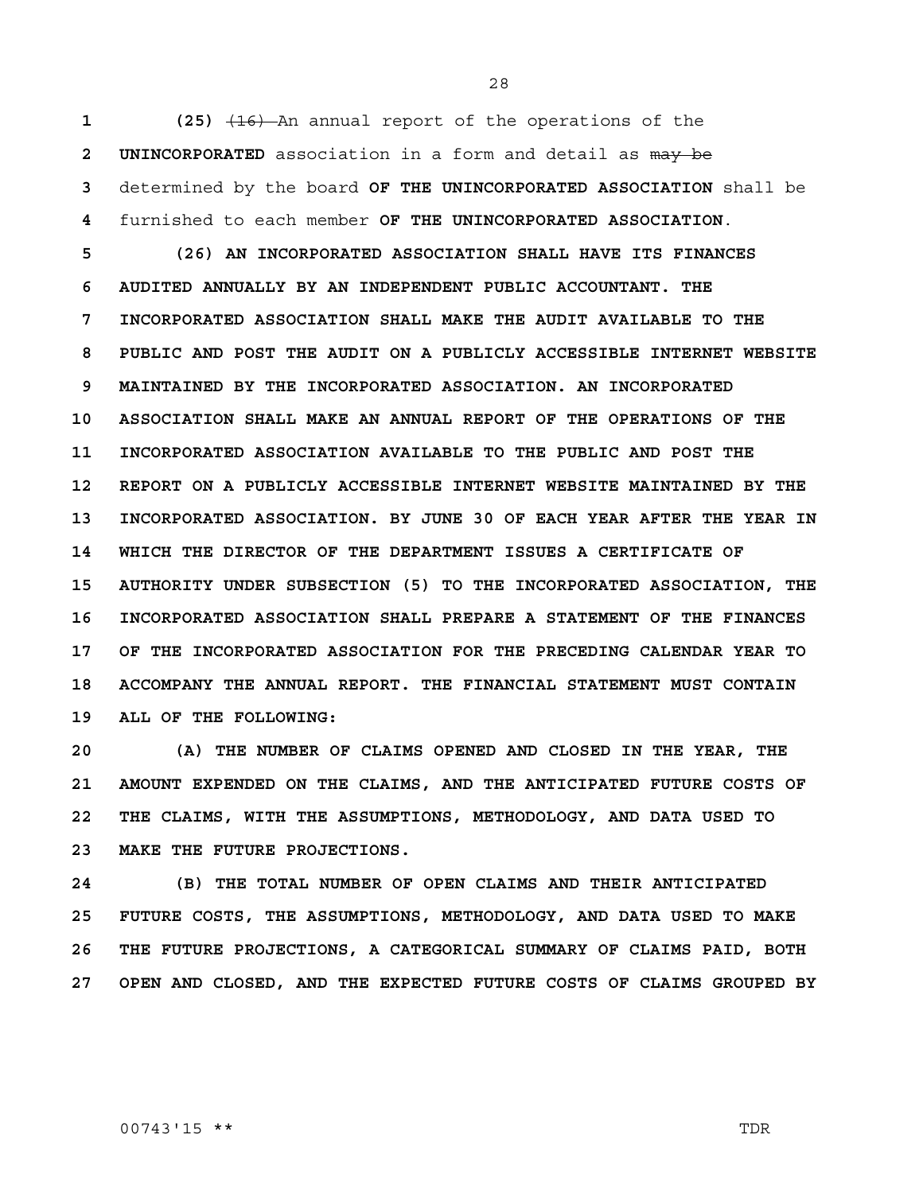**(25)** ~~(16)~~ An annual report of the operations of the **UNINCORPORATED** association in a form and detail as ~~may be~~ determined by the board **OF THE UNINCORPORATED ASSOCIATION** shall be furnished to each member **OF THE UNINCORPORATED ASSOCIATION**.

**(26) AN INCORPORATED ASSOCIATION SHALL HAVE ITS FINANCES AUDITED ANNUALLY BY AN INDEPENDENT PUBLIC ACCOUNTANT. THE INCORPORATED ASSOCIATION SHALL MAKE THE AUDIT AVAILABLE TO THE PUBLIC AND POST THE AUDIT ON A PUBLICLY ACCESSIBLE INTERNET WEBSITE MAINTAINED BY THE INCORPORATED ASSOCIATION. AN INCORPORATED ASSOCIATION SHALL MAKE AN ANNUAL REPORT OF THE OPERATIONS OF THE INCORPORATED ASSOCIATION AVAILABLE TO THE PUBLIC AND POST THE REPORT ON A PUBLICLY ACCESSIBLE INTERNET WEBSITE MAINTAINED BY THE INCORPORATED ASSOCIATION. BY JUNE 30 OF EACH YEAR AFTER THE YEAR IN WHICH THE DIRECTOR OF THE DEPARTMENT ISSUES A CERTIFICATE OF AUTHORITY UNDER SUBSECTION (5) TO THE INCORPORATED ASSOCIATION, THE INCORPORATED ASSOCIATION SHALL PREPARE A STATEMENT OF THE FINANCES OF THE INCORPORATED ASSOCIATION FOR THE PRECEDING CALENDAR YEAR TO ACCOMPANY THE ANNUAL REPORT. THE FINANCIAL STATEMENT MUST CONTAIN ALL OF THE FOLLOWING:**

**(A) THE NUMBER OF CLAIMS OPENED AND CLOSED IN THE YEAR, THE AMOUNT EXPENDED ON THE CLAIMS, AND THE ANTICIPATED FUTURE COSTS OF THE CLAIMS, WITH THE ASSUMPTIONS, METHODOLOGY, AND DATA USED TO MAKE THE FUTURE PROJECTIONS.**

**(B) THE TOTAL NUMBER OF OPEN CLAIMS AND THEIR ANTICIPATED FUTURE COSTS, THE ASSUMPTIONS, METHODOLOGY, AND DATA USED TO MAKE THE FUTURE PROJECTIONS, A CATEGORICAL SUMMARY OF CLAIMS PAID, BOTH OPEN AND CLOSED, AND THE EXPECTED FUTURE COSTS OF CLAIMS GROUPED BY**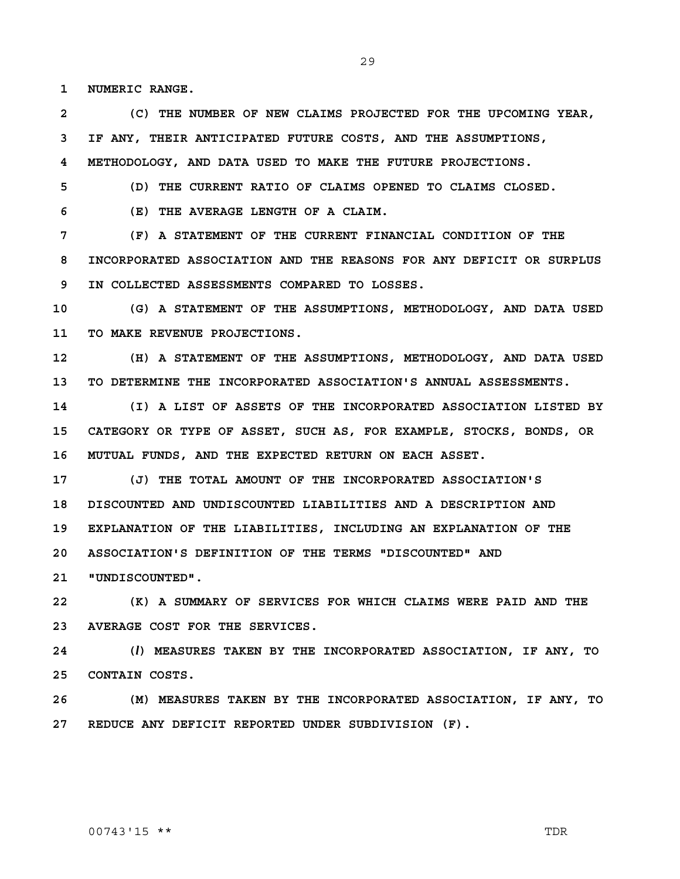**NUMERIC RANGE.**

**(C) THE NUMBER OF NEW CLAIMS PROJECTED FOR THE UPCOMING YEAR, IF ANY, THEIR ANTICIPATED FUTURE COSTS, AND THE ASSUMPTIONS, METHODOLOGY, AND DATA USED TO MAKE THE FUTURE PROJECTIONS.**

**(D) THE CURRENT RATIO OF CLAIMS OPENED TO CLAIMS CLOSED.**

**(E) THE AVERAGE LENGTH OF A CLAIM.**

**(F) A STATEMENT OF THE CURRENT FINANCIAL CONDITION OF THE INCORPORATED ASSOCIATION AND THE REASONS FOR ANY DEFICIT OR SURPLUS IN COLLECTED ASSESSMENTS COMPARED TO LOSSES.**

**(G) A STATEMENT OF THE ASSUMPTIONS, METHODOLOGY, AND DATA USED TO MAKE REVENUE PROJECTIONS.**

**(H) A STATEMENT OF THE ASSUMPTIONS, METHODOLOGY, AND DATA USED TO DETERMINE THE INCORPORATED ASSOCIATION'S ANNUAL ASSESSMENTS.**

**(I) A LIST OF ASSETS OF THE INCORPORATED ASSOCIATION LISTED BY CATEGORY OR TYPE OF ASSET, SUCH AS, FOR EXAMPLE, STOCKS, BONDS, OR MUTUAL FUNDS, AND THE EXPECTED RETURN ON EACH ASSET.**

**(J) THE TOTAL AMOUNT OF THE INCORPORATED ASSOCIATION'S DISCOUNTED AND UNDISCOUNTED LIABILITIES AND A DESCRIPTION AND EXPLANATION OF THE LIABILITIES, INCLUDING AN EXPLANATION OF THE ASSOCIATION'S DEFINITION OF THE TERMS "DISCOUNTED" AND "UNDISCOUNTED".**

**(K) A SUMMARY OF SERVICES FOR WHICH CLAIMS WERE PAID AND THE AVERAGE COST FOR THE SERVICES.**

**(*l*) MEASURES TAKEN BY THE INCORPORATED ASSOCIATION, IF ANY, TO CONTAIN COSTS.**

**(M) MEASURES TAKEN BY THE INCORPORATED ASSOCIATION, IF ANY, TO REDUCE ANY DEFICIT REPORTED UNDER SUBDIVISION (F).**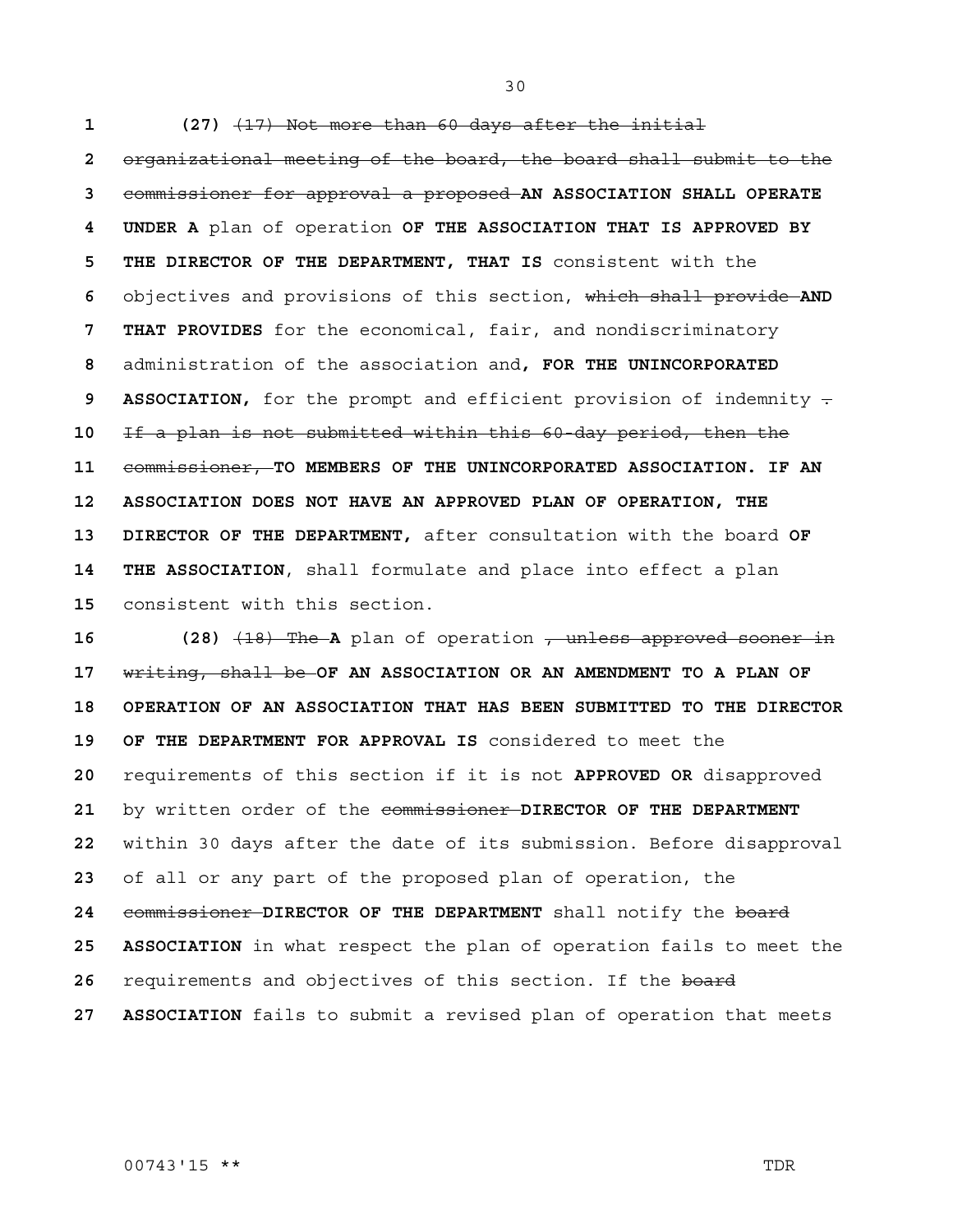**(27)** ~~(17) Not more than 60 days after the initial organizational meeting of the board, the board shall submit to the commissioner for approval a proposed~~ **AN ASSOCIATION SHALL OPERATE UNDER A** plan of operation **OF THE ASSOCIATION THAT IS APPROVED BY THE DIRECTOR OF THE DEPARTMENT, THAT IS** consistent with the objectives and provisions of this section, ~~which shall provide~~ **AND THAT PROVIDES** for the economical, fair, and nondiscriminatory administration of the association and**, FOR THE UNINCORPORATED ASSOCIATION,** for the prompt and efficient provision of indemnity ~~. If a plan is not submitted within this 60-day period, then the commissioner,~~ **TO MEMBERS OF THE UNINCORPORATED ASSOCIATION. IF AN ASSOCIATION DOES NOT HAVE AN APPROVED PLAN OF OPERATION, THE DIRECTOR OF THE DEPARTMENT,** after consultation with the board **OF THE ASSOCIATION**, shall formulate and place into effect a plan consistent with this section.

**(28)** ~~(18) The~~ **A** plan of operation ~~, unless approved sooner in writing, shall be~~ **OF AN ASSOCIATION OR AN AMENDMENT TO A PLAN OF OPERATION OF AN ASSOCIATION THAT HAS BEEN SUBMITTED TO THE DIRECTOR OF THE DEPARTMENT FOR APPROVAL IS** considered to meet the requirements of this section if it is not **APPROVED OR** disapproved by written order of the ~~commissioner~~ **DIRECTOR OF THE DEPARTMENT** within 30 days after the date of its submission. Before disapproval of all or any part of the proposed plan of operation, the ~~commissioner~~ **DIRECTOR OF THE DEPARTMENT** shall notify the ~~board~~ **ASSOCIATION** in what respect the plan of operation fails to meet the requirements and objectives of this section. If the ~~board~~ **ASSOCIATION** fails to submit a revised plan of operation that meets

00743'15 ** TDR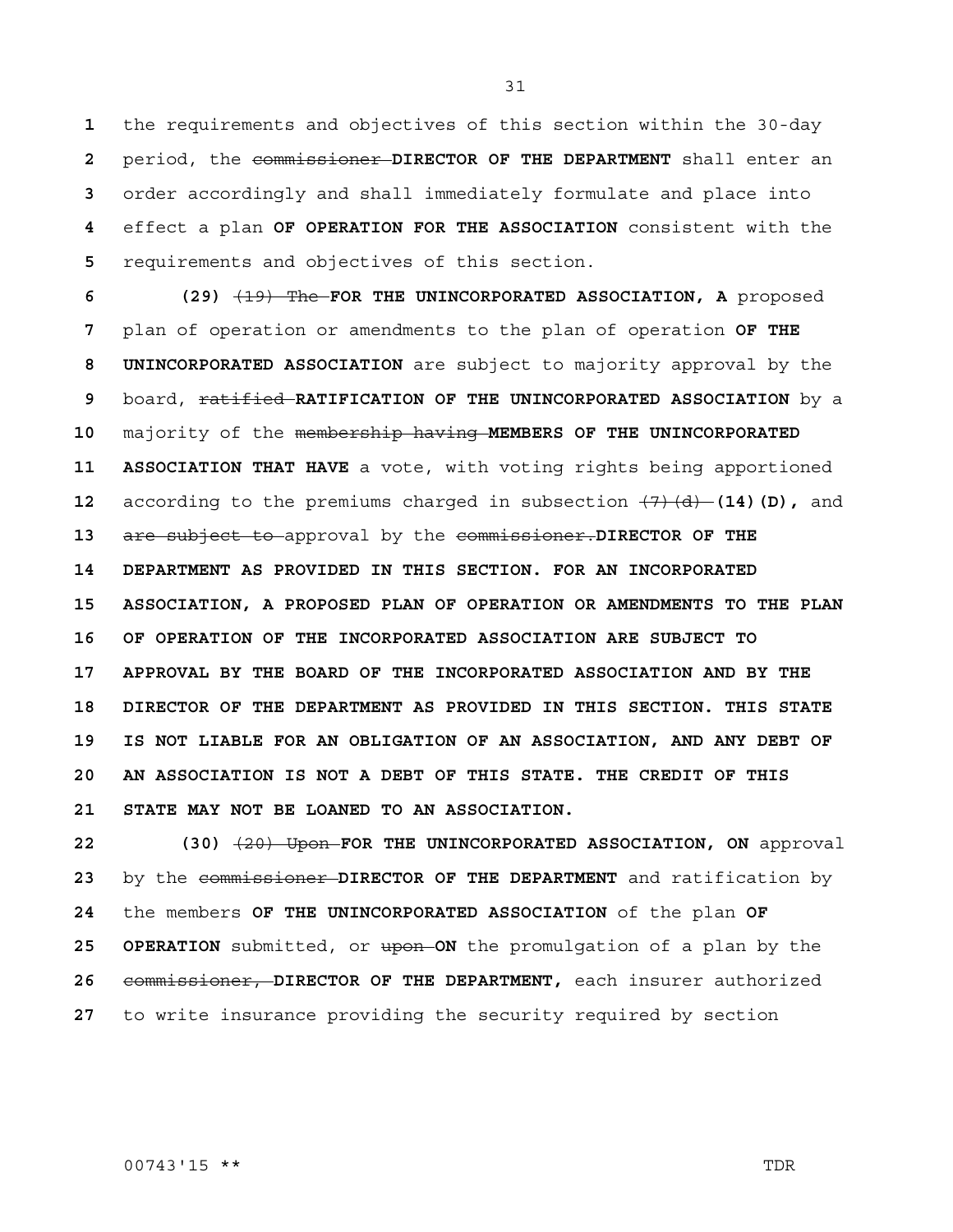the requirements and objectives of this section within the 30-day period, the ~~commissioner~~ **DIRECTOR OF THE DEPARTMENT** shall enter an order accordingly and shall immediately formulate and place into effect a plan **OF OPERATION FOR THE ASSOCIATION** consistent with the requirements and objectives of this section.

**(29)** ~~(19) The~~ **FOR THE UNINCORPORATED ASSOCIATION, A** proposed plan of operation or amendments to the plan of operation **OF THE UNINCORPORATED ASSOCIATION** are subject to majority approval by the board, ~~ratified~~ **RATIFICATION OF THE UNINCORPORATED ASSOCIATION** by a majority of the ~~membership having~~ **MEMBERS OF THE UNINCORPORATED ASSOCIATION THAT HAVE** a vote, with voting rights being apportioned according to the premiums charged in subsection ~~(7)(d)~~ **(14)(D),** and ~~are subject to~~ approval by the ~~commissioner.~~ **DIRECTOR OF THE DEPARTMENT AS PROVIDED IN THIS SECTION. FOR AN INCORPORATED ASSOCIATION, A PROPOSED PLAN OF OPERATION OR AMENDMENTS TO THE PLAN OF OPERATION OF THE INCORPORATED ASSOCIATION ARE SUBJECT TO APPROVAL BY THE BOARD OF THE INCORPORATED ASSOCIATION AND BY THE DIRECTOR OF THE DEPARTMENT AS PROVIDED IN THIS SECTION. THIS STATE IS NOT LIABLE FOR AN OBLIGATION OF AN ASSOCIATION, AND ANY DEBT OF AN ASSOCIATION IS NOT A DEBT OF THIS STATE. THE CREDIT OF THIS STATE MAY NOT BE LOANED TO AN ASSOCIATION.**

**(30)** ~~(20) Upon~~ **FOR THE UNINCORPORATED ASSOCIATION, ON** approval by the ~~commissioner~~ **DIRECTOR OF THE DEPARTMENT** and ratification by the members **OF THE UNINCORPORATED ASSOCIATION** of the plan **OF OPERATION** submitted, or ~~upon~~ **ON** the promulgation of a plan by the ~~commissioner,~~ **DIRECTOR OF THE DEPARTMENT,** each insurer authorized to write insurance providing the security required by section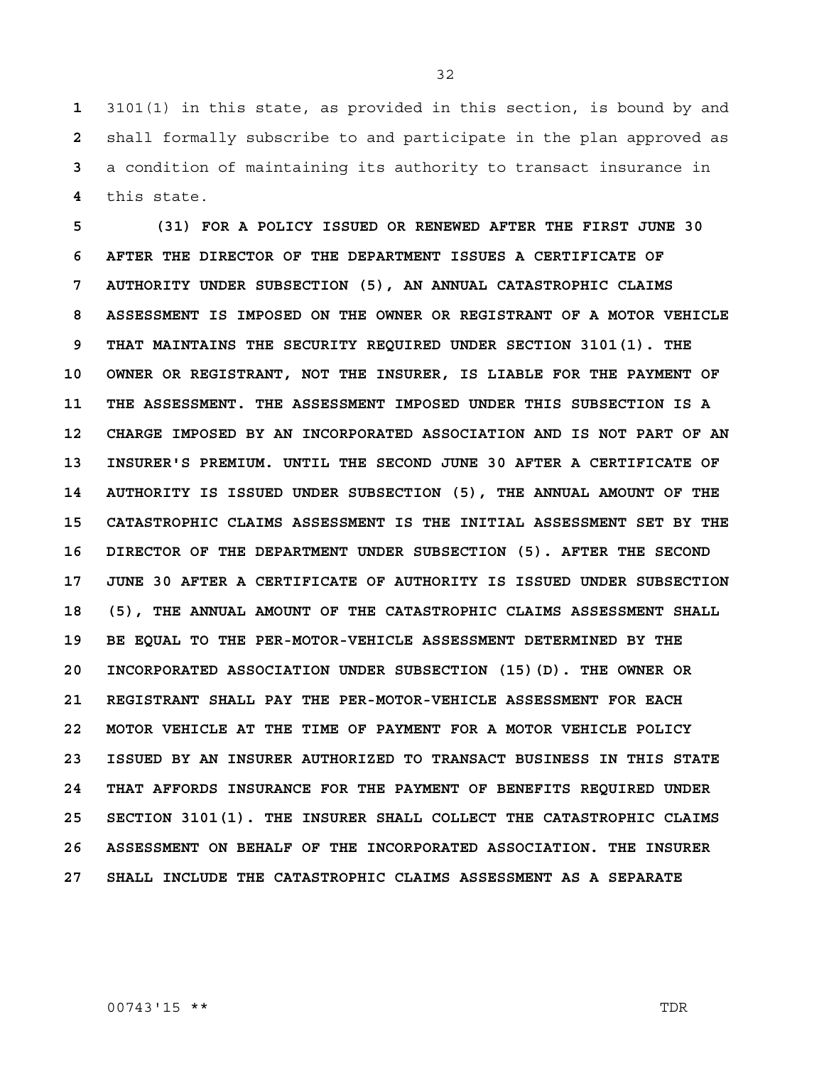3101(1) in this state, as provided in this section, is bound by and shall formally subscribe to and participate in the plan approved as a condition of maintaining its authority to transact insurance in this state.

**(31) FOR A POLICY ISSUED OR RENEWED AFTER THE FIRST JUNE 30 AFTER THE DIRECTOR OF THE DEPARTMENT ISSUES A CERTIFICATE OF AUTHORITY UNDER SUBSECTION (5), AN ANNUAL CATASTROPHIC CLAIMS ASSESSMENT IS IMPOSED ON THE OWNER OR REGISTRANT OF A MOTOR VEHICLE THAT MAINTAINS THE SECURITY REQUIRED UNDER SECTION 3101(1). THE OWNER OR REGISTRANT, NOT THE INSURER, IS LIABLE FOR THE PAYMENT OF THE ASSESSMENT. THE ASSESSMENT IMPOSED UNDER THIS SUBSECTION IS A CHARGE IMPOSED BY AN INCORPORATED ASSOCIATION AND IS NOT PART OF AN INSURER'S PREMIUM. UNTIL THE SECOND JUNE 30 AFTER A CERTIFICATE OF AUTHORITY IS ISSUED UNDER SUBSECTION (5), THE ANNUAL AMOUNT OF THE CATASTROPHIC CLAIMS ASSESSMENT IS THE INITIAL ASSESSMENT SET BY THE DIRECTOR OF THE DEPARTMENT UNDER SUBSECTION (5). AFTER THE SECOND JUNE 30 AFTER A CERTIFICATE OF AUTHORITY IS ISSUED UNDER SUBSECTION (5), THE ANNUAL AMOUNT OF THE CATASTROPHIC CLAIMS ASSESSMENT SHALL BE EQUAL TO THE PER-MOTOR-VEHICLE ASSESSMENT DETERMINED BY THE INCORPORATED ASSOCIATION UNDER SUBSECTION (15)(D). THE OWNER OR REGISTRANT SHALL PAY THE PER-MOTOR-VEHICLE ASSESSMENT FOR EACH MOTOR VEHICLE AT THE TIME OF PAYMENT FOR A MOTOR VEHICLE POLICY ISSUED BY AN INSURER AUTHORIZED TO TRANSACT BUSINESS IN THIS STATE THAT AFFORDS INSURANCE FOR THE PAYMENT OF BENEFITS REQUIRED UNDER SECTION 3101(1). THE INSURER SHALL COLLECT THE CATASTROPHIC CLAIMS ASSESSMENT ON BEHALF OF THE INCORPORATED ASSOCIATION. THE INSURER SHALL INCLUDE THE CATASTROPHIC CLAIMS ASSESSMENT AS A SEPARATE**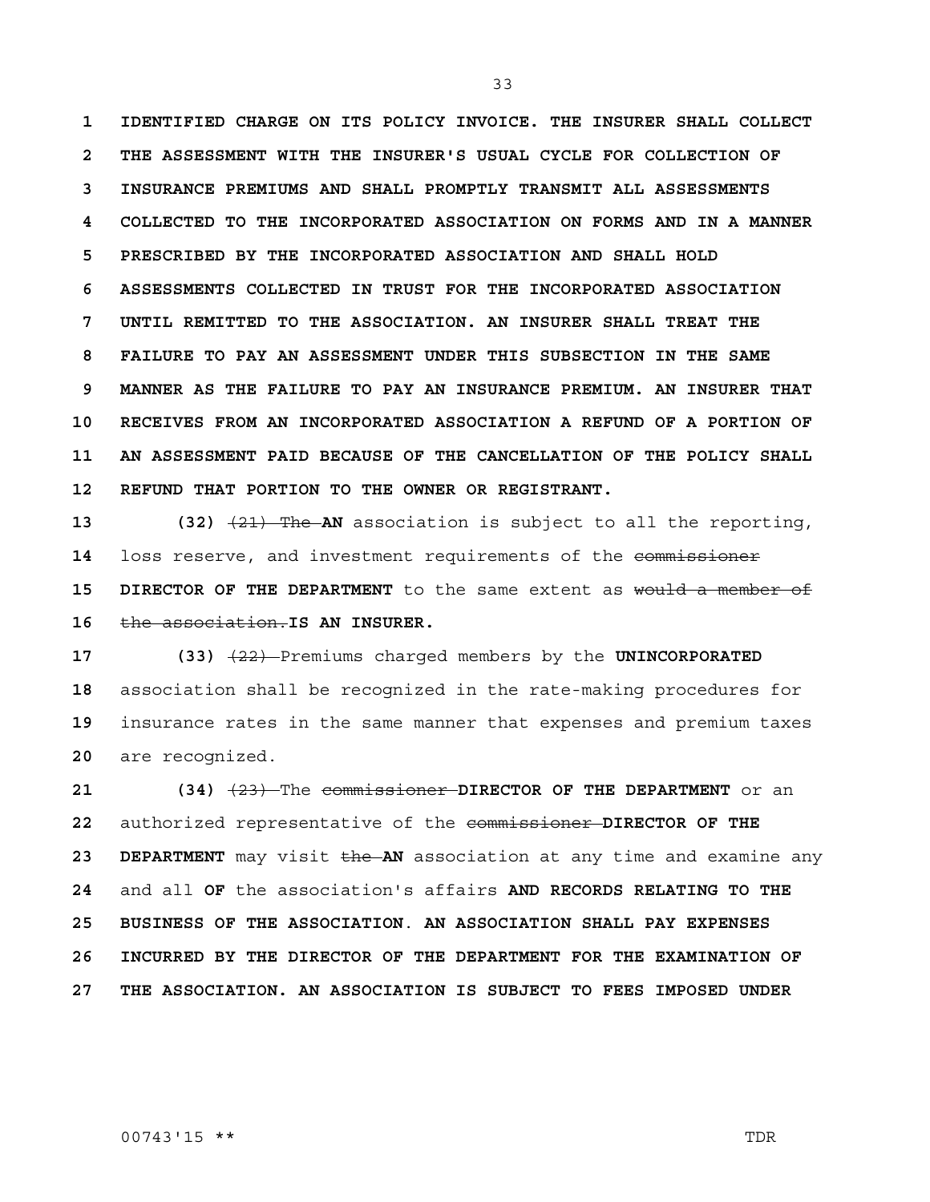**IDENTIFIED CHARGE ON ITS POLICY INVOICE. THE INSURER SHALL COLLECT THE ASSESSMENT WITH THE INSURER'S USUAL CYCLE FOR COLLECTION OF INSURANCE PREMIUMS AND SHALL PROMPTLY TRANSMIT ALL ASSESSMENTS COLLECTED TO THE INCORPORATED ASSOCIATION ON FORMS AND IN A MANNER PRESCRIBED BY THE INCORPORATED ASSOCIATION AND SHALL HOLD ASSESSMENTS COLLECTED IN TRUST FOR THE INCORPORATED ASSOCIATION UNTIL REMITTED TO THE ASSOCIATION. AN INSURER SHALL TREAT THE FAILURE TO PAY AN ASSESSMENT UNDER THIS SUBSECTION IN THE SAME MANNER AS THE FAILURE TO PAY AN INSURANCE PREMIUM. AN INSURER THAT RECEIVES FROM AN INCORPORATED ASSOCIATION A REFUND OF A PORTION OF AN ASSESSMENT PAID BECAUSE OF THE CANCELLATION OF THE POLICY SHALL REFUND THAT PORTION TO THE OWNER OR REGISTRANT.**

**(32)** ~~(21) The~~ **AN** association is subject to all the reporting, loss reserve, and investment requirements of the ~~commissioner~~ **DIRECTOR OF THE DEPARTMENT** to the same extent as ~~would a member of the association.~~ **IS AN INSURER.**

**(33)** ~~(22)~~ Premiums charged members by the **UNINCORPORATED** association shall be recognized in the rate-making procedures for insurance rates in the same manner that expenses and premium taxes are recognized.

**(34)** ~~(23)~~ The ~~commissioner~~ **DIRECTOR OF THE DEPARTMENT** or an authorized representative of the ~~commissioner~~ **DIRECTOR OF THE DEPARTMENT** may visit ~~the~~ **AN** association at any time and examine any and all **OF** the association's affairs **AND RECORDS RELATING TO THE BUSINESS OF THE ASSOCIATION**. **AN ASSOCIATION SHALL PAY EXPENSES INCURRED BY THE DIRECTOR OF THE DEPARTMENT FOR THE EXAMINATION OF THE ASSOCIATION. AN ASSOCIATION IS SUBJECT TO FEES IMPOSED UNDER**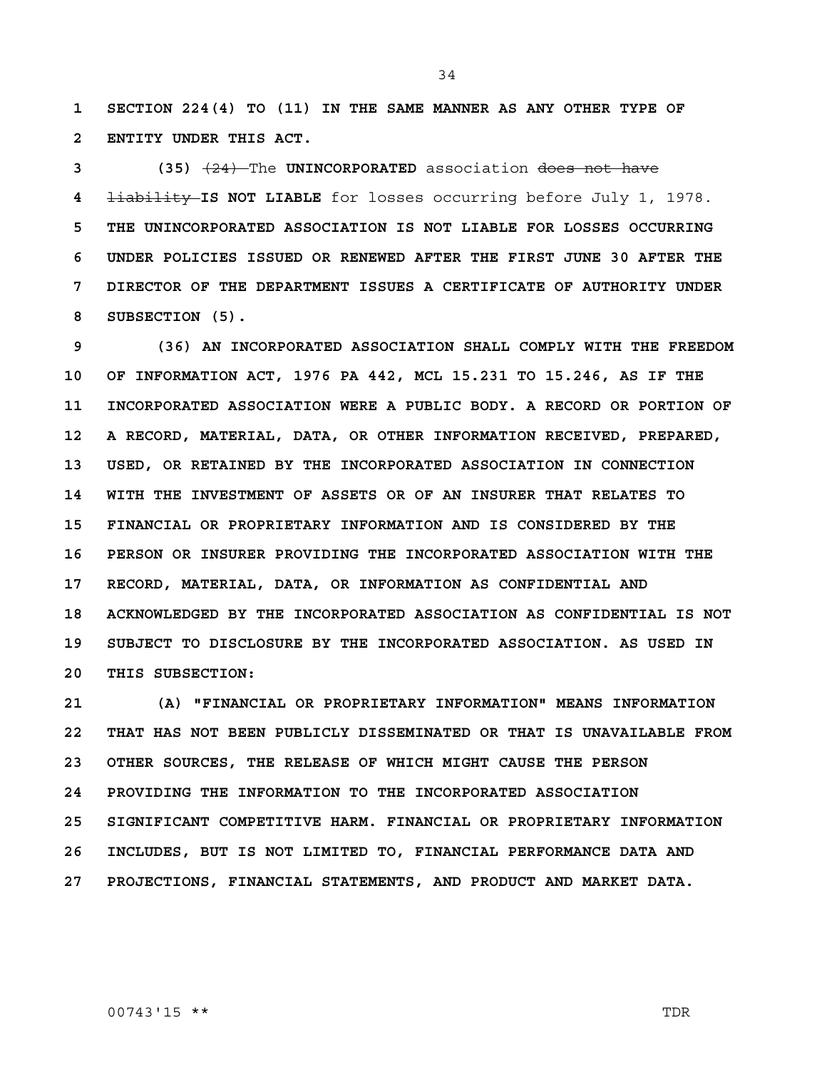SECTION 224(4) TO (11) IN THE SAME MANNER AS ANY OTHER TYPE OF ENTITY UNDER THIS ACT.

**(35)** ~~(24)~~ The **UNINCORPORATED** association ~~does not have liability~~ **IS NOT LIABLE** for losses occurring before July 1, 1978. **THE UNINCORPORATED ASSOCIATION IS NOT LIABLE FOR LOSSES OCCURRING UNDER POLICIES ISSUED OR RENEWED AFTER THE FIRST JUNE 30 AFTER THE DIRECTOR OF THE DEPARTMENT ISSUES A CERTIFICATE OF AUTHORITY UNDER SUBSECTION (5).**

**(36) AN INCORPORATED ASSOCIATION SHALL COMPLY WITH THE FREEDOM OF INFORMATION ACT, 1976 PA 442, MCL 15.231 TO 15.246, AS IF THE INCORPORATED ASSOCIATION WERE A PUBLIC BODY. A RECORD OR PORTION OF A RECORD, MATERIAL, DATA, OR OTHER INFORMATION RECEIVED, PREPARED, USED, OR RETAINED BY THE INCORPORATED ASSOCIATION IN CONNECTION WITH THE INVESTMENT OF ASSETS OR OF AN INSURER THAT RELATES TO FINANCIAL OR PROPRIETARY INFORMATION AND IS CONSIDERED BY THE PERSON OR INSURER PROVIDING THE INCORPORATED ASSOCIATION WITH THE RECORD, MATERIAL, DATA, OR INFORMATION AS CONFIDENTIAL AND ACKNOWLEDGED BY THE INCORPORATED ASSOCIATION AS CONFIDENTIAL IS NOT SUBJECT TO DISCLOSURE BY THE INCORPORATED ASSOCIATION. AS USED IN THIS SUBSECTION:**

**(A) "FINANCIAL OR PROPRIETARY INFORMATION" MEANS INFORMATION THAT HAS NOT BEEN PUBLICLY DISSEMINATED OR THAT IS UNAVAILABLE FROM OTHER SOURCES, THE RELEASE OF WHICH MIGHT CAUSE THE PERSON PROVIDING THE INFORMATION TO THE INCORPORATED ASSOCIATION SIGNIFICANT COMPETITIVE HARM. FINANCIAL OR PROPRIETARY INFORMATION INCLUDES, BUT IS NOT LIMITED TO, FINANCIAL PERFORMANCE DATA AND PROJECTIONS, FINANCIAL STATEMENTS, AND PRODUCT AND MARKET DATA.**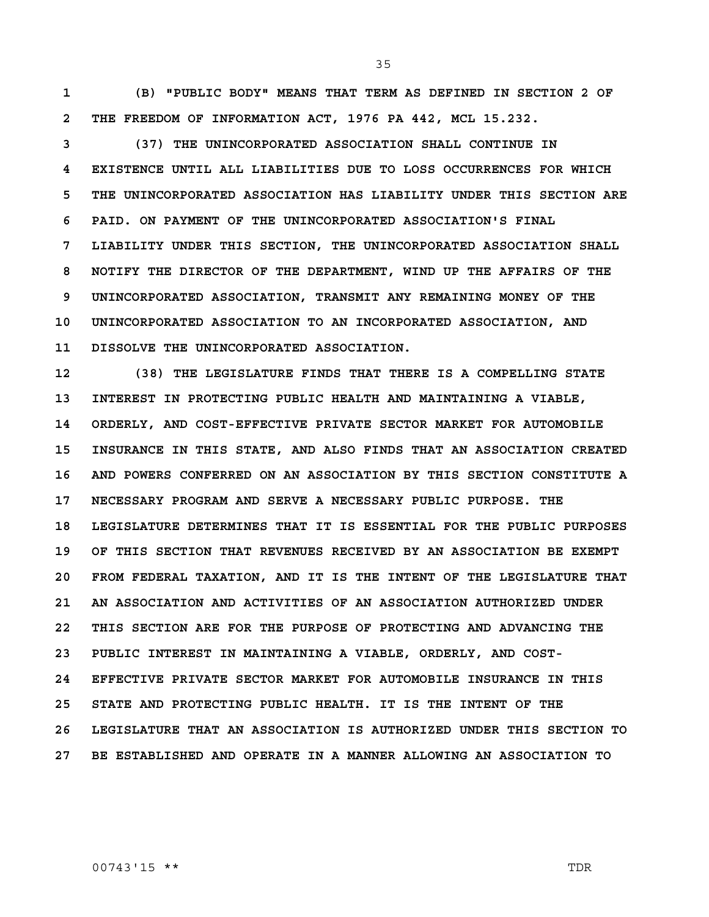**(B) "PUBLIC BODY" MEANS THAT TERM AS DEFINED IN SECTION 2 OF THE FREEDOM OF INFORMATION ACT, 1976 PA 442, MCL 15.232.**

**(37) THE UNINCORPORATED ASSOCIATION SHALL CONTINUE IN EXISTENCE UNTIL ALL LIABILITIES DUE TO LOSS OCCURRENCES FOR WHICH THE UNINCORPORATED ASSOCIATION HAS LIABILITY UNDER THIS SECTION ARE PAID. ON PAYMENT OF THE UNINCORPORATED ASSOCIATION'S FINAL LIABILITY UNDER THIS SECTION, THE UNINCORPORATED ASSOCIATION SHALL NOTIFY THE DIRECTOR OF THE DEPARTMENT, WIND UP THE AFFAIRS OF THE UNINCORPORATED ASSOCIATION, TRANSMIT ANY REMAINING MONEY OF THE UNINCORPORATED ASSOCIATION TO AN INCORPORATED ASSOCIATION, AND DISSOLVE THE UNINCORPORATED ASSOCIATION.**

**(38) THE LEGISLATURE FINDS THAT THERE IS A COMPELLING STATE INTEREST IN PROTECTING PUBLIC HEALTH AND MAINTAINING A VIABLE, ORDERLY, AND COST-EFFECTIVE PRIVATE SECTOR MARKET FOR AUTOMOBILE INSURANCE IN THIS STATE, AND ALSO FINDS THAT AN ASSOCIATION CREATED AND POWERS CONFERRED ON AN ASSOCIATION BY THIS SECTION CONSTITUTE A NECESSARY PROGRAM AND SERVE A NECESSARY PUBLIC PURPOSE. THE LEGISLATURE DETERMINES THAT IT IS ESSENTIAL FOR THE PUBLIC PURPOSES OF THIS SECTION THAT REVENUES RECEIVED BY AN ASSOCIATION BE EXEMPT FROM FEDERAL TAXATION, AND IT IS THE INTENT OF THE LEGISLATURE THAT AN ASSOCIATION AND ACTIVITIES OF AN ASSOCIATION AUTHORIZED UNDER THIS SECTION ARE FOR THE PURPOSE OF PROTECTING AND ADVANCING THE PUBLIC INTEREST IN MAINTAINING A VIABLE, ORDERLY, AND COST-EFFECTIVE PRIVATE SECTOR MARKET FOR AUTOMOBILE INSURANCE IN THIS STATE AND PROTECTING PUBLIC HEALTH. IT IS THE INTENT OF THE LEGISLATURE THAT AN ASSOCIATION IS AUTHORIZED UNDER THIS SECTION TO BE ESTABLISHED AND OPERATE IN A MANNER ALLOWING AN ASSOCIATION TO**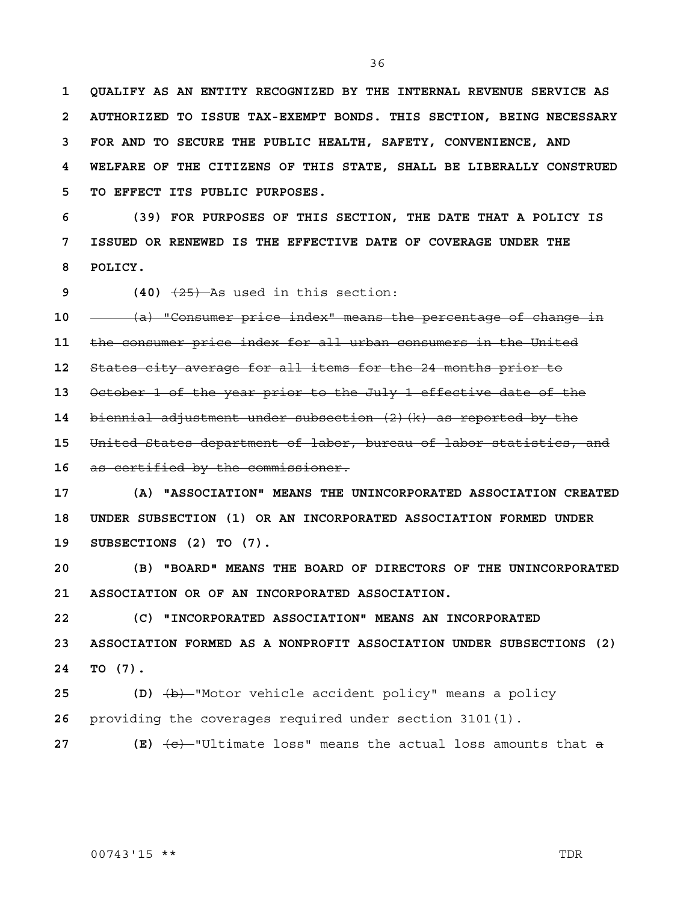**QUALIFY AS AN ENTITY RECOGNIZED BY THE INTERNAL REVENUE SERVICE AS AUTHORIZED TO ISSUE TAX-EXEMPT BONDS. THIS SECTION, BEING NECESSARY FOR AND TO SECURE THE PUBLIC HEALTH, SAFETY, CONVENIENCE, AND WELFARE OF THE CITIZENS OF THIS STATE, SHALL BE LIBERALLY CONSTRUED TO EFFECT ITS PUBLIC PURPOSES.**

**(39) FOR PURPOSES OF THIS SECTION, THE DATE THAT A POLICY IS ISSUED OR RENEWED IS THE EFFECTIVE DATE OF COVERAGE UNDER THE POLICY.**

**(40)** ~~(25)~~ As used in this section:

~~(a) "Consumer price index" means the percentage of change in the consumer price index for all urban consumers in the United States city average for all items for the 24 months prior to October 1 of the year prior to the July 1 effective date of the biennial adjustment under subsection (2)(k) as reported by the United States department of labor, bureau of labor statistics, and as certified by the commissioner.~~

**(A) "ASSOCIATION" MEANS THE UNINCORPORATED ASSOCIATION CREATED UNDER SUBSECTION (1) OR AN INCORPORATED ASSOCIATION FORMED UNDER SUBSECTIONS (2) TO (7).**

**(B) "BOARD" MEANS THE BOARD OF DIRECTORS OF THE UNINCORPORATED ASSOCIATION OR OF AN INCORPORATED ASSOCIATION.**

**(C) "INCORPORATED ASSOCIATION" MEANS AN INCORPORATED ASSOCIATION FORMED AS A NONPROFIT ASSOCIATION UNDER SUBSECTIONS (2) TO (7).**

**(D)** ~~(b)~~ "Motor vehicle accident policy" means a policy providing the coverages required under section 3101(1).

**(E)** ~~(c)~~ "Ultimate loss" means the actual loss amounts that ~~a~~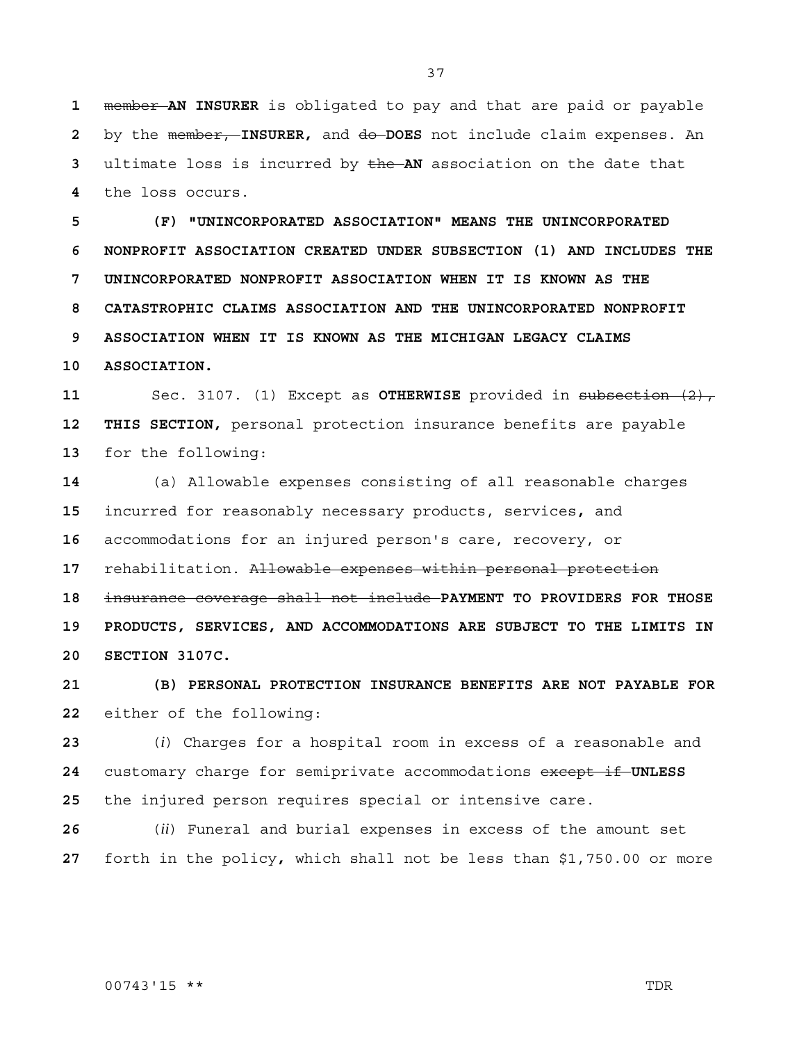~~member~~ **AN INSURER** is obligated to pay and that are paid or payable by the ~~member,~~ **INSURER,** and ~~do~~ **DOES** not include claim expenses. An ultimate loss is incurred by ~~the~~ **AN** association on the date that the loss occurs.

**(F) "UNINCORPORATED ASSOCIATION" MEANS THE UNINCORPORATED NONPROFIT ASSOCIATION CREATED UNDER SUBSECTION (1) AND INCLUDES THE UNINCORPORATED NONPROFIT ASSOCIATION WHEN IT IS KNOWN AS THE CATASTROPHIC CLAIMS ASSOCIATION AND THE UNINCORPORATED NONPROFIT ASSOCIATION WHEN IT IS KNOWN AS THE MICHIGAN LEGACY CLAIMS ASSOCIATION.**

Sec. 3107. (1) Except as **OTHERWISE** provided in ~~subsection (2),~~ **THIS SECTION,** personal protection insurance benefits are payable for the following:

(a) Allowable expenses consisting of all reasonable charges incurred for reasonably necessary products, services, and accommodations for an injured person's care, recovery, or rehabilitation. ~~Allowable expenses within personal protection insurance coverage shall not include~~ **PAYMENT TO PROVIDERS FOR THOSE PRODUCTS, SERVICES, AND ACCOMMODATIONS ARE SUBJECT TO THE LIMITS IN SECTION 3107C.**

**(B) PERSONAL PROTECTION INSURANCE BENEFITS ARE NOT PAYABLE FOR** either of the following:

(*i*) Charges for a hospital room in excess of a reasonable and customary charge for semiprivate accommodations ~~except if~~ **UNLESS** the injured person requires special or intensive care.

(*ii*) Funeral and burial expenses in excess of the amount set forth in the policy, which shall not be less than $1,750.00 or more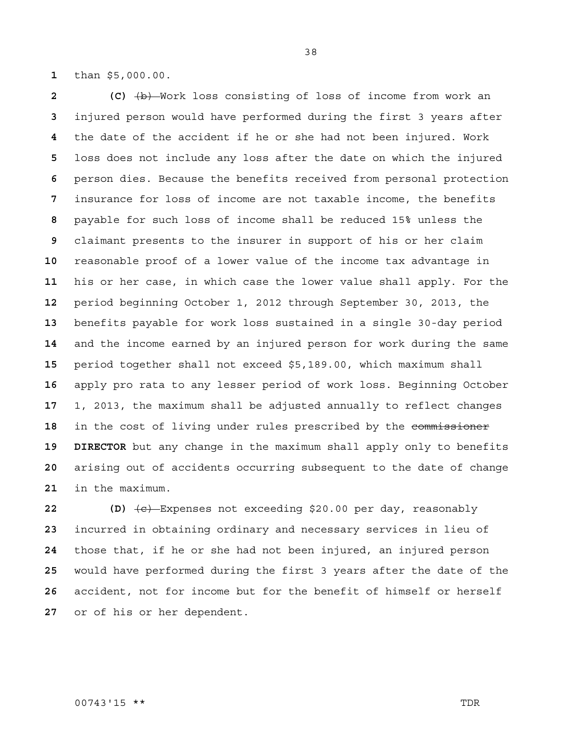than $5,000.00.

**(C)** ~~(b)~~ Work loss consisting of loss of income from work an injured person would have performed during the first 3 years after the date of the accident if he or she had not been injured. Work loss does not include any loss after the date on which the injured person dies. Because the benefits received from personal protection insurance for loss of income are not taxable income, the benefits payable for such loss of income shall be reduced 15% unless the claimant presents to the insurer in support of his or her claim reasonable proof of a lower value of the income tax advantage in his or her case, in which case the lower value shall apply. For the period beginning October 1, 2012 through September 30, 2013, the benefits payable for work loss sustained in a single 30-day period and the income earned by an injured person for work during the same period together shall not exceed $5,189.00, which maximum shall apply pro rata to any lesser period of work loss. Beginning October 1, 2013, the maximum shall be adjusted annually to reflect changes in the cost of living under rules prescribed by the ~~commissioner~~ **DIRECTOR** but any change in the maximum shall apply only to benefits arising out of accidents occurring subsequent to the date of change in the maximum.

**(D)** ~~(c)~~ Expenses not exceeding $20.00 per day, reasonably incurred in obtaining ordinary and necessary services in lieu of those that, if he or she had not been injured, an injured person would have performed during the first 3 years after the date of the accident, not for income but for the benefit of himself or herself or of his or her dependent.

00743'15 ** TDR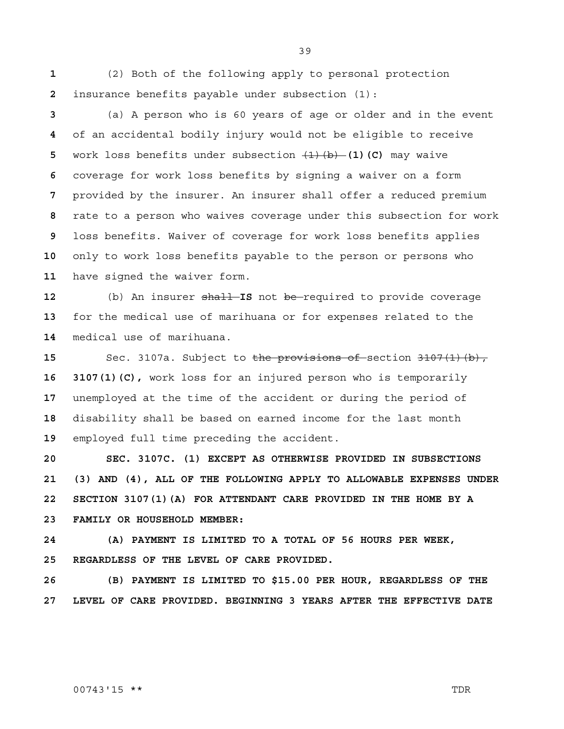(2) Both of the following apply to personal protection insurance benefits payable under subsection (1):

(a) A person who is 60 years of age or older and in the event of an accidental bodily injury would not be eligible to receive work loss benefits under subsection ~~(1)(b)~~ **(1)(C)** may waive coverage for work loss benefits by signing a waiver on a form provided by the insurer. An insurer shall offer a reduced premium rate to a person who waives coverage under this subsection for work loss benefits. Waiver of coverage for work loss benefits applies only to work loss benefits payable to the person or persons who have signed the waiver form.

(b) An insurer ~~shall~~ **IS** not ~~be~~ required to provide coverage for the medical use of marihuana or for expenses related to the medical use of marihuana.

Sec. 3107a. Subject to ~~the provisions of~~ section ~~3107(1)(b),~~ **3107(1)(C),** work loss for an injured person who is temporarily unemployed at the time of the accident or during the period of disability shall be based on earned income for the last month employed full time preceding the accident.

**SEC. 3107C. (1) EXCEPT AS OTHERWISE PROVIDED IN SUBSECTIONS (3) AND (4), ALL OF THE FOLLOWING APPLY TO ALLOWABLE EXPENSES UNDER SECTION 3107(1)(A) FOR ATTENDANT CARE PROVIDED IN THE HOME BY A FAMILY OR HOUSEHOLD MEMBER:**

**(A) PAYMENT IS LIMITED TO A TOTAL OF 56 HOURS PER WEEK, REGARDLESS OF THE LEVEL OF CARE PROVIDED.**

**(B) PAYMENT IS LIMITED TO $15.00 PER HOUR, REGARDLESS OF THE LEVEL OF CARE PROVIDED. BEGINNING 3 YEARS AFTER THE EFFECTIVE DATE**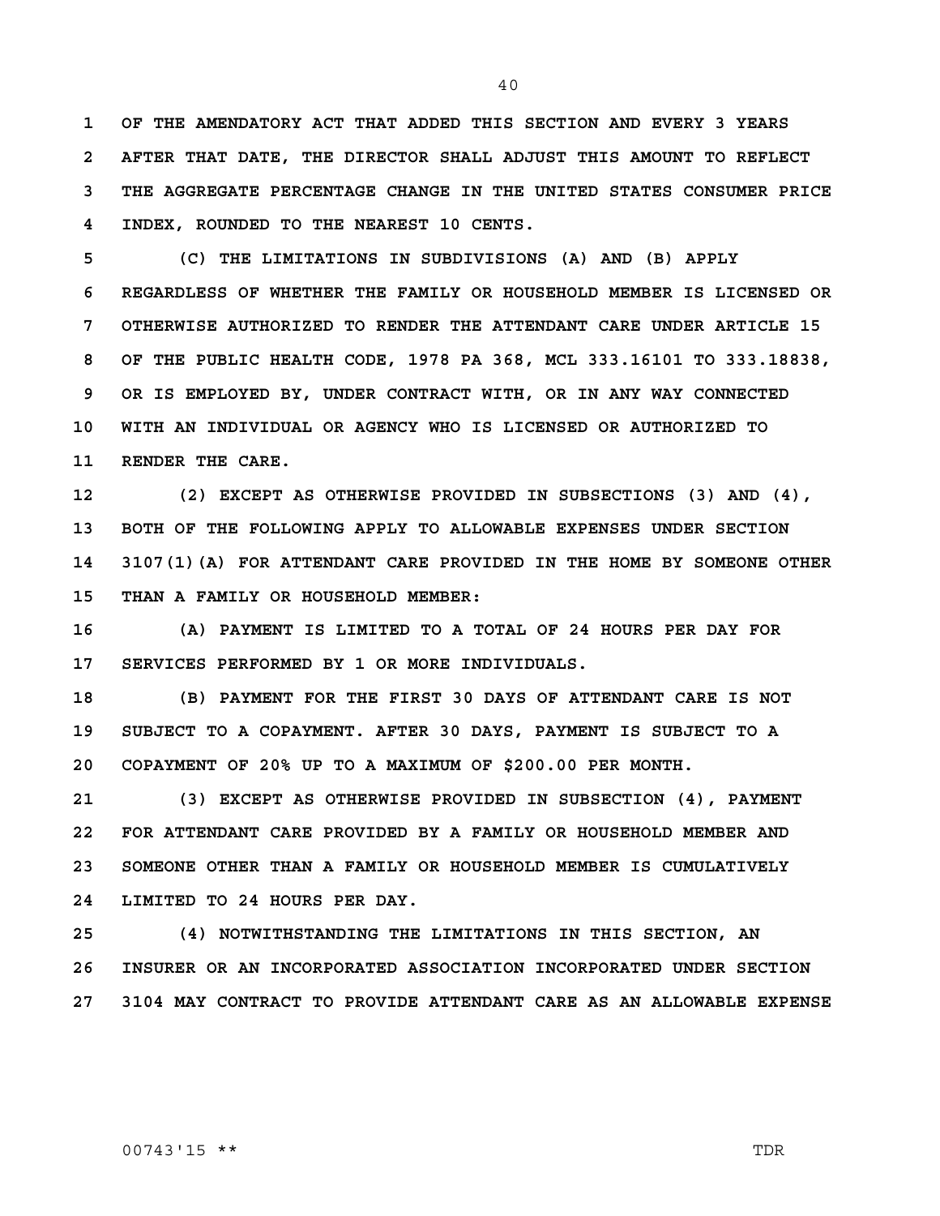OF THE AMENDATORY ACT THAT ADDED THIS SECTION AND EVERY 3 YEARS AFTER THAT DATE, THE DIRECTOR SHALL ADJUST THIS AMOUNT TO REFLECT THE AGGREGATE PERCENTAGE CHANGE IN THE UNITED STATES CONSUMER PRICE INDEX, ROUNDED TO THE NEAREST 10 CENTS.

(C) THE LIMITATIONS IN SUBDIVISIONS (A) AND (B) APPLY REGARDLESS OF WHETHER THE FAMILY OR HOUSEHOLD MEMBER IS LICENSED OR OTHERWISE AUTHORIZED TO RENDER THE ATTENDANT CARE UNDER ARTICLE 15 OF THE PUBLIC HEALTH CODE, 1978 PA 368, MCL 333.16101 TO 333.18838, OR IS EMPLOYED BY, UNDER CONTRACT WITH, OR IN ANY WAY CONNECTED WITH AN INDIVIDUAL OR AGENCY WHO IS LICENSED OR AUTHORIZED TO RENDER THE CARE.

(2) EXCEPT AS OTHERWISE PROVIDED IN SUBSECTIONS (3) AND (4), BOTH OF THE FOLLOWING APPLY TO ALLOWABLE EXPENSES UNDER SECTION 3107(1)(A) FOR ATTENDANT CARE PROVIDED IN THE HOME BY SOMEONE OTHER THAN A FAMILY OR HOUSEHOLD MEMBER:

(A) PAYMENT IS LIMITED TO A TOTAL OF 24 HOURS PER DAY FOR SERVICES PERFORMED BY 1 OR MORE INDIVIDUALS.

(B) PAYMENT FOR THE FIRST 30 DAYS OF ATTENDANT CARE IS NOT SUBJECT TO A COPAYMENT. AFTER 30 DAYS, PAYMENT IS SUBJECT TO A COPAYMENT OF 20% UP TO A MAXIMUM OF $200.00 PER MONTH.

(3) EXCEPT AS OTHERWISE PROVIDED IN SUBSECTION (4), PAYMENT FOR ATTENDANT CARE PROVIDED BY A FAMILY OR HOUSEHOLD MEMBER AND SOMEONE OTHER THAN A FAMILY OR HOUSEHOLD MEMBER IS CUMULATIVELY LIMITED TO 24 HOURS PER DAY.

(4) NOTWITHSTANDING THE LIMITATIONS IN THIS SECTION, AN INSURER OR AN INCORPORATED ASSOCIATION INCORPORATED UNDER SECTION 3104 MAY CONTRACT TO PROVIDE ATTENDANT CARE AS AN ALLOWABLE EXPENSE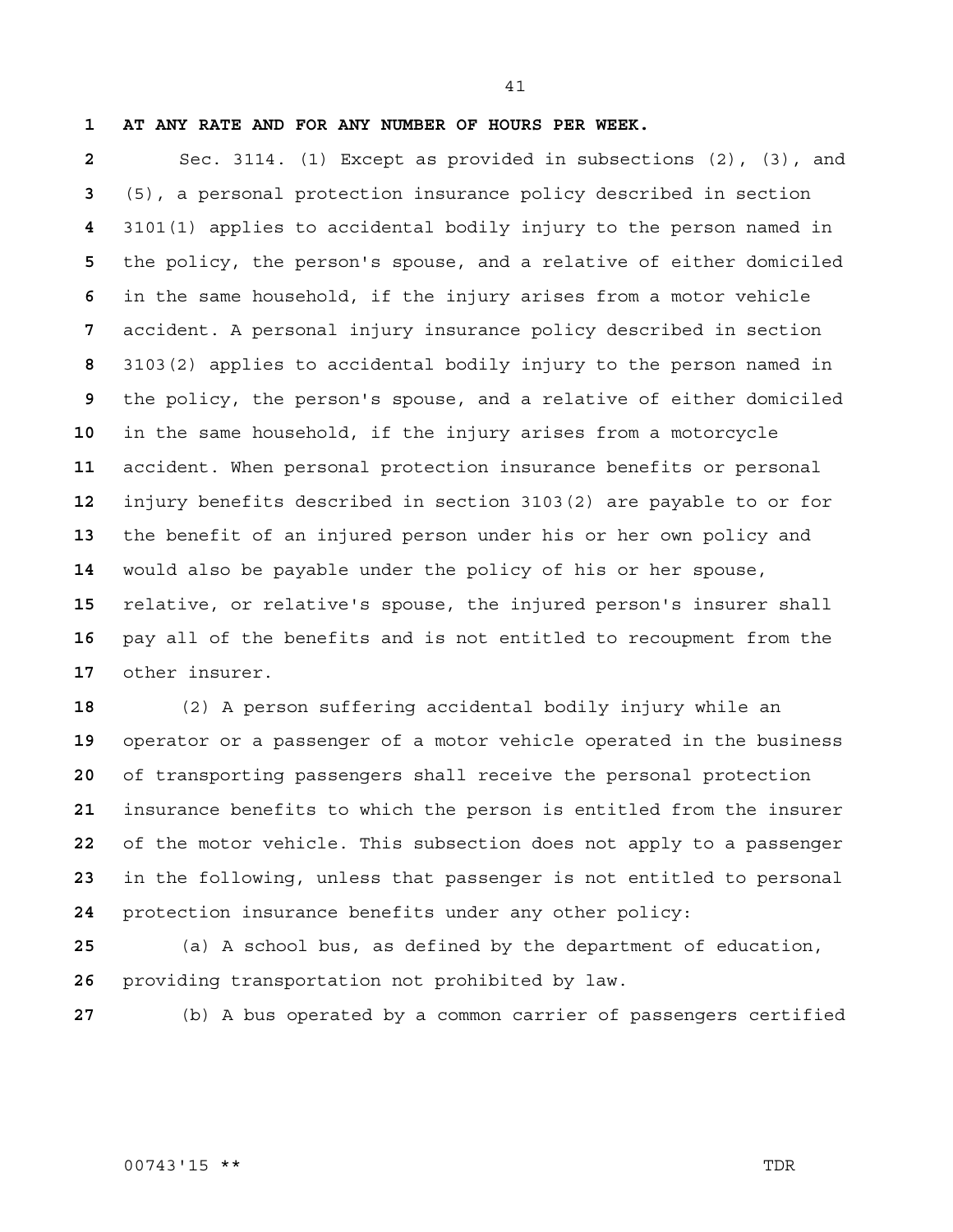**AT ANY RATE AND FOR ANY NUMBER OF HOURS PER WEEK.**

Sec. 3114. (1) Except as provided in subsections (2), (3), and (5), a personal protection insurance policy described in section 3101(1) applies to accidental bodily injury to the person named in the policy, the person's spouse, and a relative of either domiciled in the same household, if the injury arises from a motor vehicle accident. A personal injury insurance policy described in section 3103(2) applies to accidental bodily injury to the person named in the policy, the person's spouse, and a relative of either domiciled in the same household, if the injury arises from a motorcycle accident. When personal protection insurance benefits or personal injury benefits described in section 3103(2) are payable to or for the benefit of an injured person under his or her own policy and would also be payable under the policy of his or her spouse, relative, or relative's spouse, the injured person's insurer shall pay all of the benefits and is not entitled to recoupment from the other insurer.

(2) A person suffering accidental bodily injury while an operator or a passenger of a motor vehicle operated in the business of transporting passengers shall receive the personal protection insurance benefits to which the person is entitled from the insurer of the motor vehicle. This subsection does not apply to a passenger in the following, unless that passenger is not entitled to personal protection insurance benefits under any other policy:

(a) A school bus, as defined by the department of education, providing transportation not prohibited by law.

(b) A bus operated by a common carrier of passengers certified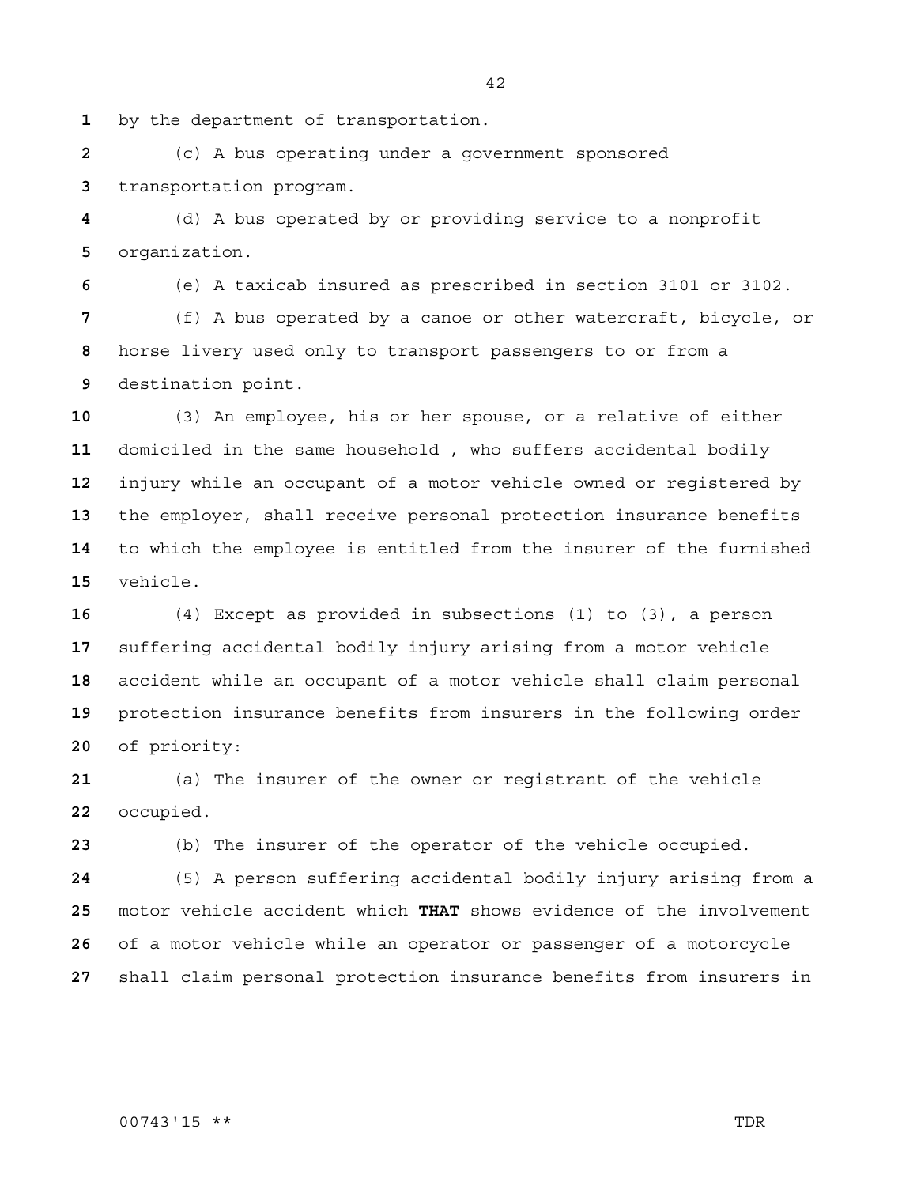by the department of transportation.

(c) A bus operating under a government sponsored transportation program.

(d) A bus operated by or providing service to a nonprofit organization.

(e) A taxicab insured as prescribed in section 3101 or 3102.

(f) A bus operated by a canoe or other watercraft, bicycle, or horse livery used only to transport passengers to or from a destination point.

(3) An employee, his or her spouse, or a relative of either domiciled in the same household ~~,~~ who suffers accidental bodily injury while an occupant of a motor vehicle owned or registered by the employer, shall receive personal protection insurance benefits to which the employee is entitled from the insurer of the furnished vehicle.

(4) Except as provided in subsections (1) to (3), a person suffering accidental bodily injury arising from a motor vehicle accident while an occupant of a motor vehicle shall claim personal protection insurance benefits from insurers in the following order of priority:

(a) The insurer of the owner or registrant of the vehicle occupied.

(b) The insurer of the operator of the vehicle occupied.

(5) A person suffering accidental bodily injury arising from a motor vehicle accident ~~which~~ **THAT** shows evidence of the involvement of a motor vehicle while an operator or passenger of a motorcycle shall claim personal protection insurance benefits from insurers in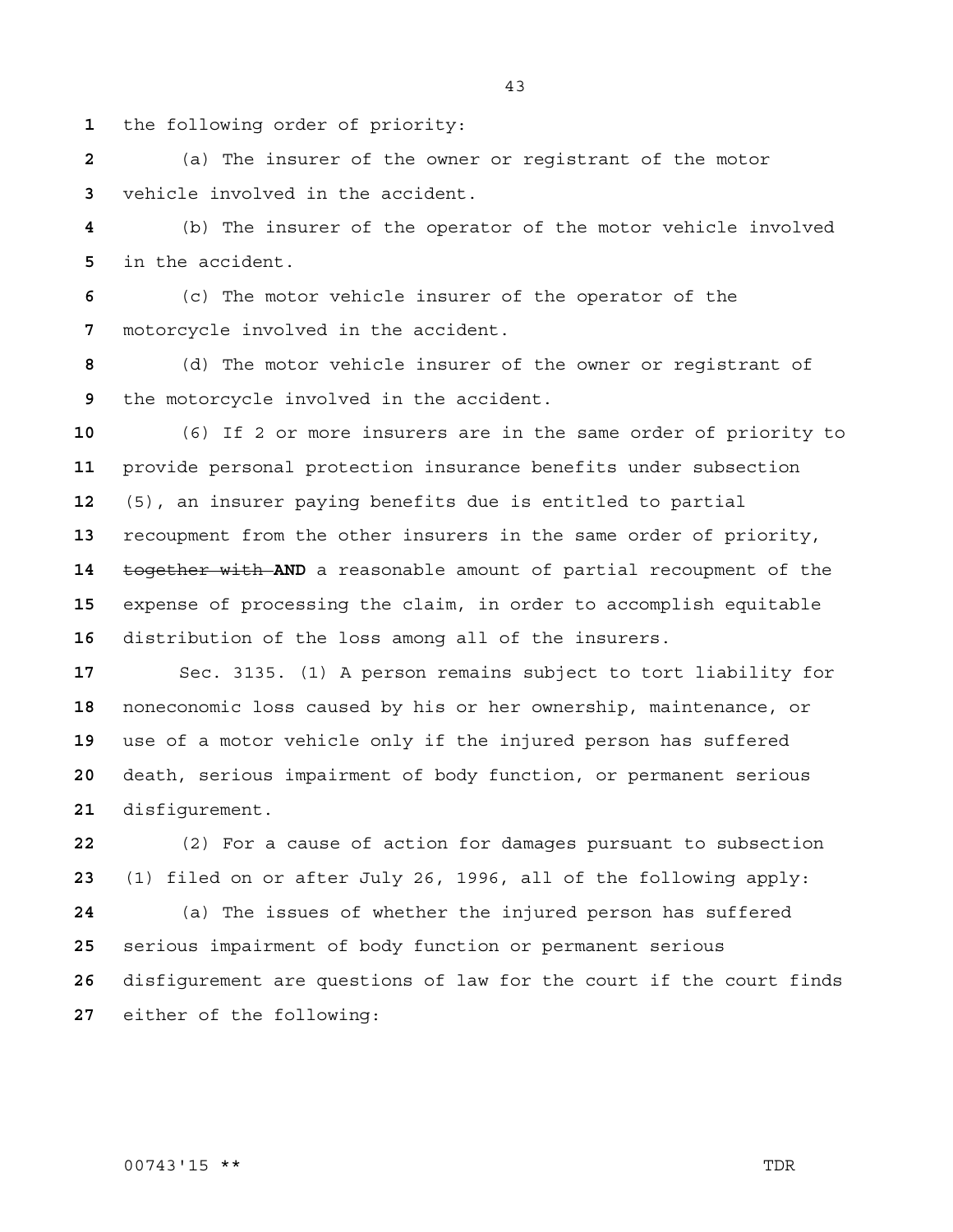the following order of priority:

(a) The insurer of the owner or registrant of the motor vehicle involved in the accident.

(b) The insurer of the operator of the motor vehicle involved in the accident.

(c) The motor vehicle insurer of the operator of the motorcycle involved in the accident.

(d) The motor vehicle insurer of the owner or registrant of the motorcycle involved in the accident.

(6) If 2 or more insurers are in the same order of priority to provide personal protection insurance benefits under subsection (5), an insurer paying benefits due is entitled to partial recoupment from the other insurers in the same order of priority, ~~together with~~ **AND** a reasonable amount of partial recoupment of the expense of processing the claim, in order to accomplish equitable distribution of the loss among all of the insurers.

Sec. 3135. (1) A person remains subject to tort liability for noneconomic loss caused by his or her ownership, maintenance, or use of a motor vehicle only if the injured person has suffered death, serious impairment of body function, or permanent serious disfigurement.

(2) For a cause of action for damages pursuant to subsection (1) filed on or after July 26, 1996, all of the following apply:

(a) The issues of whether the injured person has suffered serious impairment of body function or permanent serious disfigurement are questions of law for the court if the court finds either of the following: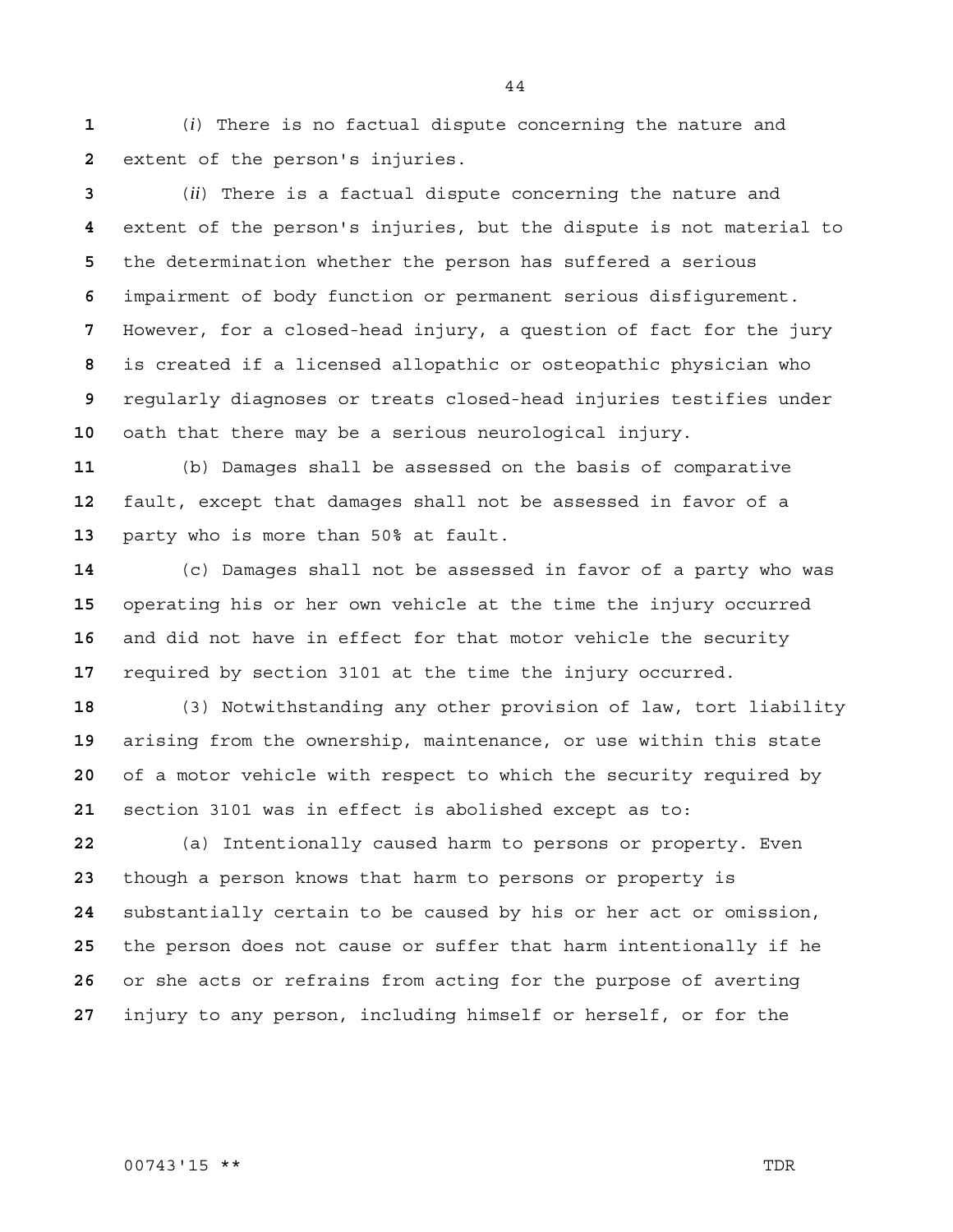(*i*) There is no factual dispute concerning the nature and extent of the person's injuries.

(*ii*) There is a factual dispute concerning the nature and extent of the person's injuries, but the dispute is not material to the determination whether the person has suffered a serious impairment of body function or permanent serious disfigurement. However, for a closed-head injury, a question of fact for the jury is created if a licensed allopathic or osteopathic physician who regularly diagnoses or treats closed-head injuries testifies under oath that there may be a serious neurological injury.

(b) Damages shall be assessed on the basis of comparative fault, except that damages shall not be assessed in favor of a party who is more than 50% at fault.

(c) Damages shall not be assessed in favor of a party who was operating his or her own vehicle at the time the injury occurred and did not have in effect for that motor vehicle the security required by section 3101 at the time the injury occurred.

(3) Notwithstanding any other provision of law, tort liability arising from the ownership, maintenance, or use within this state of a motor vehicle with respect to which the security required by section 3101 was in effect is abolished except as to:

(a) Intentionally caused harm to persons or property. Even though a person knows that harm to persons or property is substantially certain to be caused by his or her act or omission, the person does not cause or suffer that harm intentionally if he or she acts or refrains from acting for the purpose of averting injury to any person, including himself or herself, or for the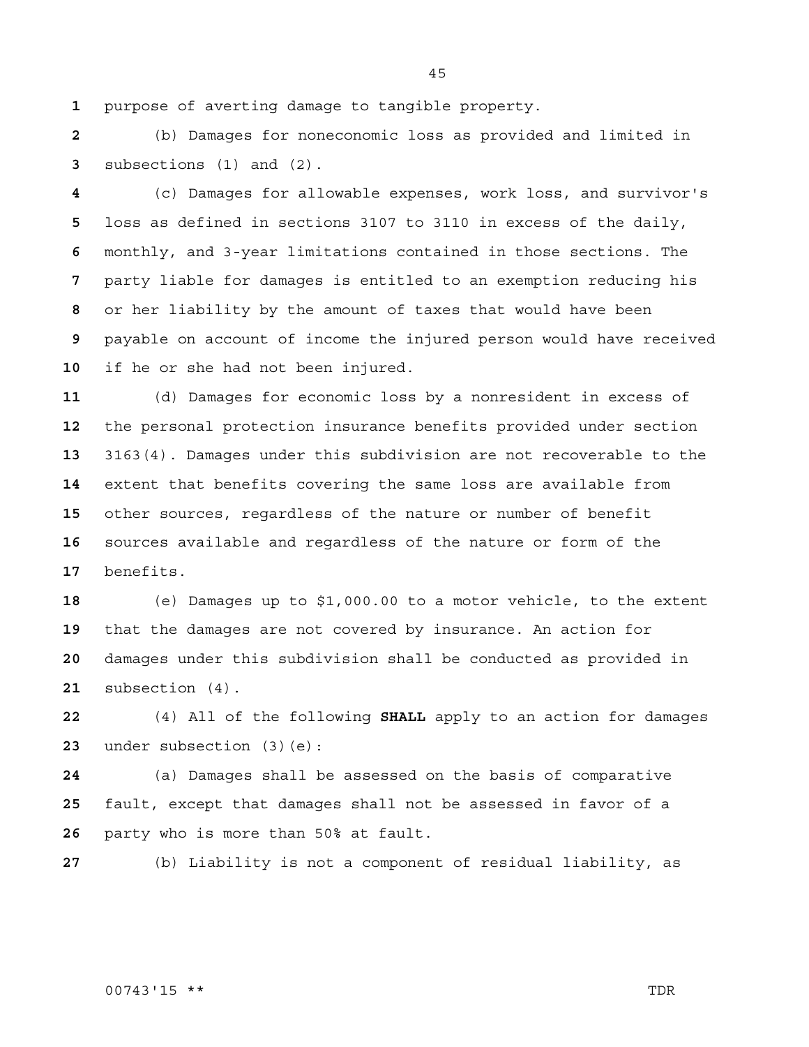purpose of averting damage to tangible property.

(b) Damages for noneconomic loss as provided and limited in subsections (1) and (2).

(c) Damages for allowable expenses, work loss, and survivor's loss as defined in sections 3107 to 3110 in excess of the daily, monthly, and 3-year limitations contained in those sections. The party liable for damages is entitled to an exemption reducing his or her liability by the amount of taxes that would have been payable on account of income the injured person would have received if he or she had not been injured.

(d) Damages for economic loss by a nonresident in excess of the personal protection insurance benefits provided under section 3163(4). Damages under this subdivision are not recoverable to the extent that benefits covering the same loss are available from other sources, regardless of the nature or number of benefit sources available and regardless of the nature or form of the benefits.

(e) Damages up to $1,000.00 to a motor vehicle, to the extent that the damages are not covered by insurance. An action for damages under this subdivision shall be conducted as provided in subsection (4).

(4) All of the following **SHALL** apply to an action for damages under subsection (3)(e):

(a) Damages shall be assessed on the basis of comparative fault, except that damages shall not be assessed in favor of a party who is more than 50% at fault.

(b) Liability is not a component of residual liability, as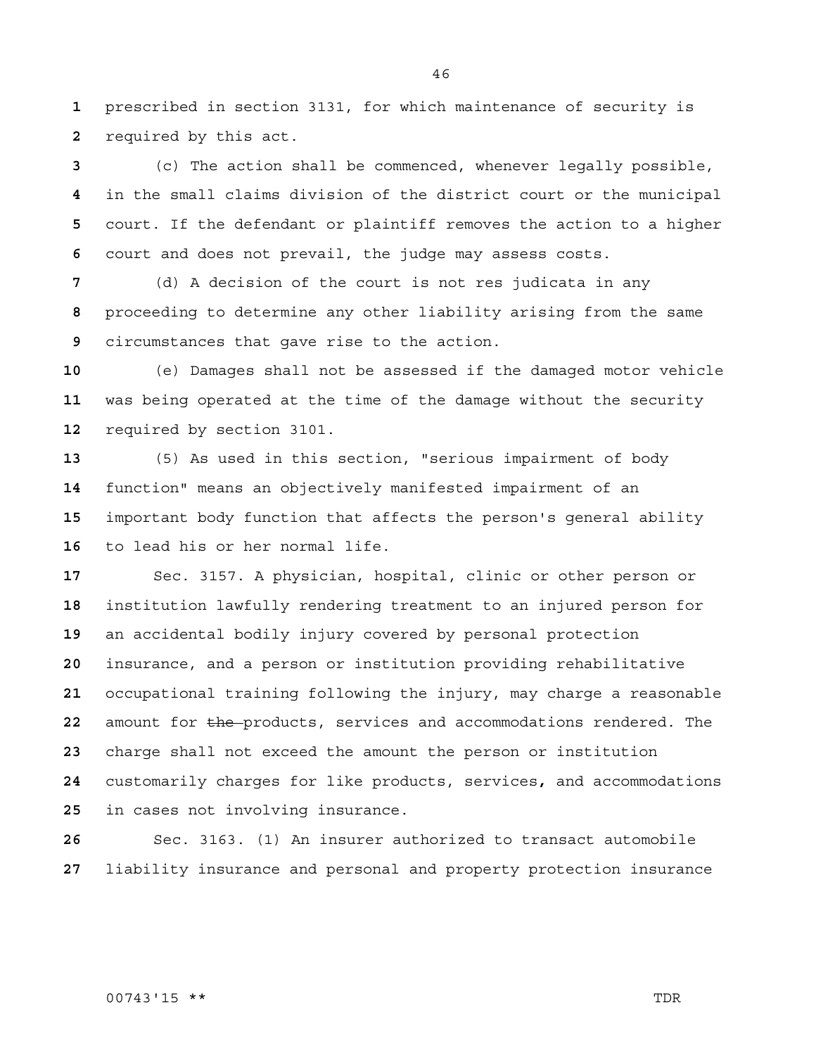prescribed in section 3131, for which maintenance of security is required by this act.

(c) The action shall be commenced, whenever legally possible, in the small claims division of the district court or the municipal court. If the defendant or plaintiff removes the action to a higher court and does not prevail, the judge may assess costs.

(d) A decision of the court is not res judicata in any proceeding to determine any other liability arising from the same circumstances that gave rise to the action.

(e) Damages shall not be assessed if the damaged motor vehicle was being operated at the time of the damage without the security required by section 3101.

(5) As used in this section, "serious impairment of body function" means an objectively manifested impairment of an important body function that affects the person's general ability to lead his or her normal life.

Sec. 3157. A physician, hospital, clinic or other person or institution lawfully rendering treatment to an injured person for an accidental bodily injury covered by personal protection insurance, and a person or institution providing rehabilitative occupational training following the injury, may charge a reasonable amount for ~~the~~ products, services and accommodations rendered. The charge shall not exceed the amount the person or institution customarily charges for like products, services, and accommodations in cases not involving insurance.

Sec. 3163. (1) An insurer authorized to transact automobile liability insurance and personal and property protection insurance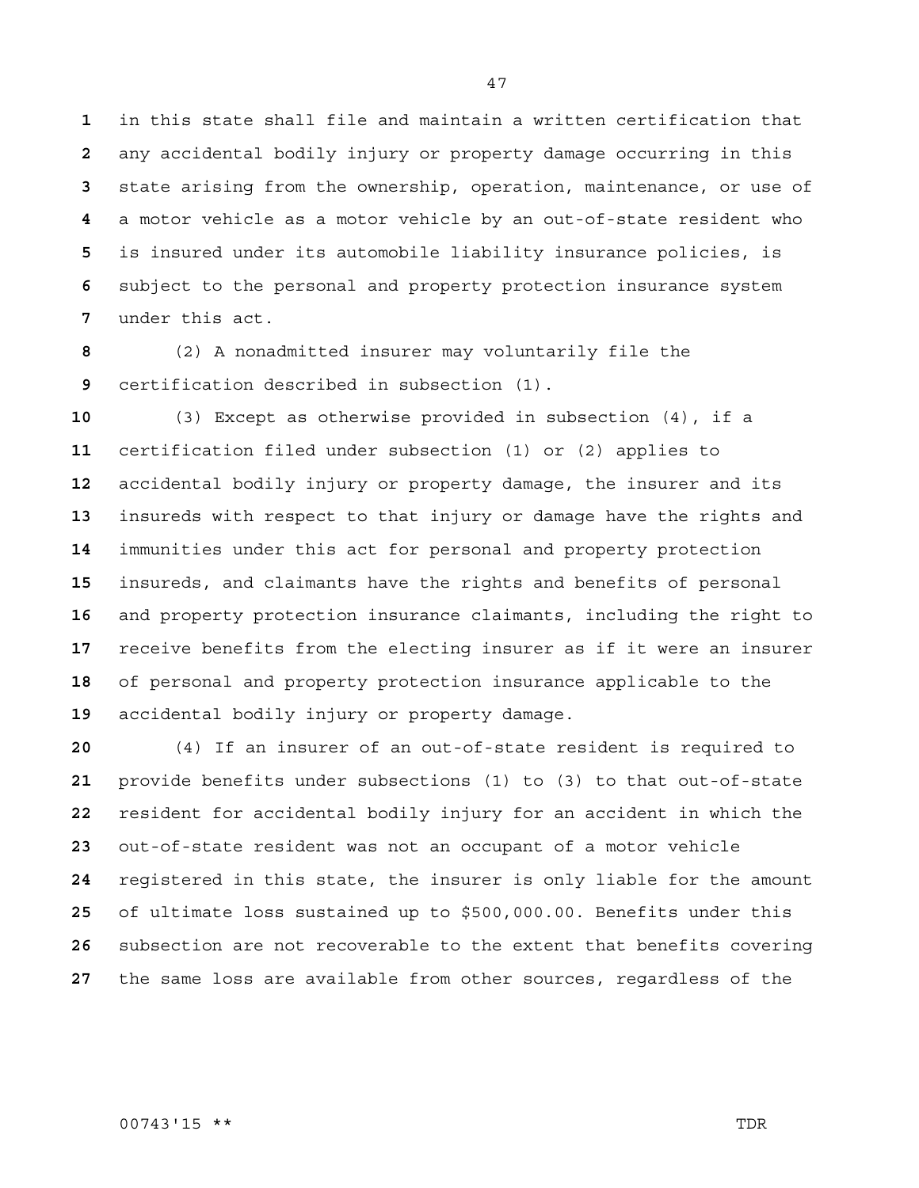in this state shall file and maintain a written certification that any accidental bodily injury or property damage occurring in this state arising from the ownership, operation, maintenance, or use of a motor vehicle as a motor vehicle by an out-of-state resident who is insured under its automobile liability insurance policies, is subject to the personal and property protection insurance system under this act.

(2) A nonadmitted insurer may voluntarily file the certification described in subsection (1).

(3) Except as otherwise provided in subsection (4), if a certification filed under subsection (1) or (2) applies to accidental bodily injury or property damage, the insurer and its insureds with respect to that injury or damage have the rights and immunities under this act for personal and property protection insureds, and claimants have the rights and benefits of personal and property protection insurance claimants, including the right to receive benefits from the electing insurer as if it were an insurer of personal and property protection insurance applicable to the accidental bodily injury or property damage.

(4) If an insurer of an out-of-state resident is required to provide benefits under subsections (1) to (3) to that out-of-state resident for accidental bodily injury for an accident in which the out-of-state resident was not an occupant of a motor vehicle registered in this state, the insurer is only liable for the amount of ultimate loss sustained up to $500,000.00. Benefits under this subsection are not recoverable to the extent that benefits covering the same loss are available from other sources, regardless of the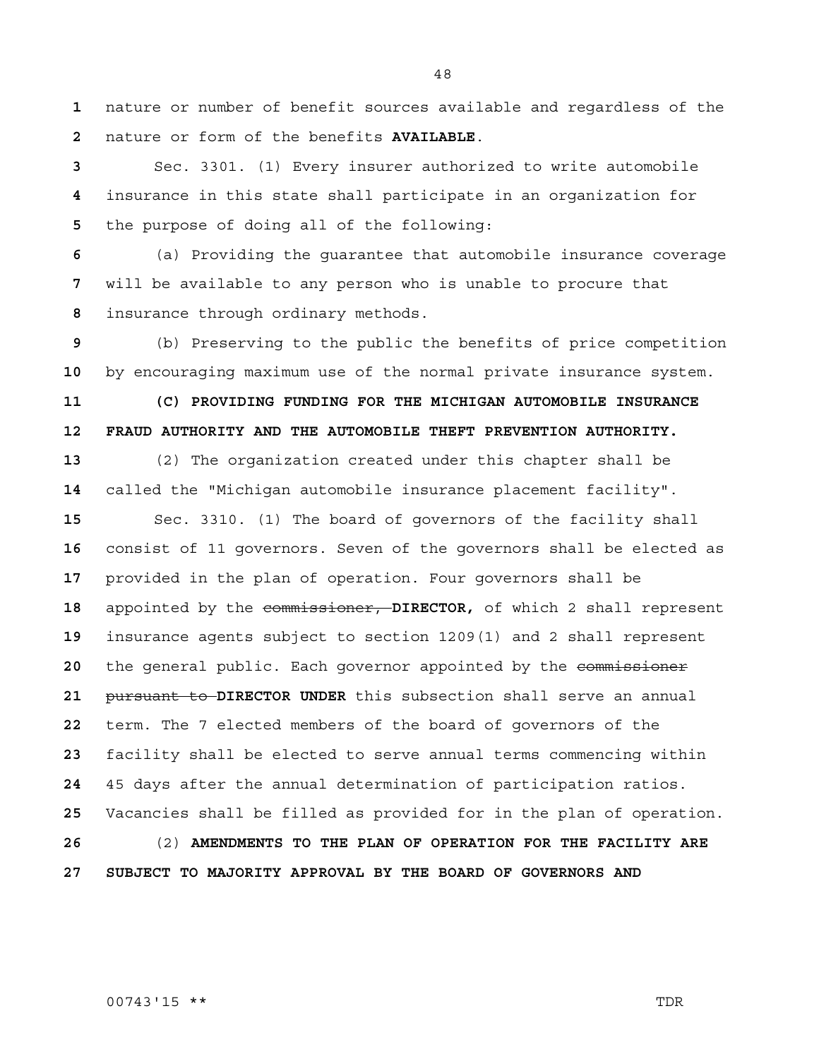nature or number of benefit sources available and regardless of the nature or form of the benefits **AVAILABLE**.

Sec. 3301. (1) Every insurer authorized to write automobile insurance in this state shall participate in an organization for the purpose of doing all of the following:

(a) Providing the guarantee that automobile insurance coverage will be available to any person who is unable to procure that insurance through ordinary methods.

(b) Preserving to the public the benefits of price competition by encouraging maximum use of the normal private insurance system.

**(C) PROVIDING FUNDING FOR THE MICHIGAN AUTOMOBILE INSURANCE FRAUD AUTHORITY AND THE AUTOMOBILE THEFT PREVENTION AUTHORITY.**

(2) The organization created under this chapter shall be called the "Michigan automobile insurance placement facility".

Sec. 3310. (1) The board of governors of the facility shall consist of 11 governors. Seven of the governors shall be elected as provided in the plan of operation. Four governors shall be appointed by the ~~commissioner,~~ **DIRECTOR,** of which 2 shall represent insurance agents subject to section 1209(1) and 2 shall represent the general public. Each governor appointed by the ~~commissioner pursuant to~~ **DIRECTOR UNDER** this subsection shall serve an annual term. The 7 elected members of the board of governors of the facility shall be elected to serve annual terms commencing within 45 days after the annual determination of participation ratios. Vacancies shall be filled as provided for in the plan of operation.

(2) **AMENDMENTS TO THE PLAN OF OPERATION FOR THE FACILITY ARE SUBJECT TO MAJORITY APPROVAL BY THE BOARD OF GOVERNORS AND**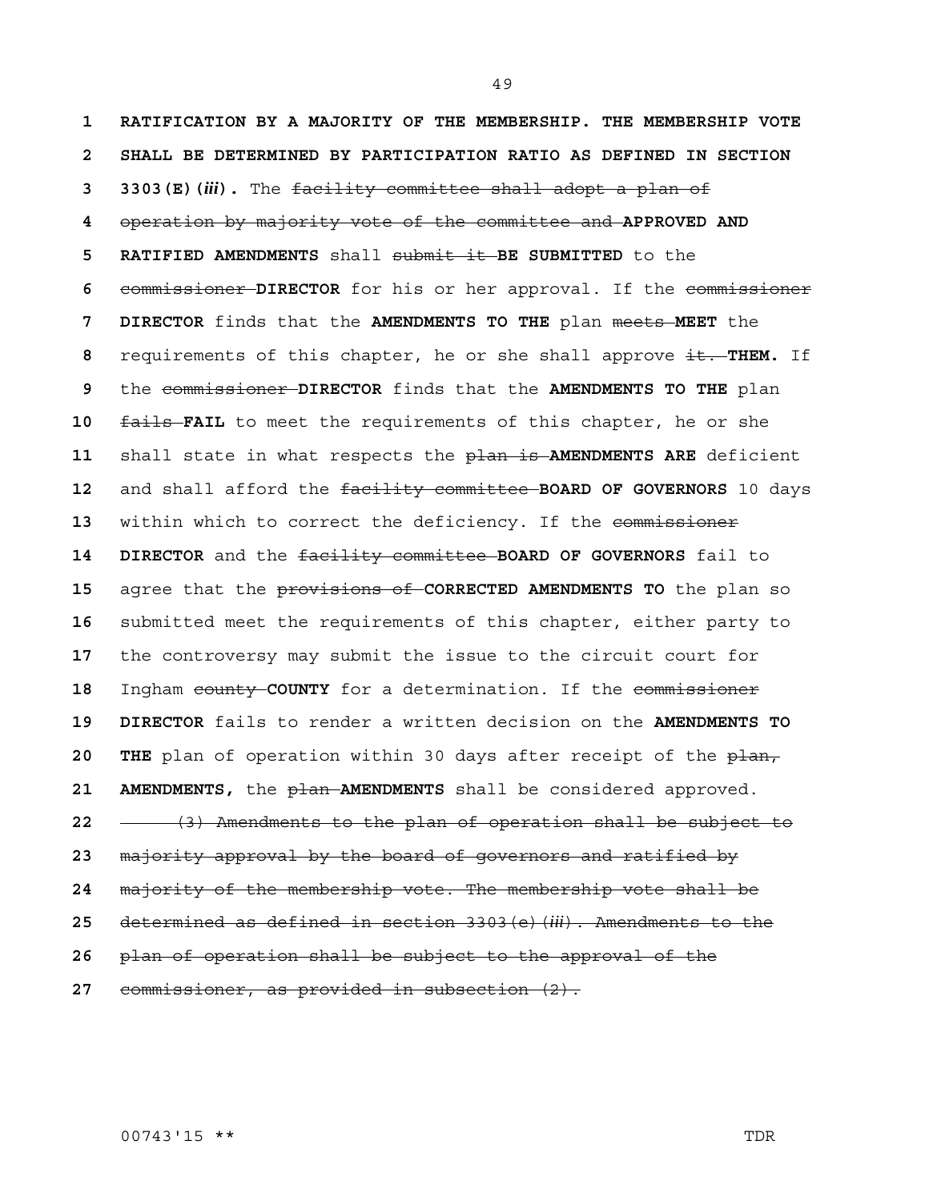RATIFICATION BY A MAJORITY OF THE MEMBERSHIP. THE MEMBERSHIP VOTE SHALL BE DETERMINED BY PARTICIPATION RATIO AS DEFINED IN SECTION 3303(E)(*iii*). The ~~facility committee shall adopt a plan of operation by majority vote of the committee and~~ **APPROVED AND RATIFIED AMENDMENTS** shall ~~submit it~~ **BE SUBMITTED** to the ~~commissioner~~ **DIRECTOR** for his or her approval. If the ~~commissioner~~ **DIRECTOR** finds that the **AMENDMENTS TO THE** plan ~~meets~~ **MEET** the requirements of this chapter, he or she shall approve ~~it.~~ **THEM.** If the ~~commissioner~~ **DIRECTOR** finds that the **AMENDMENTS TO THE** plan ~~fails~~ **FAIL** to meet the requirements of this chapter, he or she shall state in what respects the ~~plan is~~ **AMENDMENTS ARE** deficient and shall afford the ~~facility committee~~ **BOARD OF GOVERNORS** 10 days within which to correct the deficiency. If the ~~commissioner~~ **DIRECTOR** and the ~~facility committee~~ **BOARD OF GOVERNORS** fail to agree that the ~~provisions of~~ **CORRECTED AMENDMENTS TO** the plan so submitted meet the requirements of this chapter, either party to the controversy may submit the issue to the circuit court for Ingham ~~county~~ **COUNTY** for a determination. If the ~~commissioner~~ **DIRECTOR** fails to render a written decision on the **AMENDMENTS TO THE** plan of operation within 30 days after receipt of the ~~plan,~~ **AMENDMENTS,** the ~~plan~~ **AMENDMENTS** shall be considered approved.

~~(3) Amendments to the plan of operation shall be subject to majority approval by the board of governors and ratified by majority of the membership vote. The membership vote shall be determined as defined in section 3303(e)(*iii*). Amendments to the plan of operation shall be subject to the approval of the commissioner, as provided in subsection (2).~~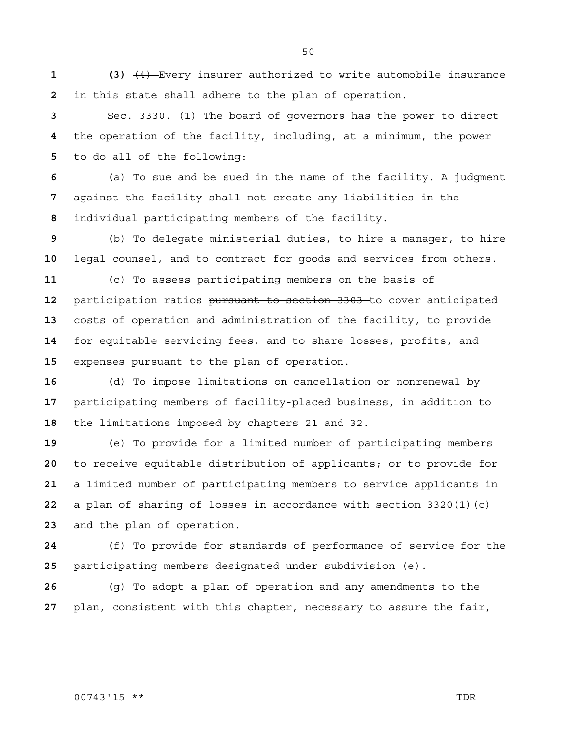**(3)** ~~(4)~~ Every insurer authorized to write automobile insurance in this state shall adhere to the plan of operation.

Sec. 3330. (1) The board of governors has the power to direct the operation of the facility, including, at a minimum, the power to do all of the following:

(a) To sue and be sued in the name of the facility. A judgment against the facility shall not create any liabilities in the individual participating members of the facility.

(b) To delegate ministerial duties, to hire a manager, to hire legal counsel, and to contract for goods and services from others.

(c) To assess participating members on the basis of participation ratios ~~pursuant to section 3303~~ to cover anticipated costs of operation and administration of the facility, to provide for equitable servicing fees, and to share losses, profits, and expenses pursuant to the plan of operation.

(d) To impose limitations on cancellation or nonrenewal by participating members of facility-placed business, in addition to the limitations imposed by chapters 21 and 32.

(e) To provide for a limited number of participating members to receive equitable distribution of applicants; or to provide for a limited number of participating members to service applicants in a plan of sharing of losses in accordance with section 3320(1)(c) and the plan of operation.

(f) To provide for standards of performance of service for the participating members designated under subdivision (e).

(g) To adopt a plan of operation and any amendments to the plan, consistent with this chapter, necessary to assure the fair,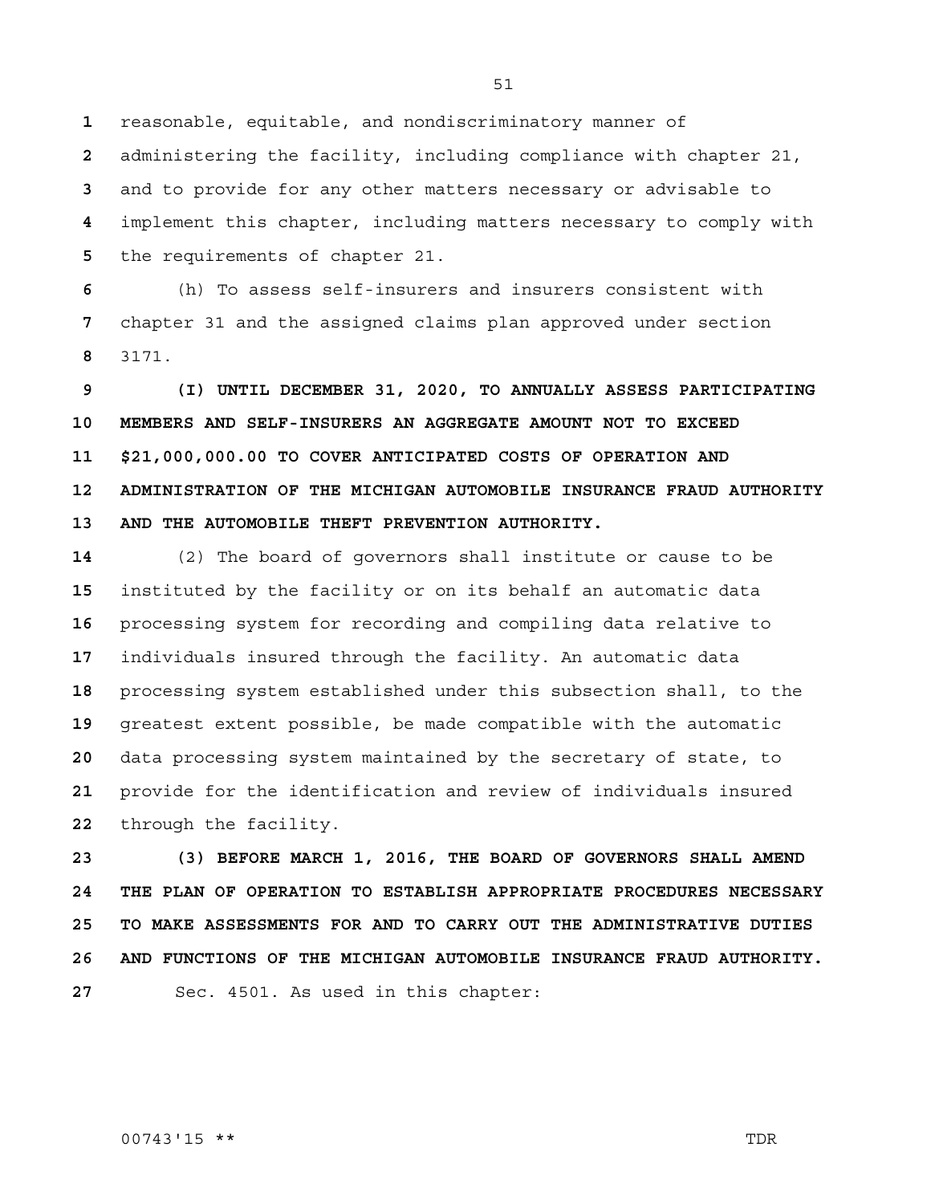reasonable, equitable, and nondiscriminatory manner of administering the facility, including compliance with chapter 21, and to provide for any other matters necessary or advisable to implement this chapter, including matters necessary to comply with the requirements of chapter 21.

(h) To assess self-insurers and insurers consistent with chapter 31 and the assigned claims plan approved under section 3171.

**(I) UNTIL DECEMBER 31, 2020, TO ANNUALLY ASSESS PARTICIPATING MEMBERS AND SELF-INSURERS AN AGGREGATE AMOUNT NOT TO EXCEED $21,000,000.00 TO COVER ANTICIPATED COSTS OF OPERATION AND ADMINISTRATION OF THE MICHIGAN AUTOMOBILE INSURANCE FRAUD AUTHORITY AND THE AUTOMOBILE THEFT PREVENTION AUTHORITY.**

(2) The board of governors shall institute or cause to be instituted by the facility or on its behalf an automatic data processing system for recording and compiling data relative to individuals insured through the facility. An automatic data processing system established under this subsection shall, to the greatest extent possible, be made compatible with the automatic data processing system maintained by the secretary of state, to provide for the identification and review of individuals insured through the facility.

**(3) BEFORE MARCH 1, 2016, THE BOARD OF GOVERNORS SHALL AMEND THE PLAN OF OPERATION TO ESTABLISH APPROPRIATE PROCEDURES NECESSARY TO MAKE ASSESSMENTS FOR AND TO CARRY OUT THE ADMINISTRATIVE DUTIES AND FUNCTIONS OF THE MICHIGAN AUTOMOBILE INSURANCE FRAUD AUTHORITY.**

Sec. 4501. As used in this chapter: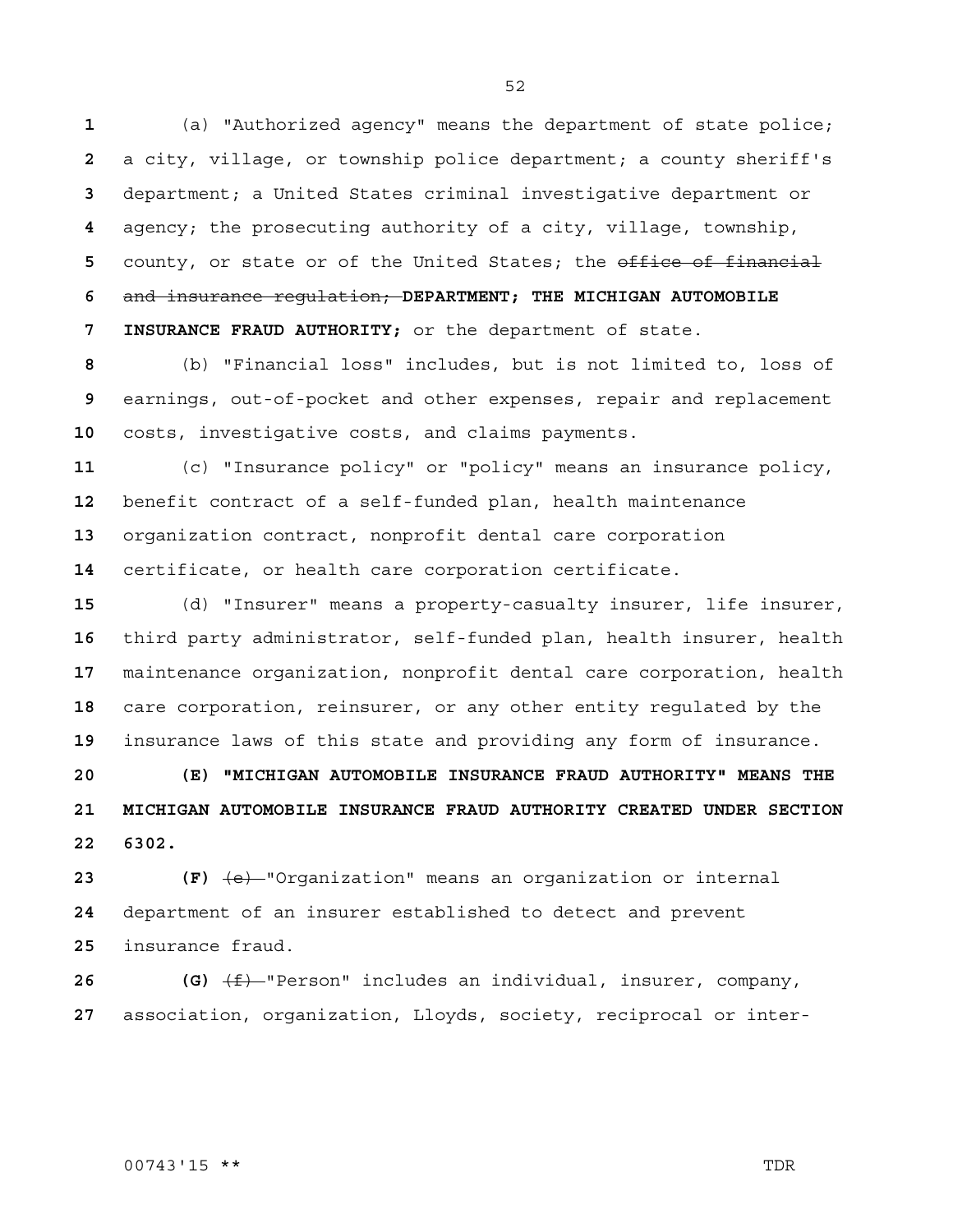(a) "Authorized agency" means the department of state police; a city, village, or township police department; a county sheriff's department; a United States criminal investigative department or agency; the prosecuting authority of a city, village, township, county, or state or of the United States; the ~~office of financial and insurance regulation;~~ **DEPARTMENT; THE MICHIGAN AUTOMOBILE INSURANCE FRAUD AUTHORITY;** or the department of state.

(b) "Financial loss" includes, but is not limited to, loss of earnings, out-of-pocket and other expenses, repair and replacement costs, investigative costs, and claims payments.

(c) "Insurance policy" or "policy" means an insurance policy, benefit contract of a self-funded plan, health maintenance organization contract, nonprofit dental care corporation certificate, or health care corporation certificate.

(d) "Insurer" means a property-casualty insurer, life insurer, third party administrator, self-funded plan, health insurer, health maintenance organization, nonprofit dental care corporation, health care corporation, reinsurer, or any other entity regulated by the insurance laws of this state and providing any form of insurance.

**(E) "MICHIGAN AUTOMOBILE INSURANCE FRAUD AUTHORITY" MEANS THE MICHIGAN AUTOMOBILE INSURANCE FRAUD AUTHORITY CREATED UNDER SECTION 6302.**

**(F)** ~~(e)~~ "Organization" means an organization or internal department of an insurer established to detect and prevent insurance fraud.

**(G)** ~~(f)~~ "Person" includes an individual, insurer, company, association, organization, Lloyds, society, reciprocal or inter-

00743'15 ** TDR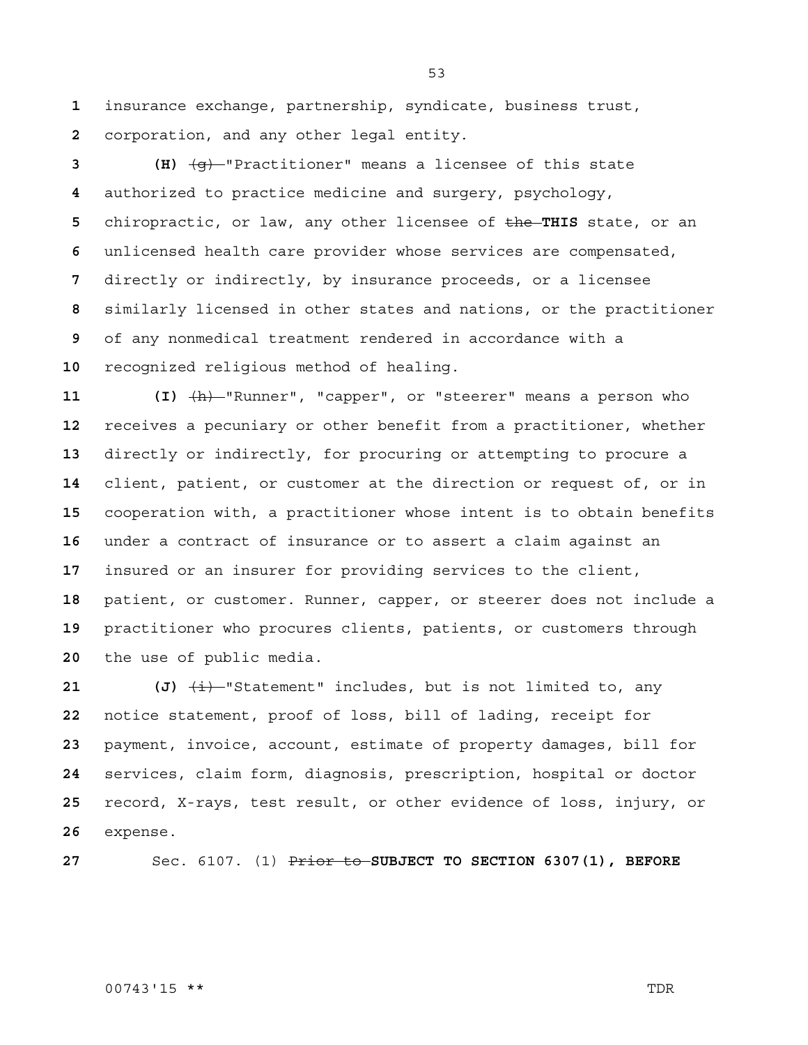insurance exchange, partnership, syndicate, business trust, corporation, and any other legal entity.

**(H)** ~~(g)~~ "Practitioner" means a licensee of this state authorized to practice medicine and surgery, psychology, chiropractic, or law, any other licensee of ~~the~~ **THIS** state, or an unlicensed health care provider whose services are compensated, directly or indirectly, by insurance proceeds, or a licensee similarly licensed in other states and nations, or the practitioner of any nonmedical treatment rendered in accordance with a recognized religious method of healing.

**(I)** ~~(h)~~ "Runner", "capper", or "steerer" means a person who receives a pecuniary or other benefit from a practitioner, whether directly or indirectly, for procuring or attempting to procure a client, patient, or customer at the direction or request of, or in cooperation with, a practitioner whose intent is to obtain benefits under a contract of insurance or to assert a claim against an insured or an insurer for providing services to the client, patient, or customer. Runner, capper, or steerer does not include a practitioner who procures clients, patients, or customers through the use of public media.

**(J)** ~~(i)~~ "Statement" includes, but is not limited to, any notice statement, proof of loss, bill of lading, receipt for payment, invoice, account, estimate of property damages, bill for services, claim form, diagnosis, prescription, hospital or doctor record, X-rays, test result, or other evidence of loss, injury, or expense.

Sec. 6107. (1) ~~Prior to~~ **SUBJECT TO SECTION 6307(1), BEFORE**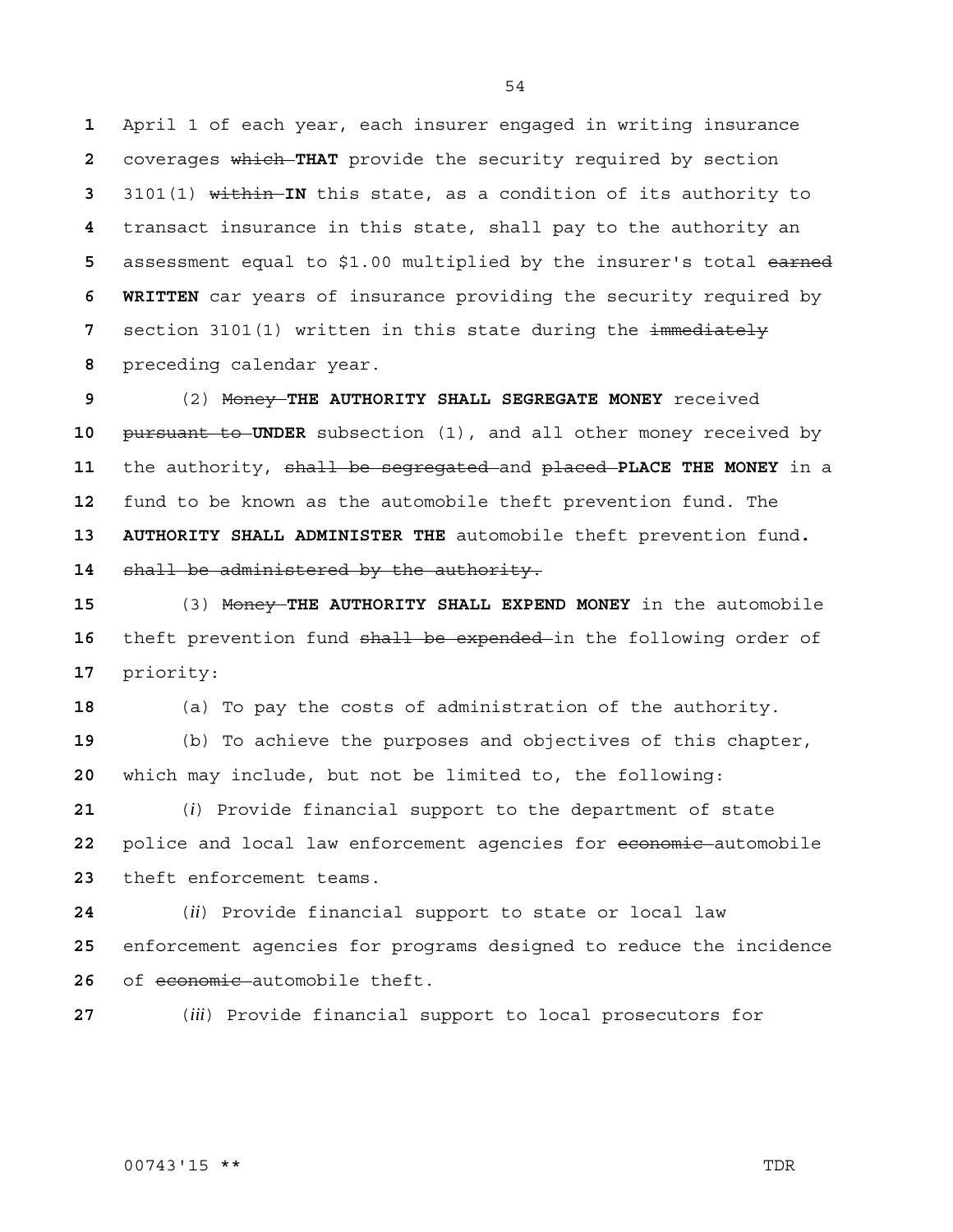April 1 of each year, each insurer engaged in writing insurance coverages ~~which~~ **THAT** provide the security required by section 3101(1) ~~within~~ **IN** this state, as a condition of its authority to transact insurance in this state, shall pay to the authority an assessment equal to $1.00 multiplied by the insurer's total ~~earned~~ **WRITTEN** car years of insurance providing the security required by section 3101(1) written in this state during the ~~immediately~~ preceding calendar year.

(2) ~~Money~~ **THE AUTHORITY SHALL SEGREGATE MONEY** received ~~pursuant to~~ **UNDER** subsection (1), and all other money received by the authority, ~~shall be segregated~~ and ~~placed~~ **PLACE THE MONEY** in a fund to be known as the automobile theft prevention fund. The **AUTHORITY SHALL ADMINISTER THE** automobile theft prevention fund**.** ~~shall be administered by the authority.~~

(3) ~~Money~~ **THE AUTHORITY SHALL EXPEND MONEY** in the automobile theft prevention fund ~~shall be expended~~ in the following order of priority:

(a) To pay the costs of administration of the authority.

(b) To achieve the purposes and objectives of this chapter, which may include, but not be limited to, the following:

(*i*) Provide financial support to the department of state police and local law enforcement agencies for ~~economic~~ automobile theft enforcement teams.

(*ii*) Provide financial support to state or local law enforcement agencies for programs designed to reduce the incidence of ~~economic~~ automobile theft.

(*iii*) Provide financial support to local prosecutors for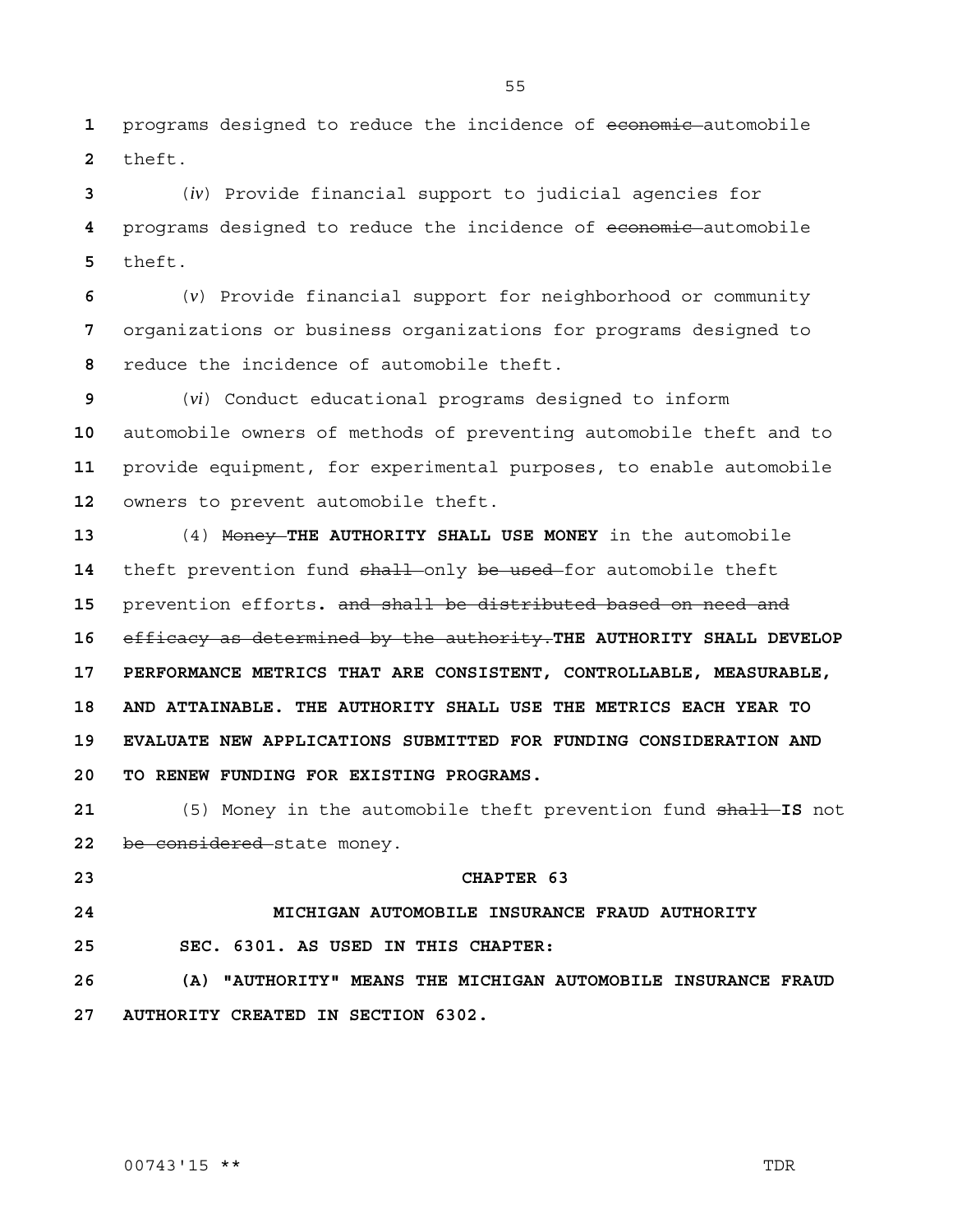programs designed to reduce the incidence of ~~economic~~ automobile theft.

(*iv*) Provide financial support to judicial agencies for programs designed to reduce the incidence of ~~economic~~ automobile theft.

(*v*) Provide financial support for neighborhood or community organizations or business organizations for programs designed to reduce the incidence of automobile theft.

(*vi*) Conduct educational programs designed to inform automobile owners of methods of preventing automobile theft and to provide equipment, for experimental purposes, to enable automobile owners to prevent automobile theft.

(4) ~~Money~~ **THE AUTHORITY SHALL USE MONEY** in the automobile theft prevention fund ~~shall~~ only ~~be used~~ for automobile theft prevention efforts**.** ~~and shall be distributed based on need and efficacy as determined by the authority.~~**THE AUTHORITY SHALL DEVELOP PERFORMANCE METRICS THAT ARE CONSISTENT, CONTROLLABLE, MEASURABLE, AND ATTAINABLE. THE AUTHORITY SHALL USE THE METRICS EACH YEAR TO EVALUATE NEW APPLICATIONS SUBMITTED FOR FUNDING CONSIDERATION AND TO RENEW FUNDING FOR EXISTING PROGRAMS.**

(5) Money in the automobile theft prevention fund ~~shall~~ **IS** not ~~be considered~~ state money.

**CHAPTER 63**

**MICHIGAN AUTOMOBILE INSURANCE FRAUD AUTHORITY**

**SEC. 6301. AS USED IN THIS CHAPTER:**

**(A) "AUTHORITY" MEANS THE MICHIGAN AUTOMOBILE INSURANCE FRAUD AUTHORITY CREATED IN SECTION 6302.**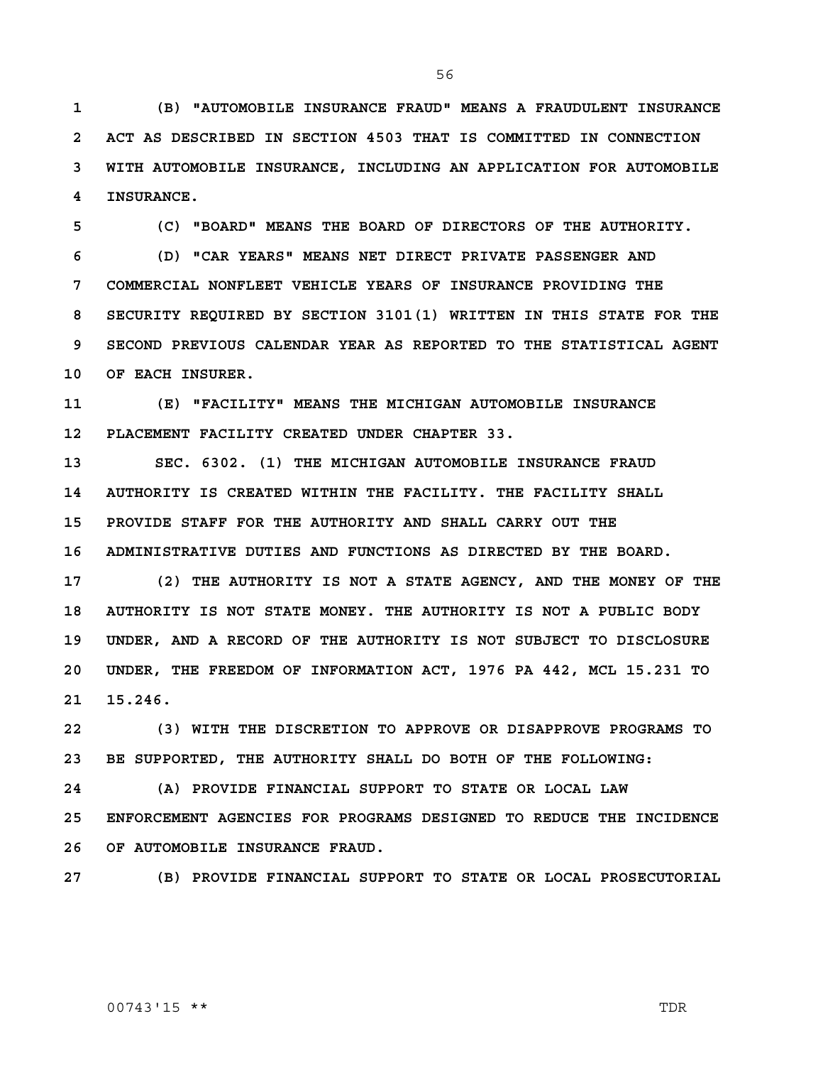**(B) "AUTOMOBILE INSURANCE FRAUD" MEANS A FRAUDULENT INSURANCE ACT AS DESCRIBED IN SECTION 4503 THAT IS COMMITTED IN CONNECTION WITH AUTOMOBILE INSURANCE, INCLUDING AN APPLICATION FOR AUTOMOBILE INSURANCE.**

**(C) "BOARD" MEANS THE BOARD OF DIRECTORS OF THE AUTHORITY.**

**(D) "CAR YEARS" MEANS NET DIRECT PRIVATE PASSENGER AND COMMERCIAL NONFLEET VEHICLE YEARS OF INSURANCE PROVIDING THE SECURITY REQUIRED BY SECTION 3101(1) WRITTEN IN THIS STATE FOR THE SECOND PREVIOUS CALENDAR YEAR AS REPORTED TO THE STATISTICAL AGENT OF EACH INSURER.**

**(E) "FACILITY" MEANS THE MICHIGAN AUTOMOBILE INSURANCE PLACEMENT FACILITY CREATED UNDER CHAPTER 33.**

**SEC. 6302. (1) THE MICHIGAN AUTOMOBILE INSURANCE FRAUD AUTHORITY IS CREATED WITHIN THE FACILITY. THE FACILITY SHALL PROVIDE STAFF FOR THE AUTHORITY AND SHALL CARRY OUT THE ADMINISTRATIVE DUTIES AND FUNCTIONS AS DIRECTED BY THE BOARD.**

**(2) THE AUTHORITY IS NOT A STATE AGENCY, AND THE MONEY OF THE AUTHORITY IS NOT STATE MONEY. THE AUTHORITY IS NOT A PUBLIC BODY UNDER, AND A RECORD OF THE AUTHORITY IS NOT SUBJECT TO DISCLOSURE UNDER, THE FREEDOM OF INFORMATION ACT, 1976 PA 442, MCL 15.231 TO 15.246.**

**(3) WITH THE DISCRETION TO APPROVE OR DISAPPROVE PROGRAMS TO BE SUPPORTED, THE AUTHORITY SHALL DO BOTH OF THE FOLLOWING:**

**(A) PROVIDE FINANCIAL SUPPORT TO STATE OR LOCAL LAW ENFORCEMENT AGENCIES FOR PROGRAMS DESIGNED TO REDUCE THE INCIDENCE OF AUTOMOBILE INSURANCE FRAUD.**

**(B) PROVIDE FINANCIAL SUPPORT TO STATE OR LOCAL PROSECUTORIAL**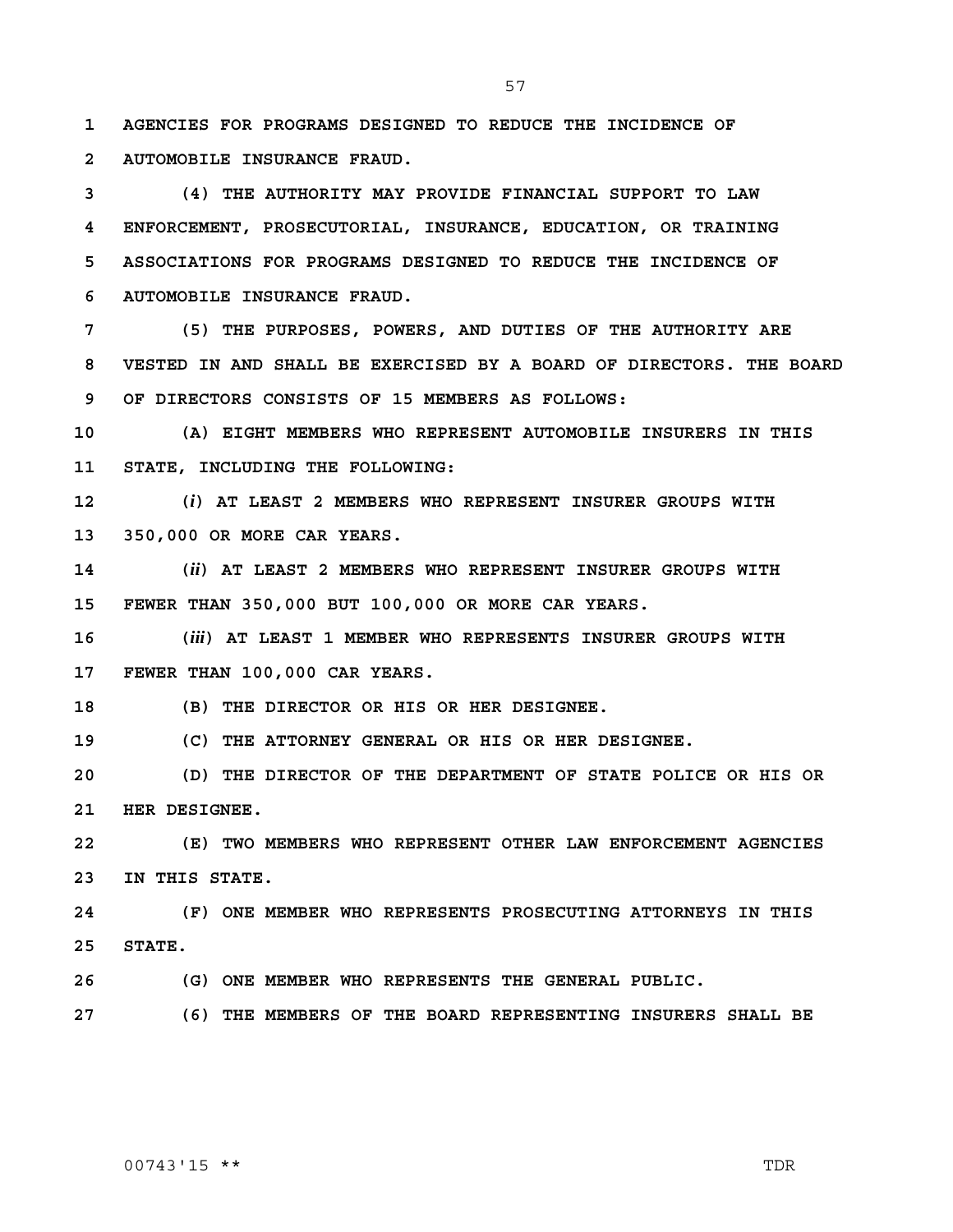**AGENCIES FOR PROGRAMS DESIGNED TO REDUCE THE INCIDENCE OF AUTOMOBILE INSURANCE FRAUD.**

**(4) THE AUTHORITY MAY PROVIDE FINANCIAL SUPPORT TO LAW ENFORCEMENT, PROSECUTORIAL, INSURANCE, EDUCATION, OR TRAINING ASSOCIATIONS FOR PROGRAMS DESIGNED TO REDUCE THE INCIDENCE OF AUTOMOBILE INSURANCE FRAUD.**

**(5) THE PURPOSES, POWERS, AND DUTIES OF THE AUTHORITY ARE VESTED IN AND SHALL BE EXERCISED BY A BOARD OF DIRECTORS. THE BOARD OF DIRECTORS CONSISTS OF 15 MEMBERS AS FOLLOWS:**

**(A) EIGHT MEMBERS WHO REPRESENT AUTOMOBILE INSURERS IN THIS STATE, INCLUDING THE FOLLOWING:**

**(*i*) AT LEAST 2 MEMBERS WHO REPRESENT INSURER GROUPS WITH 350,000 OR MORE CAR YEARS.**

**(*ii*) AT LEAST 2 MEMBERS WHO REPRESENT INSURER GROUPS WITH FEWER THAN 350,000 BUT 100,000 OR MORE CAR YEARS.**

**(*iii*) AT LEAST 1 MEMBER WHO REPRESENTS INSURER GROUPS WITH FEWER THAN 100,000 CAR YEARS.**

**(B) THE DIRECTOR OR HIS OR HER DESIGNEE.**

**(C) THE ATTORNEY GENERAL OR HIS OR HER DESIGNEE.**

**(D) THE DIRECTOR OF THE DEPARTMENT OF STATE POLICE OR HIS OR HER DESIGNEE.**

**(E) TWO MEMBERS WHO REPRESENT OTHER LAW ENFORCEMENT AGENCIES IN THIS STATE.**

**(F) ONE MEMBER WHO REPRESENTS PROSECUTING ATTORNEYS IN THIS STATE.**

**(G) ONE MEMBER WHO REPRESENTS THE GENERAL PUBLIC.**

**(6) THE MEMBERS OF THE BOARD REPRESENTING INSURERS SHALL BE**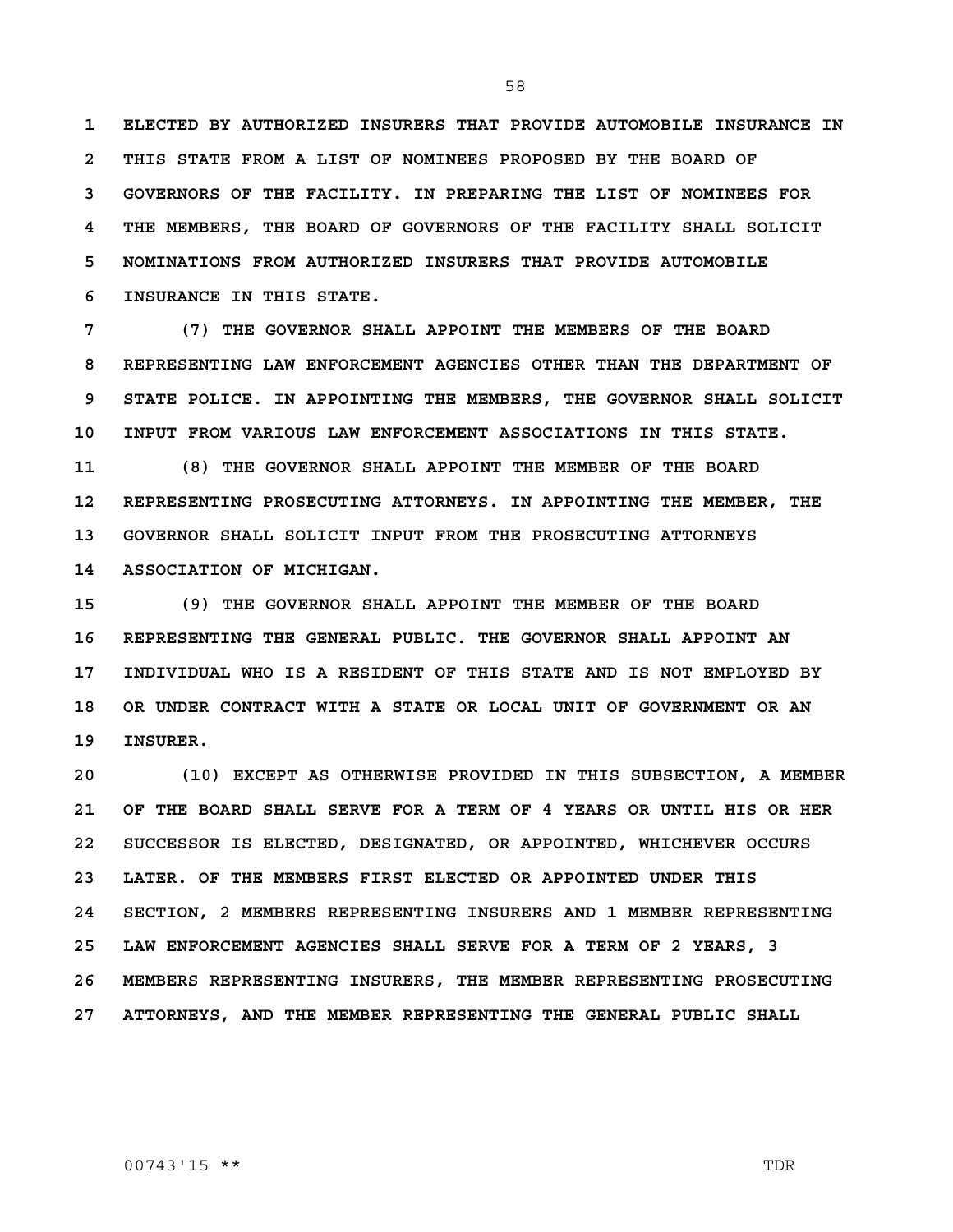**ELECTED BY AUTHORIZED INSURERS THAT PROVIDE AUTOMOBILE INSURANCE IN THIS STATE FROM A LIST OF NOMINEES PROPOSED BY THE BOARD OF GOVERNORS OF THE FACILITY. IN PREPARING THE LIST OF NOMINEES FOR THE MEMBERS, THE BOARD OF GOVERNORS OF THE FACILITY SHALL SOLICIT NOMINATIONS FROM AUTHORIZED INSURERS THAT PROVIDE AUTOMOBILE INSURANCE IN THIS STATE.**

**(7) THE GOVERNOR SHALL APPOINT THE MEMBERS OF THE BOARD REPRESENTING LAW ENFORCEMENT AGENCIES OTHER THAN THE DEPARTMENT OF STATE POLICE. IN APPOINTING THE MEMBERS, THE GOVERNOR SHALL SOLICIT INPUT FROM VARIOUS LAW ENFORCEMENT ASSOCIATIONS IN THIS STATE.**

**(8) THE GOVERNOR SHALL APPOINT THE MEMBER OF THE BOARD REPRESENTING PROSECUTING ATTORNEYS. IN APPOINTING THE MEMBER, THE GOVERNOR SHALL SOLICIT INPUT FROM THE PROSECUTING ATTORNEYS ASSOCIATION OF MICHIGAN.**

**(9) THE GOVERNOR SHALL APPOINT THE MEMBER OF THE BOARD REPRESENTING THE GENERAL PUBLIC. THE GOVERNOR SHALL APPOINT AN INDIVIDUAL WHO IS A RESIDENT OF THIS STATE AND IS NOT EMPLOYED BY OR UNDER CONTRACT WITH A STATE OR LOCAL UNIT OF GOVERNMENT OR AN INSURER.**

**(10) EXCEPT AS OTHERWISE PROVIDED IN THIS SUBSECTION, A MEMBER OF THE BOARD SHALL SERVE FOR A TERM OF 4 YEARS OR UNTIL HIS OR HER SUCCESSOR IS ELECTED, DESIGNATED, OR APPOINTED, WHICHEVER OCCURS LATER. OF THE MEMBERS FIRST ELECTED OR APPOINTED UNDER THIS SECTION, 2 MEMBERS REPRESENTING INSURERS AND 1 MEMBER REPRESENTING LAW ENFORCEMENT AGENCIES SHALL SERVE FOR A TERM OF 2 YEARS, 3 MEMBERS REPRESENTING INSURERS, THE MEMBER REPRESENTING PROSECUTING ATTORNEYS, AND THE MEMBER REPRESENTING THE GENERAL PUBLIC SHALL**

00743'15 ** TDR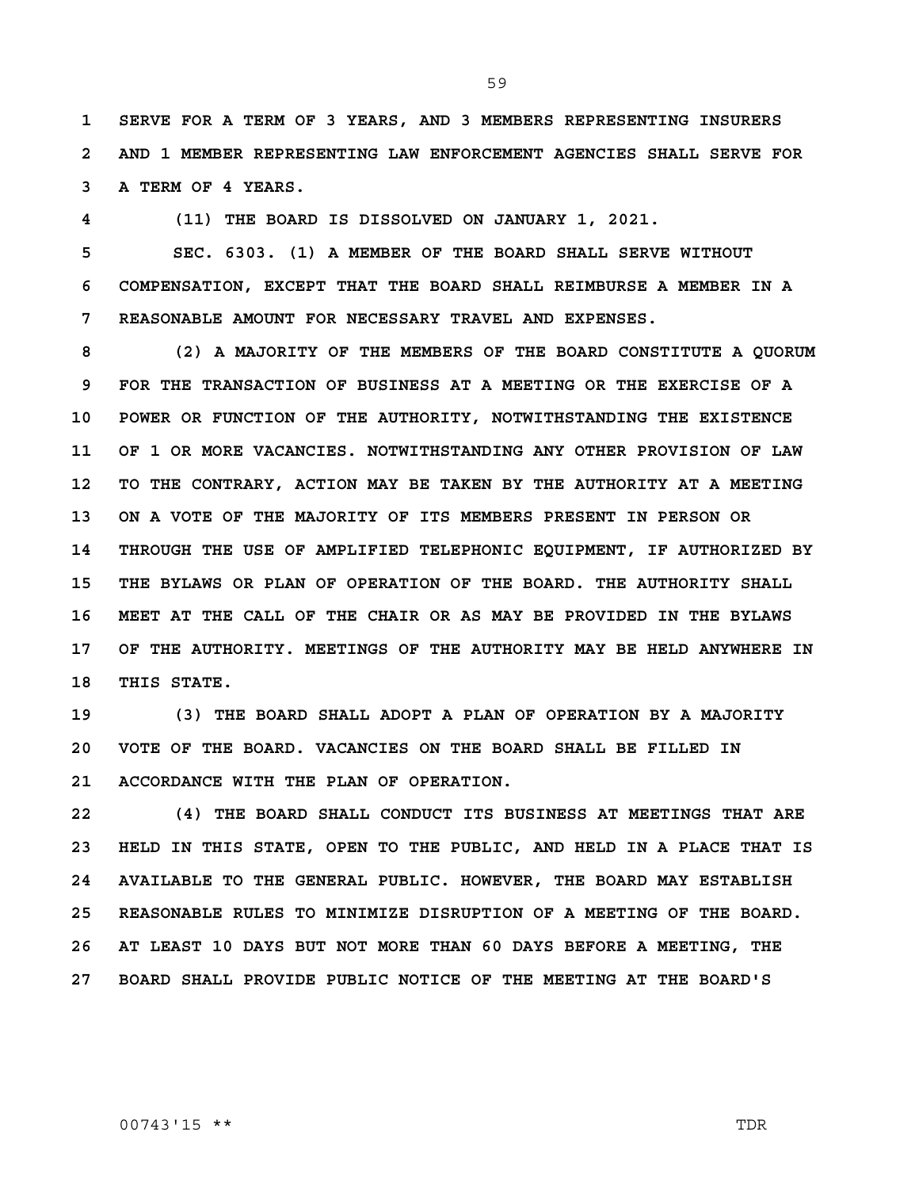SERVE FOR A TERM OF 3 YEARS, AND 3 MEMBERS REPRESENTING INSURERS AND 1 MEMBER REPRESENTING LAW ENFORCEMENT AGENCIES SHALL SERVE FOR A TERM OF 4 YEARS.

(11) THE BOARD IS DISSOLVED ON JANUARY 1, 2021.

SEC. 6303. (1) A MEMBER OF THE BOARD SHALL SERVE WITHOUT COMPENSATION, EXCEPT THAT THE BOARD SHALL REIMBURSE A MEMBER IN A REASONABLE AMOUNT FOR NECESSARY TRAVEL AND EXPENSES.

(2) A MAJORITY OF THE MEMBERS OF THE BOARD CONSTITUTE A QUORUM FOR THE TRANSACTION OF BUSINESS AT A MEETING OR THE EXERCISE OF A POWER OR FUNCTION OF THE AUTHORITY, NOTWITHSTANDING THE EXISTENCE OF 1 OR MORE VACANCIES. NOTWITHSTANDING ANY OTHER PROVISION OF LAW TO THE CONTRARY, ACTION MAY BE TAKEN BY THE AUTHORITY AT A MEETING ON A VOTE OF THE MAJORITY OF ITS MEMBERS PRESENT IN PERSON OR THROUGH THE USE OF AMPLIFIED TELEPHONIC EQUIPMENT, IF AUTHORIZED BY THE BYLAWS OR PLAN OF OPERATION OF THE BOARD. THE AUTHORITY SHALL MEET AT THE CALL OF THE CHAIR OR AS MAY BE PROVIDED IN THE BYLAWS OF THE AUTHORITY. MEETINGS OF THE AUTHORITY MAY BE HELD ANYWHERE IN THIS STATE.

(3) THE BOARD SHALL ADOPT A PLAN OF OPERATION BY A MAJORITY VOTE OF THE BOARD. VACANCIES ON THE BOARD SHALL BE FILLED IN ACCORDANCE WITH THE PLAN OF OPERATION.

(4) THE BOARD SHALL CONDUCT ITS BUSINESS AT MEETINGS THAT ARE HELD IN THIS STATE, OPEN TO THE PUBLIC, AND HELD IN A PLACE THAT IS AVAILABLE TO THE GENERAL PUBLIC. HOWEVER, THE BOARD MAY ESTABLISH REASONABLE RULES TO MINIMIZE DISRUPTION OF A MEETING OF THE BOARD. AT LEAST 10 DAYS BUT NOT MORE THAN 60 DAYS BEFORE A MEETING, THE BOARD SHALL PROVIDE PUBLIC NOTICE OF THE MEETING AT THE BOARD'S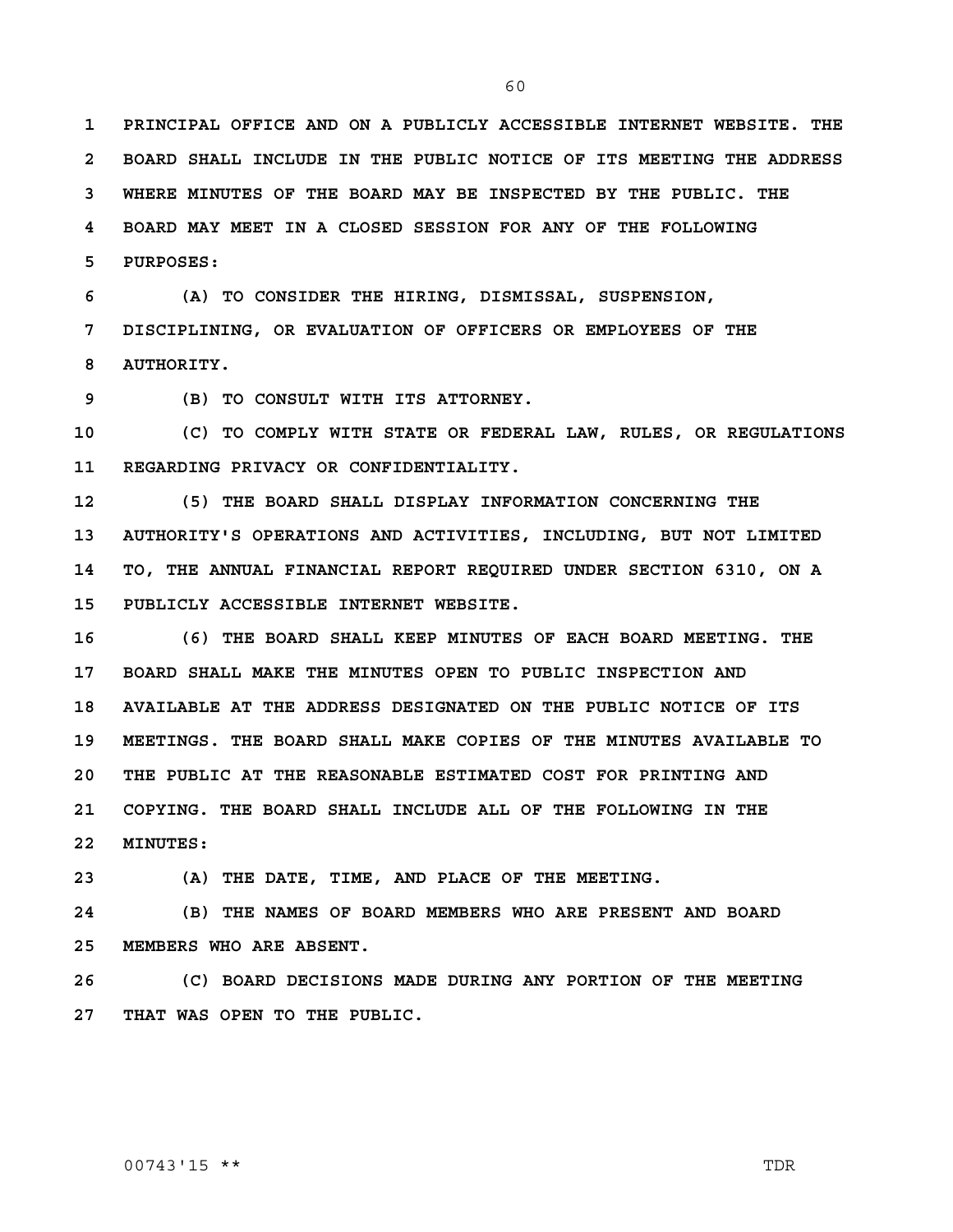PRINCIPAL OFFICE AND ON A PUBLICLY ACCESSIBLE INTERNET WEBSITE. THE BOARD SHALL INCLUDE IN THE PUBLIC NOTICE OF ITS MEETING THE ADDRESS WHERE MINUTES OF THE BOARD MAY BE INSPECTED BY THE PUBLIC. THE BOARD MAY MEET IN A CLOSED SESSION FOR ANY OF THE FOLLOWING PURPOSES:

(A) TO CONSIDER THE HIRING, DISMISSAL, SUSPENSION, DISCIPLINING, OR EVALUATION OF OFFICERS OR EMPLOYEES OF THE AUTHORITY.

(B) TO CONSULT WITH ITS ATTORNEY.

(C) TO COMPLY WITH STATE OR FEDERAL LAW, RULES, OR REGULATIONS REGARDING PRIVACY OR CONFIDENTIALITY.

(5) THE BOARD SHALL DISPLAY INFORMATION CONCERNING THE AUTHORITY'S OPERATIONS AND ACTIVITIES, INCLUDING, BUT NOT LIMITED TO, THE ANNUAL FINANCIAL REPORT REQUIRED UNDER SECTION 6310, ON A PUBLICLY ACCESSIBLE INTERNET WEBSITE.

(6) THE BOARD SHALL KEEP MINUTES OF EACH BOARD MEETING. THE BOARD SHALL MAKE THE MINUTES OPEN TO PUBLIC INSPECTION AND AVAILABLE AT THE ADDRESS DESIGNATED ON THE PUBLIC NOTICE OF ITS MEETINGS. THE BOARD SHALL MAKE COPIES OF THE MINUTES AVAILABLE TO THE PUBLIC AT THE REASONABLE ESTIMATED COST FOR PRINTING AND COPYING. THE BOARD SHALL INCLUDE ALL OF THE FOLLOWING IN THE MINUTES:

(A) THE DATE, TIME, AND PLACE OF THE MEETING.

(B) THE NAMES OF BOARD MEMBERS WHO ARE PRESENT AND BOARD MEMBERS WHO ARE ABSENT.

(C) BOARD DECISIONS MADE DURING ANY PORTION OF THE MEETING THAT WAS OPEN TO THE PUBLIC.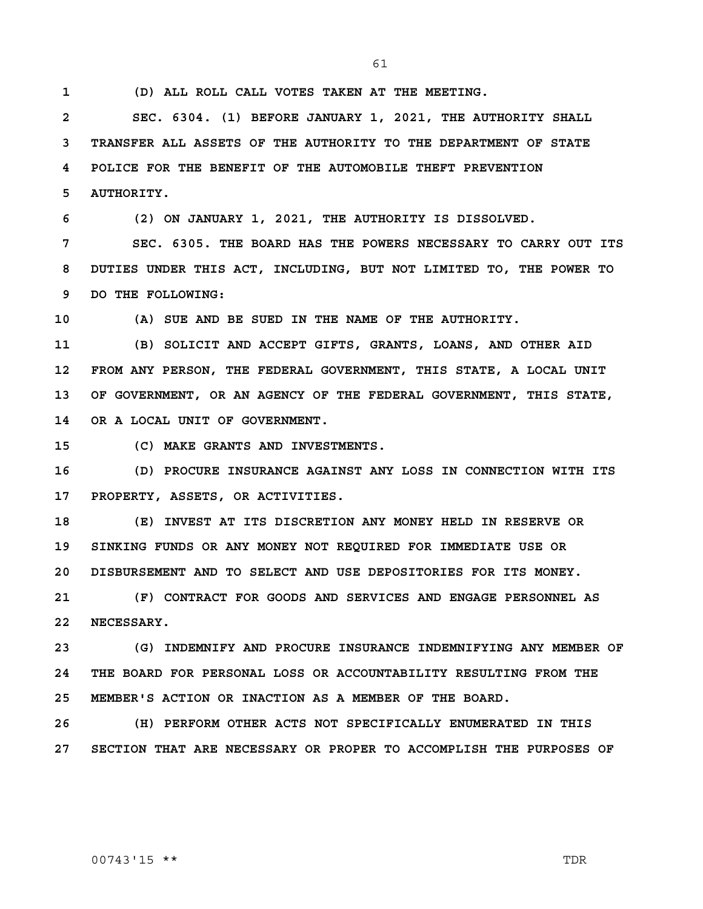**(D) ALL ROLL CALL VOTES TAKEN AT THE MEETING.**

**SEC. 6304. (1) BEFORE JANUARY 1, 2021, THE AUTHORITY SHALL TRANSFER ALL ASSETS OF THE AUTHORITY TO THE DEPARTMENT OF STATE POLICE FOR THE BENEFIT OF THE AUTOMOBILE THEFT PREVENTION AUTHORITY.**

**(2) ON JANUARY 1, 2021, THE AUTHORITY IS DISSOLVED.**

**SEC. 6305. THE BOARD HAS THE POWERS NECESSARY TO CARRY OUT ITS DUTIES UNDER THIS ACT, INCLUDING, BUT NOT LIMITED TO, THE POWER TO DO THE FOLLOWING:**

**(A) SUE AND BE SUED IN THE NAME OF THE AUTHORITY.**

**(B) SOLICIT AND ACCEPT GIFTS, GRANTS, LOANS, AND OTHER AID FROM ANY PERSON, THE FEDERAL GOVERNMENT, THIS STATE, A LOCAL UNIT OF GOVERNMENT, OR AN AGENCY OF THE FEDERAL GOVERNMENT, THIS STATE, OR A LOCAL UNIT OF GOVERNMENT.**

**(C) MAKE GRANTS AND INVESTMENTS.**

**(D) PROCURE INSURANCE AGAINST ANY LOSS IN CONNECTION WITH ITS PROPERTY, ASSETS, OR ACTIVITIES.**

**(E) INVEST AT ITS DISCRETION ANY MONEY HELD IN RESERVE OR SINKING FUNDS OR ANY MONEY NOT REQUIRED FOR IMMEDIATE USE OR DISBURSEMENT AND TO SELECT AND USE DEPOSITORIES FOR ITS MONEY.**

**(F) CONTRACT FOR GOODS AND SERVICES AND ENGAGE PERSONNEL AS NECESSARY.**

**(G) INDEMNIFY AND PROCURE INSURANCE INDEMNIFYING ANY MEMBER OF THE BOARD FOR PERSONAL LOSS OR ACCOUNTABILITY RESULTING FROM THE MEMBER'S ACTION OR INACTION AS A MEMBER OF THE BOARD.**

**(H) PERFORM OTHER ACTS NOT SPECIFICALLY ENUMERATED IN THIS SECTION THAT ARE NECESSARY OR PROPER TO ACCOMPLISH THE PURPOSES OF**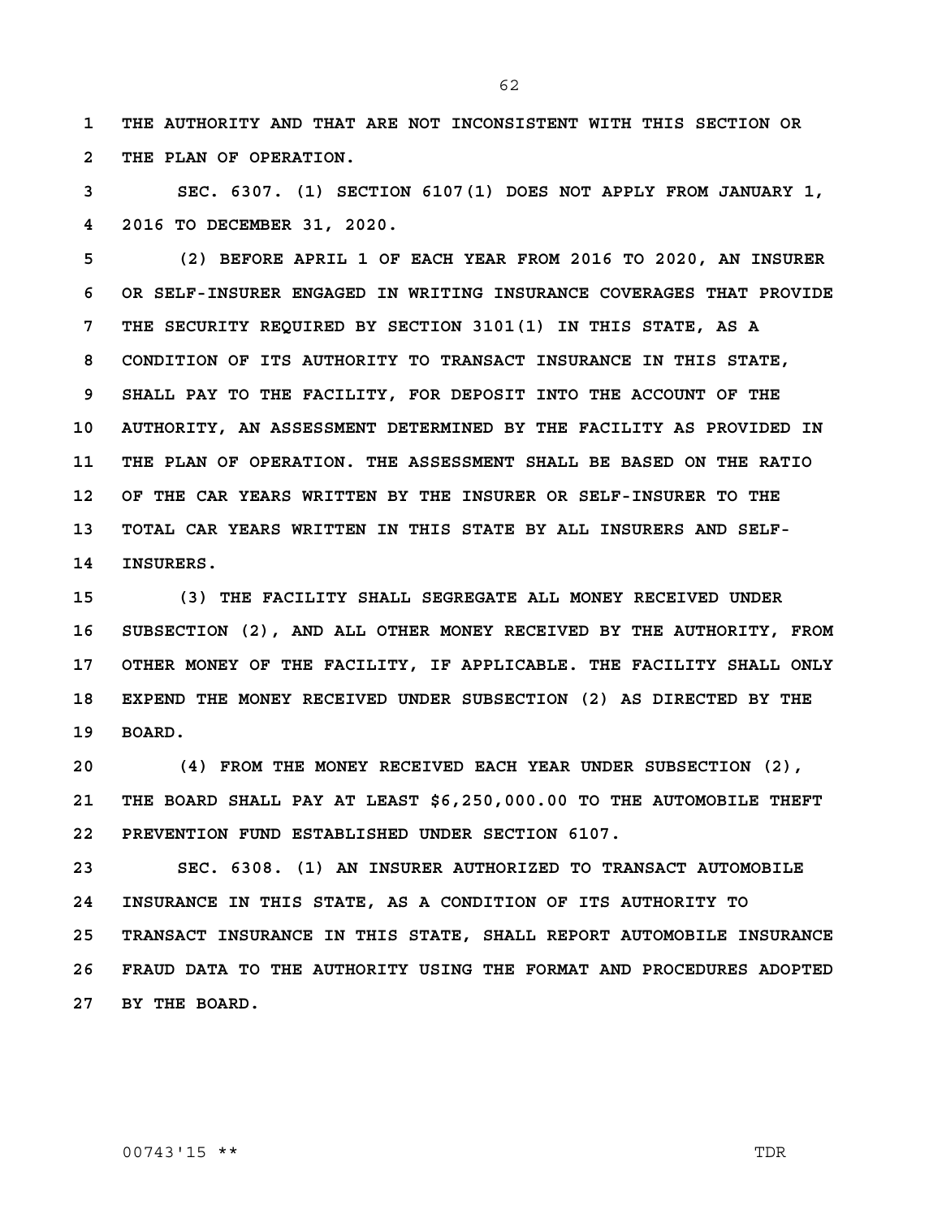THE AUTHORITY AND THAT ARE NOT INCONSISTENT WITH THIS SECTION OR THE PLAN OF OPERATION.

SEC. 6307. (1) SECTION 6107(1) DOES NOT APPLY FROM JANUARY 1, 2016 TO DECEMBER 31, 2020.

(2) BEFORE APRIL 1 OF EACH YEAR FROM 2016 TO 2020, AN INSURER OR SELF-INSURER ENGAGED IN WRITING INSURANCE COVERAGES THAT PROVIDE THE SECURITY REQUIRED BY SECTION 3101(1) IN THIS STATE, AS A CONDITION OF ITS AUTHORITY TO TRANSACT INSURANCE IN THIS STATE, SHALL PAY TO THE FACILITY, FOR DEPOSIT INTO THE ACCOUNT OF THE AUTHORITY, AN ASSESSMENT DETERMINED BY THE FACILITY AS PROVIDED IN THE PLAN OF OPERATION. THE ASSESSMENT SHALL BE BASED ON THE RATIO OF THE CAR YEARS WRITTEN BY THE INSURER OR SELF-INSURER TO THE TOTAL CAR YEARS WRITTEN IN THIS STATE BY ALL INSURERS AND SELF-INSURERS.

(3) THE FACILITY SHALL SEGREGATE ALL MONEY RECEIVED UNDER SUBSECTION (2), AND ALL OTHER MONEY RECEIVED BY THE AUTHORITY, FROM OTHER MONEY OF THE FACILITY, IF APPLICABLE. THE FACILITY SHALL ONLY EXPEND THE MONEY RECEIVED UNDER SUBSECTION (2) AS DIRECTED BY THE BOARD.

(4) FROM THE MONEY RECEIVED EACH YEAR UNDER SUBSECTION (2), THE BOARD SHALL PAY AT LEAST $6,250,000.00 TO THE AUTOMOBILE THEFT PREVENTION FUND ESTABLISHED UNDER SECTION 6107.

SEC. 6308. (1) AN INSURER AUTHORIZED TO TRANSACT AUTOMOBILE INSURANCE IN THIS STATE, AS A CONDITION OF ITS AUTHORITY TO TRANSACT INSURANCE IN THIS STATE, SHALL REPORT AUTOMOBILE INSURANCE FRAUD DATA TO THE AUTHORITY USING THE FORMAT AND PROCEDURES ADOPTED BY THE BOARD.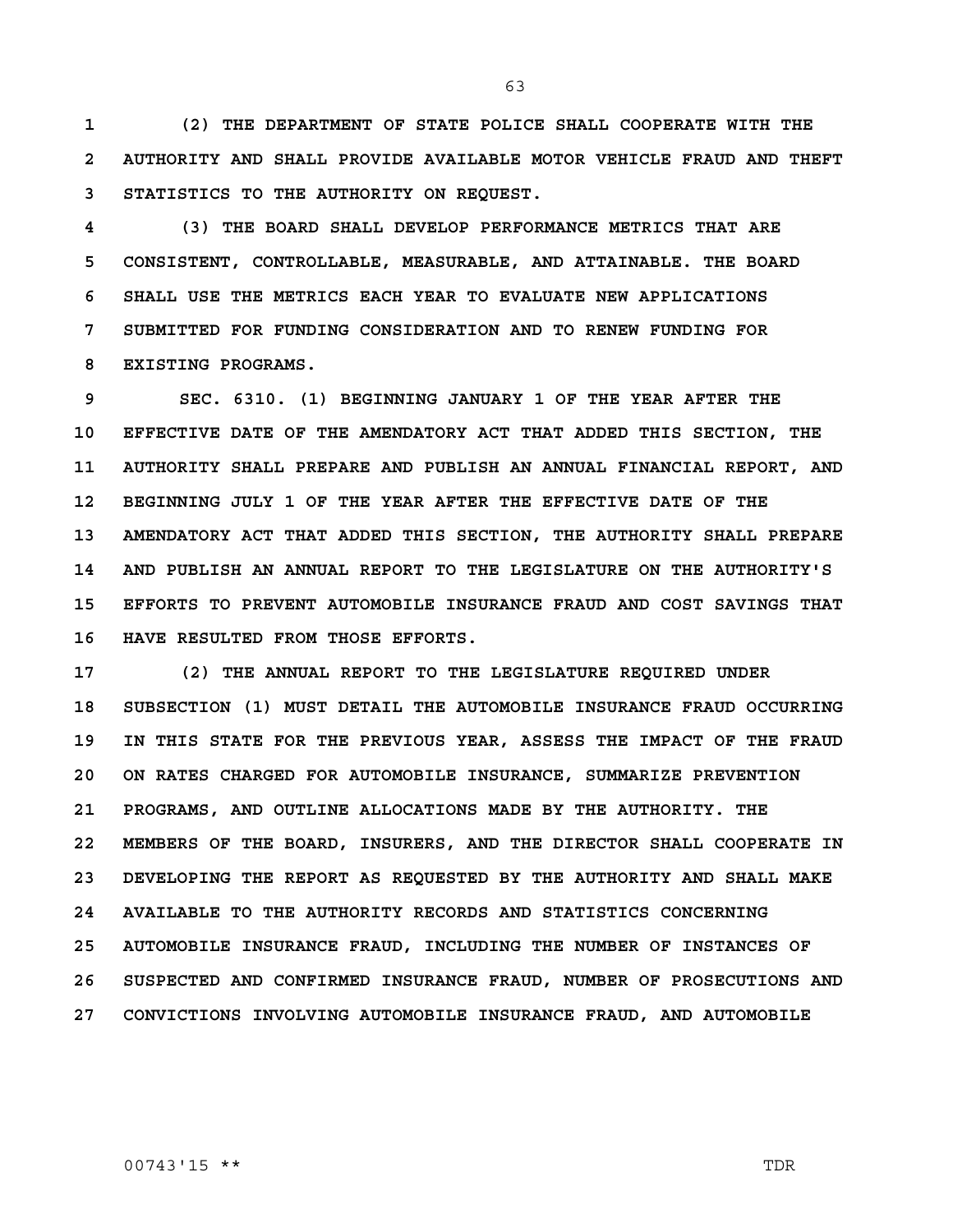(2) THE DEPARTMENT OF STATE POLICE SHALL COOPERATE WITH THE AUTHORITY AND SHALL PROVIDE AVAILABLE MOTOR VEHICLE FRAUD AND THEFT STATISTICS TO THE AUTHORITY ON REQUEST.

(3) THE BOARD SHALL DEVELOP PERFORMANCE METRICS THAT ARE CONSISTENT, CONTROLLABLE, MEASURABLE, AND ATTAINABLE. THE BOARD SHALL USE THE METRICS EACH YEAR TO EVALUATE NEW APPLICATIONS SUBMITTED FOR FUNDING CONSIDERATION AND TO RENEW FUNDING FOR EXISTING PROGRAMS.

SEC. 6310. (1) BEGINNING JANUARY 1 OF THE YEAR AFTER THE EFFECTIVE DATE OF THE AMENDATORY ACT THAT ADDED THIS SECTION, THE AUTHORITY SHALL PREPARE AND PUBLISH AN ANNUAL FINANCIAL REPORT, AND BEGINNING JULY 1 OF THE YEAR AFTER THE EFFECTIVE DATE OF THE AMENDATORY ACT THAT ADDED THIS SECTION, THE AUTHORITY SHALL PREPARE AND PUBLISH AN ANNUAL REPORT TO THE LEGISLATURE ON THE AUTHORITY'S EFFORTS TO PREVENT AUTOMOBILE INSURANCE FRAUD AND COST SAVINGS THAT HAVE RESULTED FROM THOSE EFFORTS.

(2) THE ANNUAL REPORT TO THE LEGISLATURE REQUIRED UNDER SUBSECTION (1) MUST DETAIL THE AUTOMOBILE INSURANCE FRAUD OCCURRING IN THIS STATE FOR THE PREVIOUS YEAR, ASSESS THE IMPACT OF THE FRAUD ON RATES CHARGED FOR AUTOMOBILE INSURANCE, SUMMARIZE PREVENTION PROGRAMS, AND OUTLINE ALLOCATIONS MADE BY THE AUTHORITY. THE MEMBERS OF THE BOARD, INSURERS, AND THE DIRECTOR SHALL COOPERATE IN DEVELOPING THE REPORT AS REQUESTED BY THE AUTHORITY AND SHALL MAKE AVAILABLE TO THE AUTHORITY RECORDS AND STATISTICS CONCERNING AUTOMOBILE INSURANCE FRAUD, INCLUDING THE NUMBER OF INSTANCES OF SUSPECTED AND CONFIRMED INSURANCE FRAUD, NUMBER OF PROSECUTIONS AND CONVICTIONS INVOLVING AUTOMOBILE INSURANCE FRAUD, AND AUTOMOBILE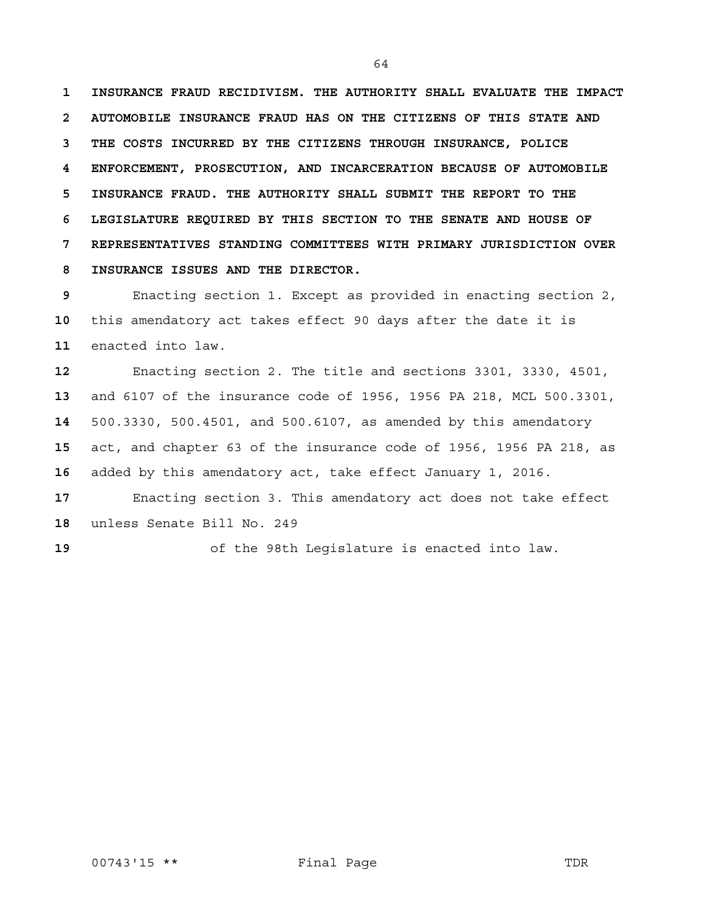**INSURANCE FRAUD RECIDIVISM. THE AUTHORITY SHALL EVALUATE THE IMPACT AUTOMOBILE INSURANCE FRAUD HAS ON THE CITIZENS OF THIS STATE AND THE COSTS INCURRED BY THE CITIZENS THROUGH INSURANCE, POLICE ENFORCEMENT, PROSECUTION, AND INCARCERATION BECAUSE OF AUTOMOBILE INSURANCE FRAUD. THE AUTHORITY SHALL SUBMIT THE REPORT TO THE LEGISLATURE REQUIRED BY THIS SECTION TO THE SENATE AND HOUSE OF REPRESENTATIVES STANDING COMMITTEES WITH PRIMARY JURISDICTION OVER INSURANCE ISSUES AND THE DIRECTOR.**

Enacting section 1. Except as provided in enacting section 2, this amendatory act takes effect 90 days after the date it is enacted into law.

Enacting section 2. The title and sections 3301, 3330, 4501, and 6107 of the insurance code of 1956, 1956 PA 218, MCL 500.3301, 500.3330, 500.4501, and 500.6107, as amended by this amendatory act, and chapter 63 of the insurance code of 1956, 1956 PA 218, as added by this amendatory act, take effect January 1, 2016.

Enacting section 3. This amendatory act does not take effect unless Senate Bill No. 249

of the 98th Legislature is enacted into law.